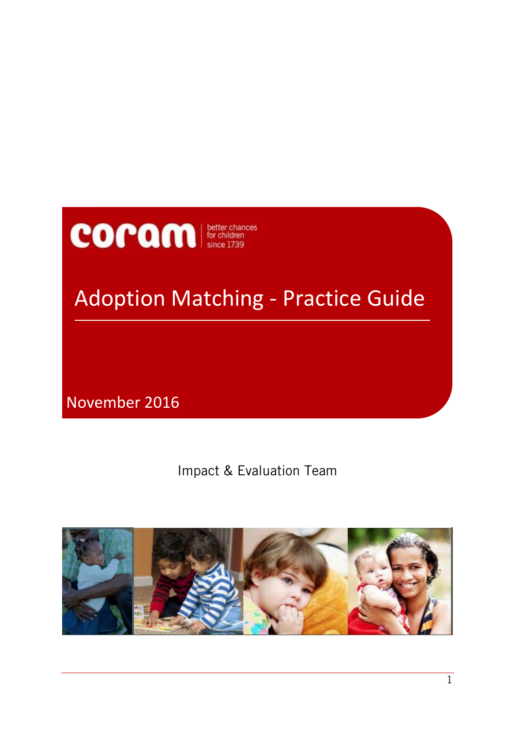coram | better chances for children since 1739

# Adoption Matching - Practice Guide

November 2016

Impact & Evaluation Team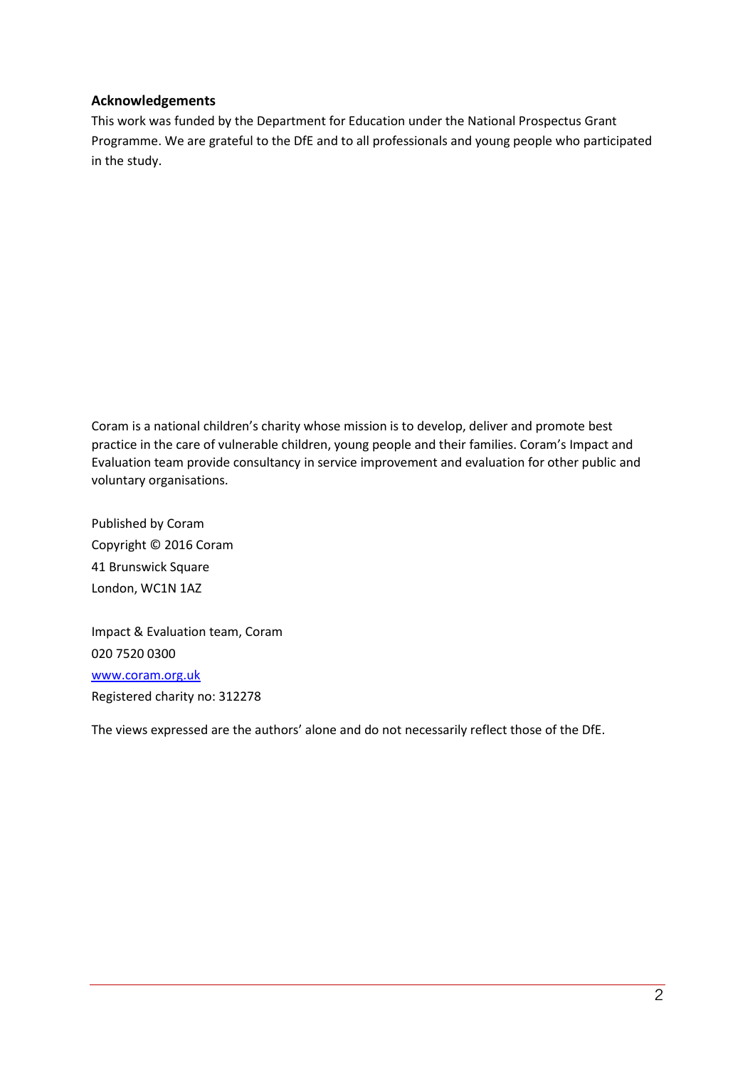## Acknowledgements

This work was funded by the Department for Education under the National Prospectus Grant Programme. We are grateful to the DfE and to all professionals and young people who participated in the study.

Coram is a national children's charity whose mission is to develop, deliver and promote best practice in the care of vulnerable children, young people and their families. Coram's Impact and Evaluation team provide consultancy in service improvement and evaluation for other public and voluntary organisations.

Published by Coram
Copyright © 2016 Coram
41 Brunswick Square
London, WC1N 1AZ

Impact & Evaluation team, Coram
020 7520 0300
[www.coram.org.uk](http://www.coram.org.uk)
Registered charity no: 312278

The views expressed are the authors' alone and do not necessarily reflect those of the DfE.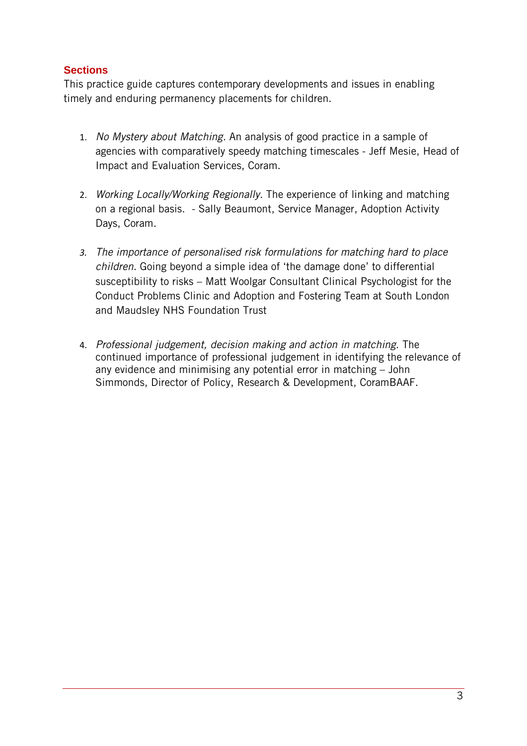## Sections

This practice guide captures contemporary developments and issues in enabling timely and enduring permanency placements for children.

1. *No Mystery about Matching*. An analysis of good practice in a sample of agencies with comparatively speedy matching timescales - Jeff Mesie, Head of Impact and Evaluation Services, Coram.

2. *Working Locally/Working Regionally.* The experience of linking and matching on a regional basis. - Sally Beaumont, Service Manager, Adoption Activity Days, Coram.

3. *The importance of personalised risk formulations for matching hard to place children.* Going beyond a simple idea of 'the damage done' to differential susceptibility to risks – Matt Woolgar Consultant Clinical Psychologist for the Conduct Problems Clinic and Adoption and Fostering Team at South London and Maudsley NHS Foundation Trust

4. *Professional judgement, decision making and action in matching*. The continued importance of professional judgement in identifying the relevance of any evidence and minimising any potential error in matching – John Simmonds, Director of Policy, Research & Development, CoramBAAF.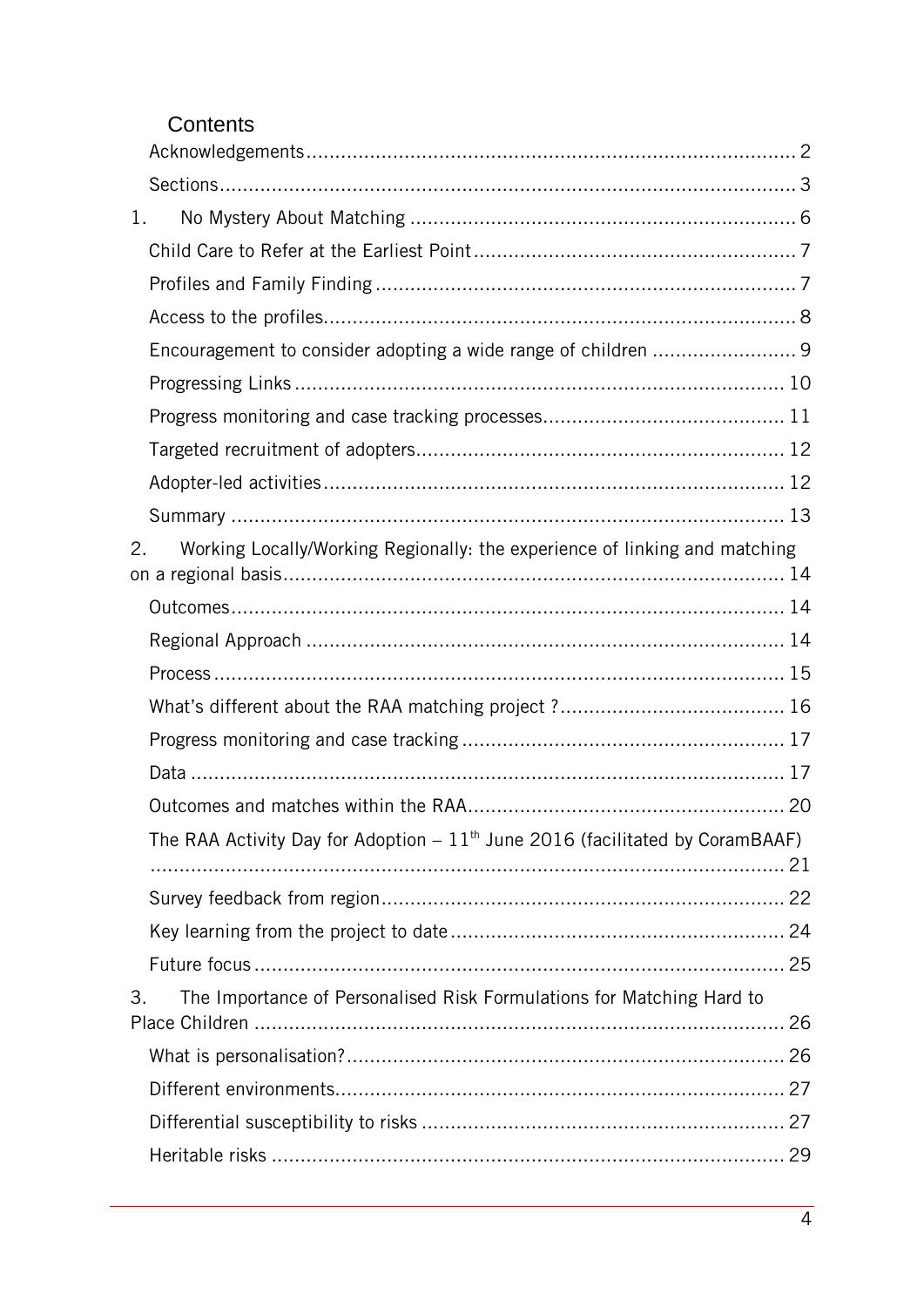# Contents

- Acknowledgements ........ 2
- Sections ........ 3
- 1. No Mystery About Matching ........ 6
  - Child Care to Refer at the Earliest Point ........ 7
  - Profiles and Family Finding ........ 7
  - Access to the profiles ........ 8
  - Encouragement to consider adopting a wide range of children ........ 9
  - Progressing Links ........ 10
  - Progress monitoring and case tracking processes ........ 11
  - Targeted recruitment of adopters ........ 12
  - Adopter-led activities ........ 12
  - Summary ........ 13
- 2. Working Locally/Working Regionally: the experience of linking and matching on a regional basis ........ 14
  - Outcomes ........ 14
  - Regional Approach ........ 14
  - Process ........ 15
  - What's different about the RAA matching project ? ........ 16
  - Progress monitoring and case tracking ........ 17
  - Data ........ 17
  - Outcomes and matches within the RAA ........ 20
  - The RAA Activity Day for Adoption – 11th June 2016 (facilitated by CoramBAAF) ........ 21
  - Survey feedback from region ........ 22
  - Key learning from the project to date ........ 24
  - Future focus ........ 25
- 3. The Importance of Personalised Risk Formulations for Matching Hard to Place Children ........ 26
  - What is personalisation? ........ 26
  - Different environments ........ 27
  - Differential susceptibility to risks ........ 27
  - Heritable risks ........ 29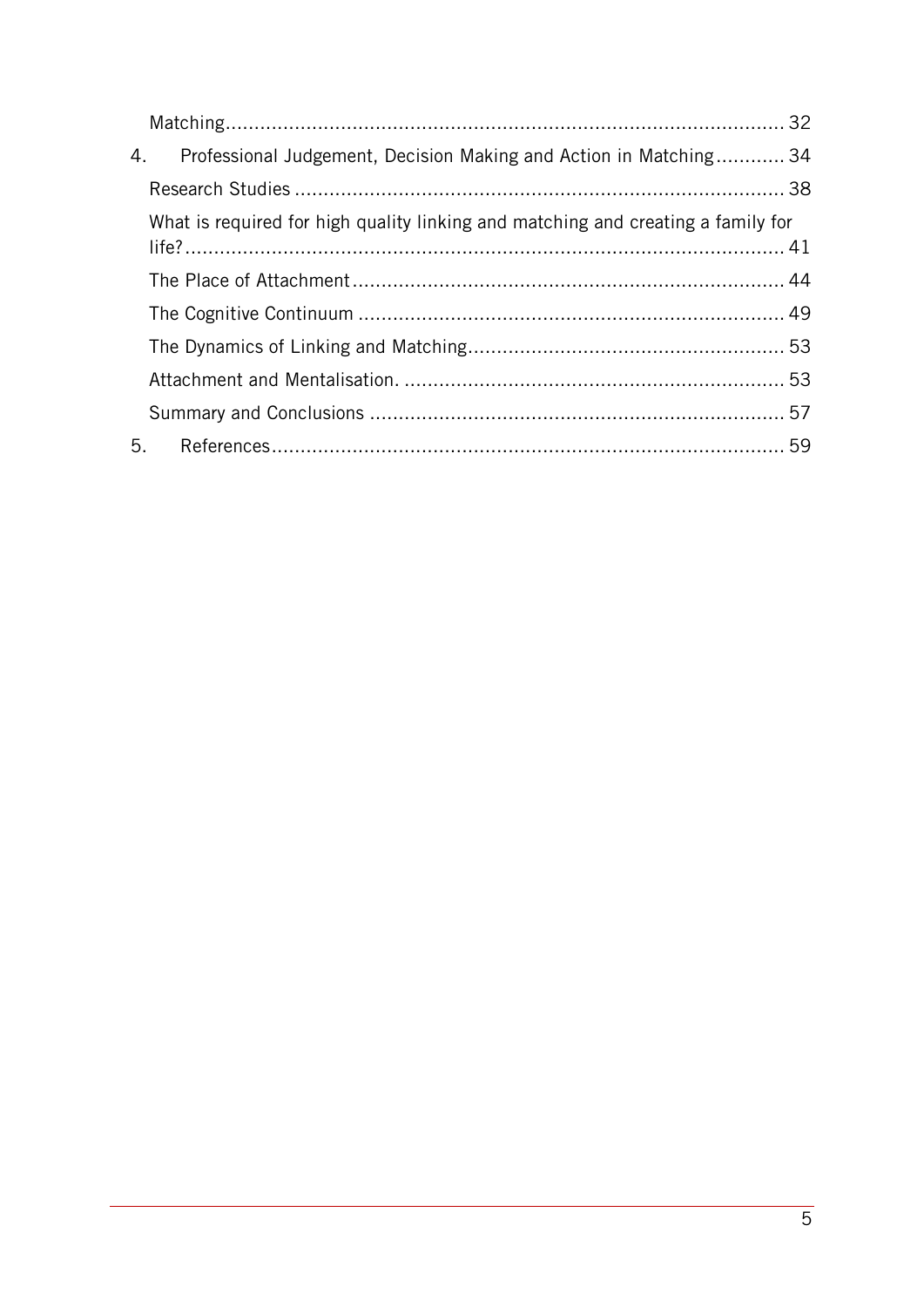Matching ........................................................................................ 32

4. Professional Judgement, Decision Making and Action in Matching ............ 34

Research Studies ........................................................................................ 38

What is required for high quality linking and matching and creating a family for life? ........................................................................................ 41

The Place of Attachment ........................................................................................ 44

The Cognitive Continuum ........................................................................................ 49

The Dynamics of Linking and Matching ........................................................................................ 53

Attachment and Mentalisation. ........................................................................................ 53

Summary and Conclusions ........................................................................................ 57

5. References ........................................................................................ 59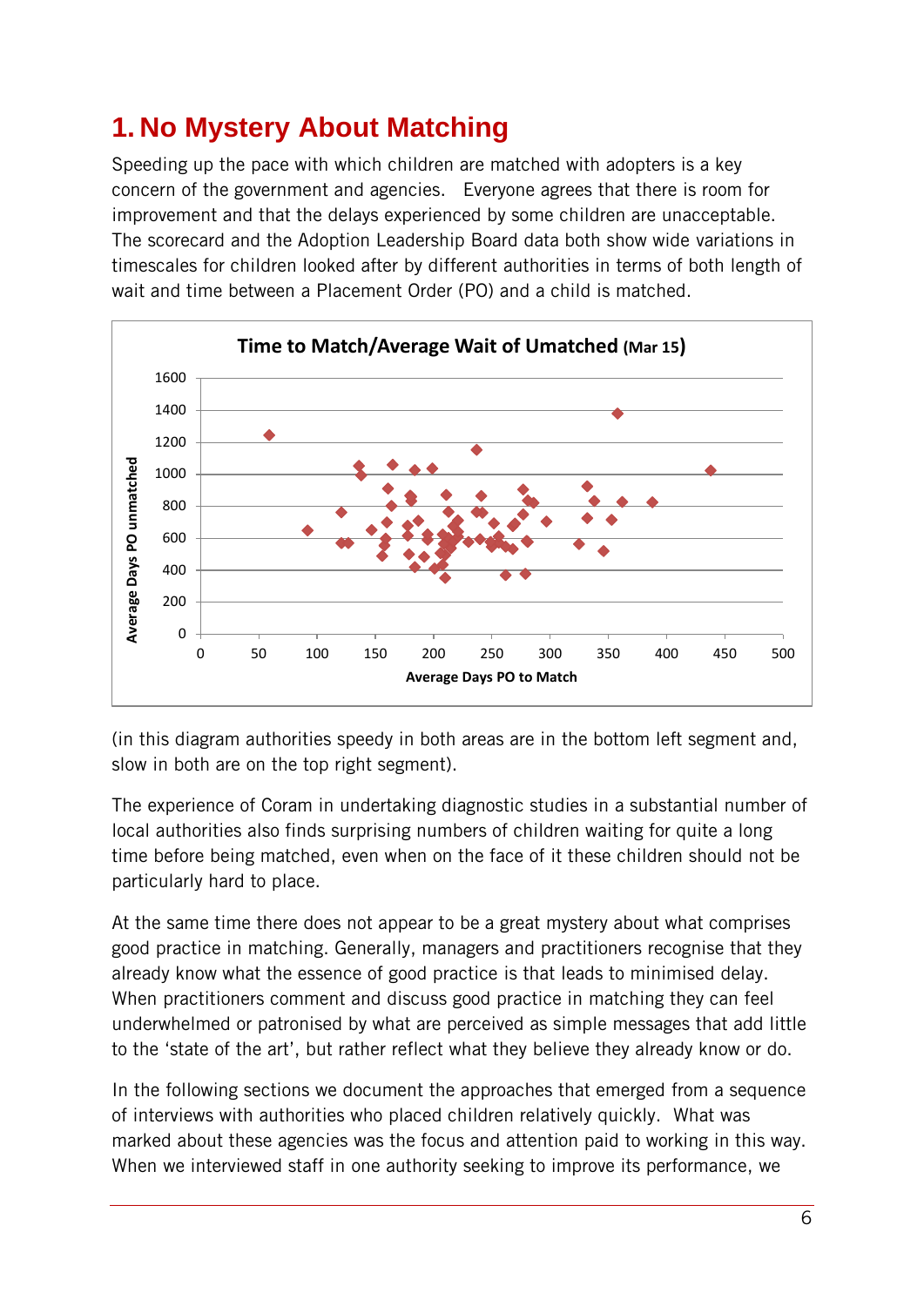# 1. No Mystery About Matching

Speeding up the pace with which children are matched with adopters is a key concern of the government and agencies. Everyone agrees that there is room for improvement and that the delays experienced by some children are unacceptable. The scorecard and the Adoption Leadership Board data both show wide variations in timescales for children looked after by different authorities in terms of both length of wait and time between a Placement Order (PO) and a child is matched.

**Time to Match/Average Wait of Umatched (Mar 15)**

(in this diagram authorities speedy in both areas are in the bottom left segment and, slow in both are on the top right segment).

The experience of Coram in undertaking diagnostic studies in a substantial number of local authorities also finds surprising numbers of children waiting for quite a long time before being matched, even when on the face of it these children should not be particularly hard to place.

At the same time there does not appear to be a great mystery about what comprises good practice in matching. Generally, managers and practitioners recognise that they already know what the essence of good practice is that leads to minimised delay. When practitioners comment and discuss good practice in matching they can feel underwhelmed or patronised by what are perceived as simple messages that add little to the 'state of the art', but rather reflect what they believe they already know or do.

In the following sections we document the approaches that emerged from a sequence of interviews with authorities who placed children relatively quickly. What was marked about these agencies was the focus and attention paid to working in this way. When we interviewed staff in one authority seeking to improve its performance, we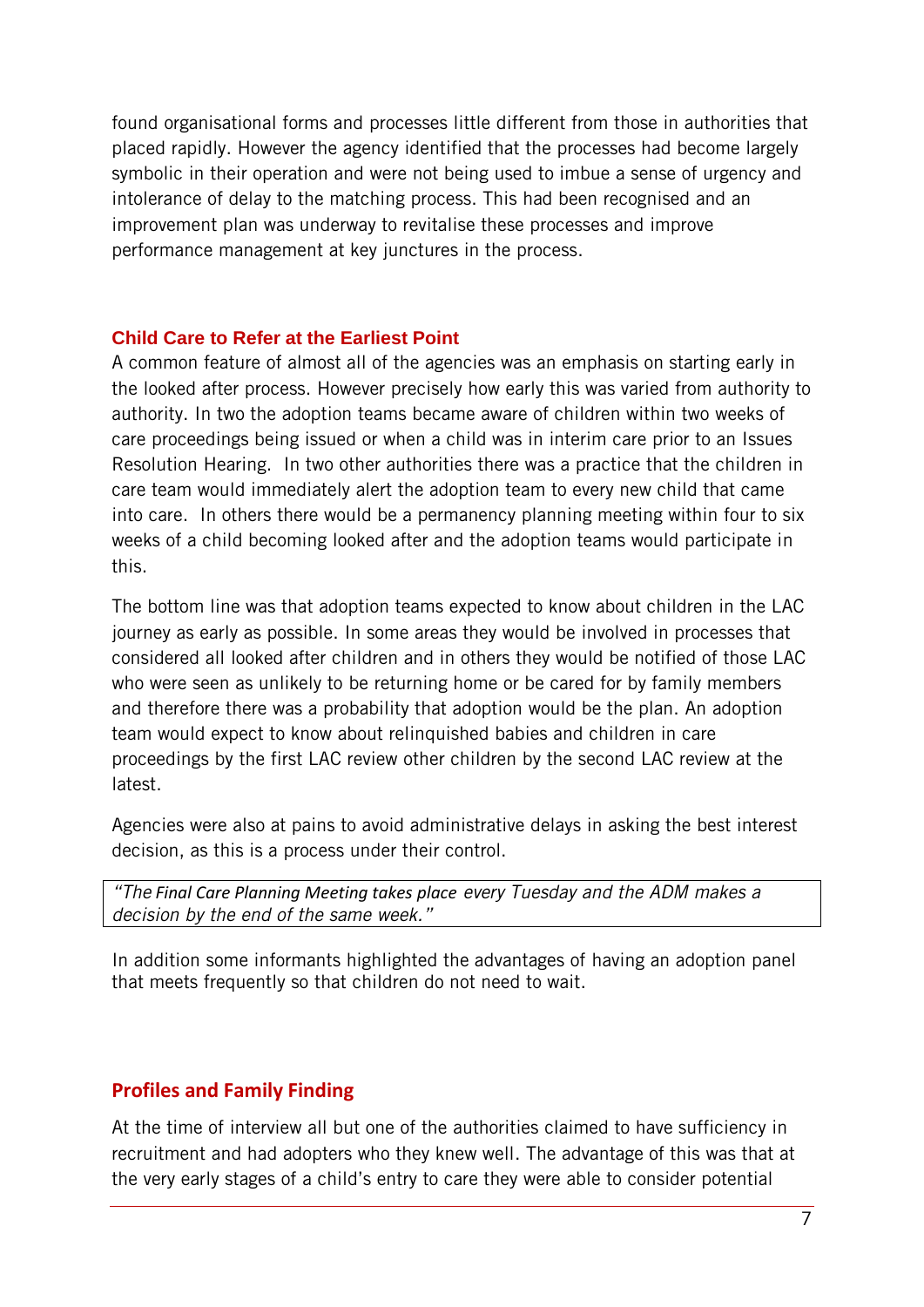found organisational forms and processes little different from those in authorities that placed rapidly. However the agency identified that the processes had become largely symbolic in their operation and were not being used to imbue a sense of urgency and intolerance of delay to the matching process. This had been recognised and an improvement plan was underway to revitalise these processes and improve performance management at key junctures in the process.

## Child Care to Refer at the Earliest Point

A common feature of almost all of the agencies was an emphasis on starting early in the looked after process. However precisely how early this was varied from authority to authority. In two the adoption teams became aware of children within two weeks of care proceedings being issued or when a child was in interim care prior to an Issues Resolution Hearing. In two other authorities there was a practice that the children in care team would immediately alert the adoption team to every new child that came into care. In others there would be a permanency planning meeting within four to six weeks of a child becoming looked after and the adoption teams would participate in this.

The bottom line was that adoption teams expected to know about children in the LAC journey as early as possible. In some areas they would be involved in processes that considered all looked after children and in others they would be notified of those LAC who were seen as unlikely to be returning home or be cared for by family members and therefore there was a probability that adoption would be the plan. An adoption team would expect to know about relinquished babies and children in care proceedings by the first LAC review other children by the second LAC review at the latest.

Agencies were also at pains to avoid administrative delays in asking the best interest decision, as this is a process under their control.

> *"The Final Care Planning Meeting takes place every Tuesday and the ADM makes a decision by the end of the same week."*

In addition some informants highlighted the advantages of having an adoption panel that meets frequently so that children do not need to wait.

## Profiles and Family Finding

At the time of interview all but one of the authorities claimed to have sufficiency in recruitment and had adopters who they knew well. The advantage of this was that at the very early stages of a child's entry to care they were able to consider potential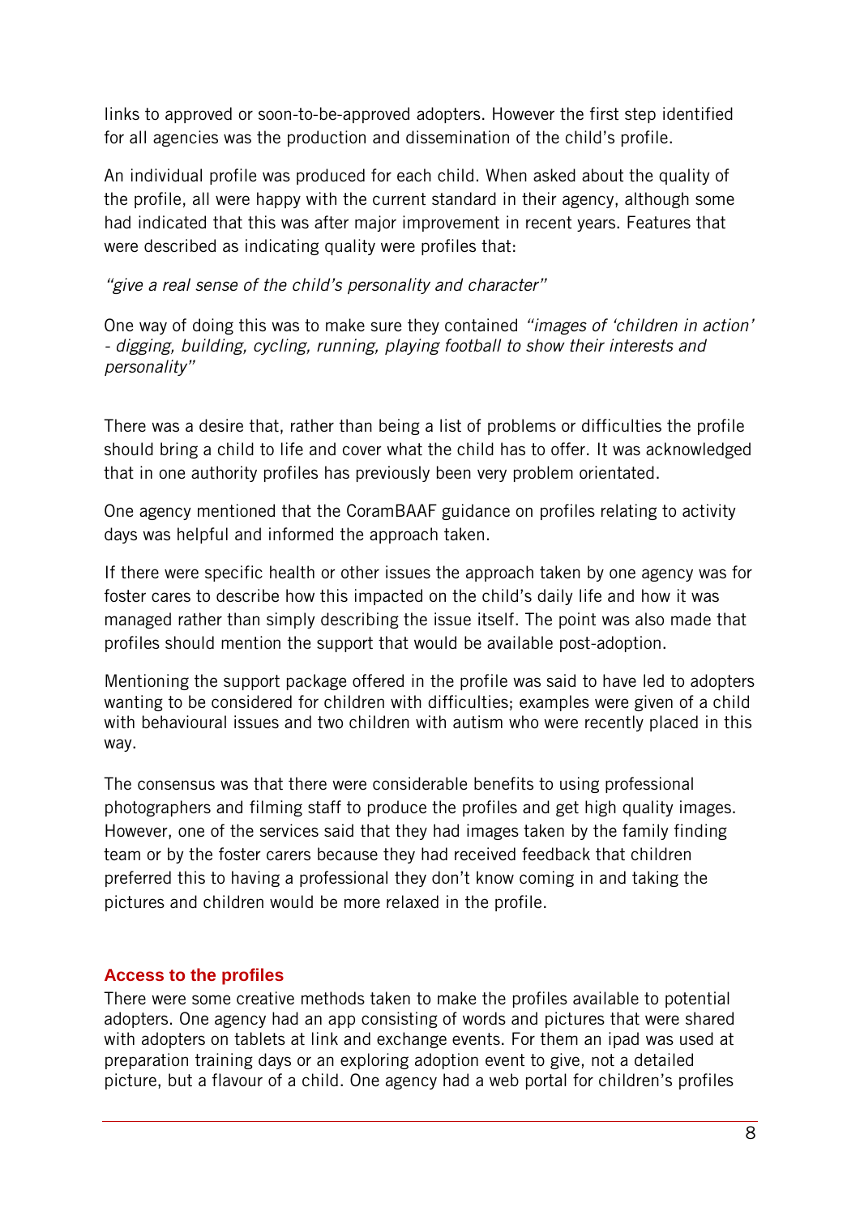links to approved or soon-to-be-approved adopters. However the first step identified for all agencies was the production and dissemination of the child's profile.

An individual profile was produced for each child. When asked about the quality of the profile, all were happy with the current standard in their agency, although some had indicated that this was after major improvement in recent years. Features that were described as indicating quality were profiles that:

*"give a real sense of the child's personality and character"*

One way of doing this was to make sure they contained *"images of 'children in action' - digging, building, cycling, running, playing football to show their interests and personality"*

There was a desire that, rather than being a list of problems or difficulties the profile should bring a child to life and cover what the child has to offer. It was acknowledged that in one authority profiles has previously been very problem orientated.

One agency mentioned that the CoramBAAF guidance on profiles relating to activity days was helpful and informed the approach taken.

If there were specific health or other issues the approach taken by one agency was for foster cares to describe how this impacted on the child's daily life and how it was managed rather than simply describing the issue itself. The point was also made that profiles should mention the support that would be available post-adoption.

Mentioning the support package offered in the profile was said to have led to adopters wanting to be considered for children with difficulties; examples were given of a child with behavioural issues and two children with autism who were recently placed in this way.

The consensus was that there were considerable benefits to using professional photographers and filming staff to produce the profiles and get high quality images. However, one of the services said that they had images taken by the family finding team or by the foster carers because they had received feedback that children preferred this to having a professional they don't know coming in and taking the pictures and children would be more relaxed in the profile.

### Access to the profiles

There were some creative methods taken to make the profiles available to potential adopters. One agency had an app consisting of words and pictures that were shared with adopters on tablets at link and exchange events. For them an ipad was used at preparation training days or an exploring adoption event to give, not a detailed picture, but a flavour of a child. One agency had a web portal for children's profiles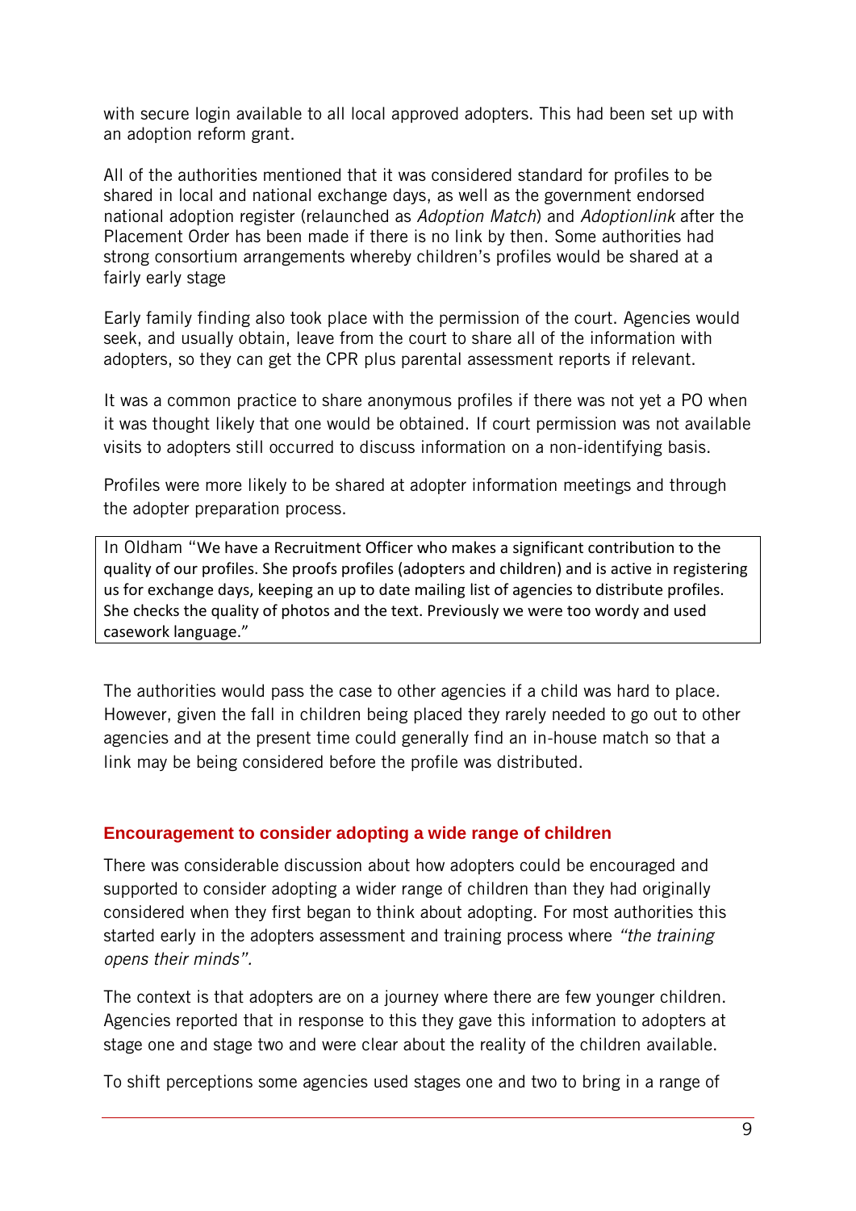with secure login available to all local approved adopters. This had been set up with an adoption reform grant.

All of the authorities mentioned that it was considered standard for profiles to be shared in local and national exchange days, as well as the government endorsed national adoption register (relaunched as *Adoption Match*) and *Adoptionlink* after the Placement Order has been made if there is no link by then. Some authorities had strong consortium arrangements whereby children's profiles would be shared at a fairly early stage

Early family finding also took place with the permission of the court. Agencies would seek, and usually obtain, leave from the court to share all of the information with adopters, so they can get the CPR plus parental assessment reports if relevant.

It was a common practice to share anonymous profiles if there was not yet a PO when it was thought likely that one would be obtained. If court permission was not available visits to adopters still occurred to discuss information on a non-identifying basis.

Profiles were more likely to be shared at adopter information meetings and through the adopter preparation process.

> In Oldham "We have a Recruitment Officer who makes a significant contribution to the quality of our profiles. She proofs profiles (adopters and children) and is active in registering us for exchange days, keeping an up to date mailing list of agencies to distribute profiles. She checks the quality of photos and the text. Previously we were too wordy and used casework language."

The authorities would pass the case to other agencies if a child was hard to place. However, given the fall in children being placed they rarely needed to go out to other agencies and at the present time could generally find an in-house match so that a link may be being considered before the profile was distributed.

## Encouragement to consider adopting a wide range of children

There was considerable discussion about how adopters could be encouraged and supported to consider adopting a wider range of children than they had originally considered when they first began to think about adopting. For most authorities this started early in the adopters assessment and training process where *"the training opens their minds".*

The context is that adopters are on a journey where there are few younger children. Agencies reported that in response to this they gave this information to adopters at stage one and stage two and were clear about the reality of the children available.

To shift perceptions some agencies used stages one and two to bring in a range of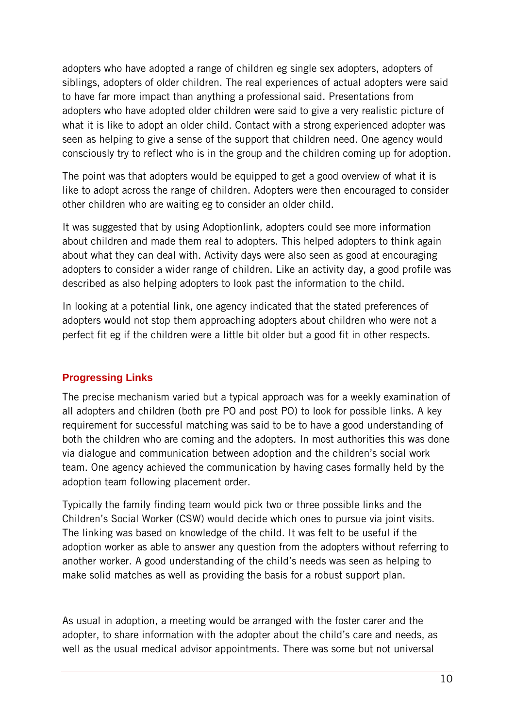adopters who have adopted a range of children eg single sex adopters, adopters of siblings, adopters of older children. The real experiences of actual adopters were said to have far more impact than anything a professional said. Presentations from adopters who have adopted older children were said to give a very realistic picture of what it is like to adopt an older child. Contact with a strong experienced adopter was seen as helping to give a sense of the support that children need. One agency would consciously try to reflect who is in the group and the children coming up for adoption.

The point was that adopters would be equipped to get a good overview of what it is like to adopt across the range of children. Adopters were then encouraged to consider other children who are waiting eg to consider an older child.

It was suggested that by using Adoptionlink, adopters could see more information about children and made them real to adopters. This helped adopters to think again about what they can deal with. Activity days were also seen as good at encouraging adopters to consider a wider range of children. Like an activity day, a good profile was described as also helping adopters to look past the information to the child.

In looking at a potential link, one agency indicated that the stated preferences of adopters would not stop them approaching adopters about children who were not a perfect fit eg if the children were a little bit older but a good fit in other respects.

## Progressing Links

The precise mechanism varied but a typical approach was for a weekly examination of all adopters and children (both pre PO and post PO) to look for possible links. A key requirement for successful matching was said to be to have a good understanding of both the children who are coming and the adopters. In most authorities this was done via dialogue and communication between adoption and the children's social work team. One agency achieved the communication by having cases formally held by the adoption team following placement order.

Typically the family finding team would pick two or three possible links and the Children's Social Worker (CSW) would decide which ones to pursue via joint visits. The linking was based on knowledge of the child. It was felt to be useful if the adoption worker as able to answer any question from the adopters without referring to another worker. A good understanding of the child's needs was seen as helping to make solid matches as well as providing the basis for a robust support plan.

As usual in adoption, a meeting would be arranged with the foster carer and the adopter, to share information with the adopter about the child's care and needs, as well as the usual medical advisor appointments. There was some but not universal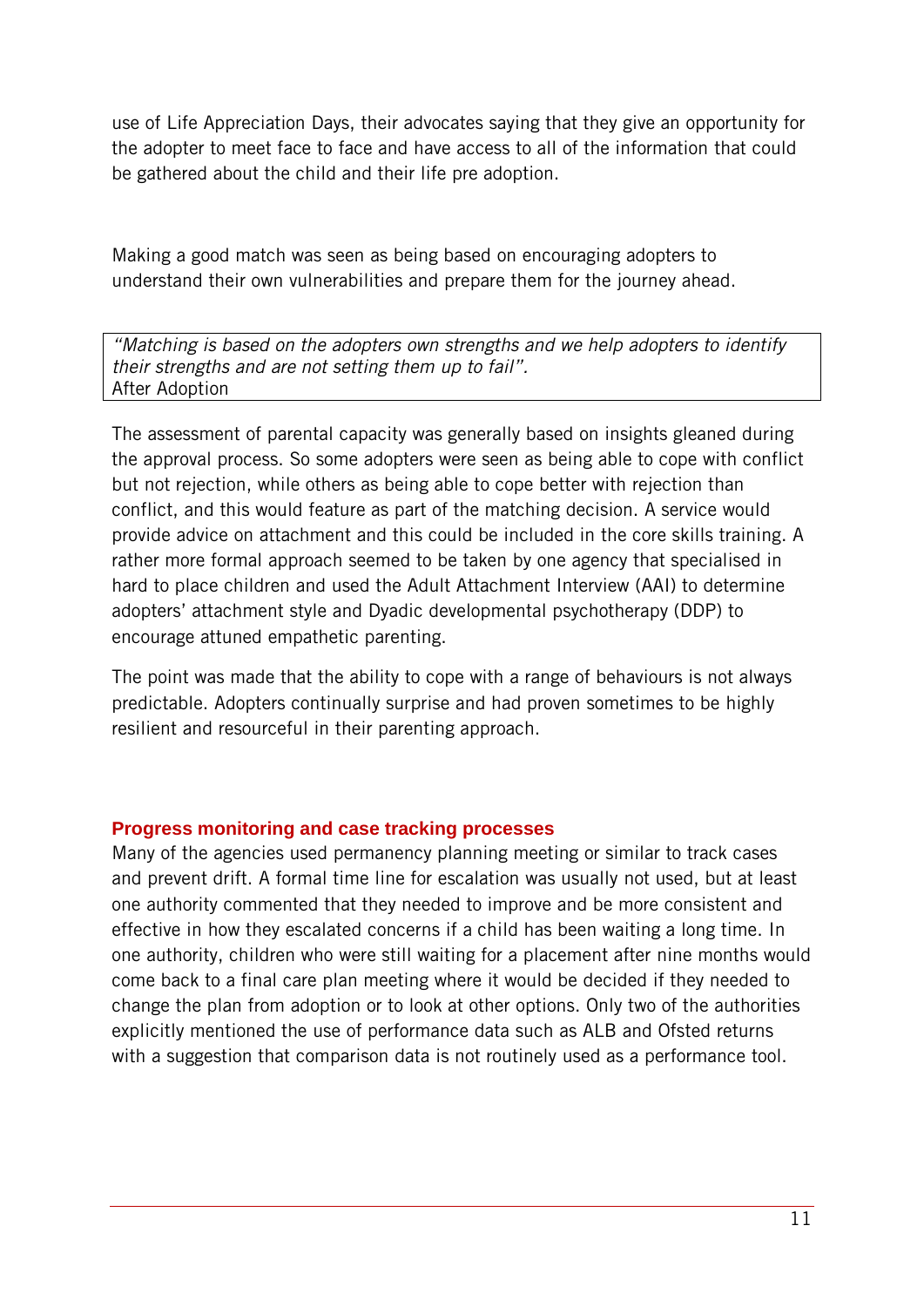use of Life Appreciation Days, their advocates saying that they give an opportunity for the adopter to meet face to face and have access to all of the information that could be gathered about the child and their life pre adoption.

Making a good match was seen as being based on encouraging adopters to understand their own vulnerabilities and prepare them for the journey ahead.

> *"Matching is based on the adopters own strengths and we help adopters to identify their strengths and are not setting them up to fail".*
> After Adoption

The assessment of parental capacity was generally based on insights gleaned during the approval process. So some adopters were seen as being able to cope with conflict but not rejection, while others as being able to cope better with rejection than conflict, and this would feature as part of the matching decision. A service would provide advice on attachment and this could be included in the core skills training. A rather more formal approach seemed to be taken by one agency that specialised in hard to place children and used the Adult Attachment Interview (AAI) to determine adopters' attachment style and Dyadic developmental psychotherapy (DDP) to encourage attuned empathetic parenting.

The point was made that the ability to cope with a range of behaviours is not always predictable. Adopters continually surprise and had proven sometimes to be highly resilient and resourceful in their parenting approach.

## Progress monitoring and case tracking processes

Many of the agencies used permanency planning meeting or similar to track cases and prevent drift. A formal time line for escalation was usually not used, but at least one authority commented that they needed to improve and be more consistent and effective in how they escalated concerns if a child has been waiting a long time. In one authority, children who were still waiting for a placement after nine months would come back to a final care plan meeting where it would be decided if they needed to change the plan from adoption or to look at other options. Only two of the authorities explicitly mentioned the use of performance data such as ALB and Ofsted returns with a suggestion that comparison data is not routinely used as a performance tool.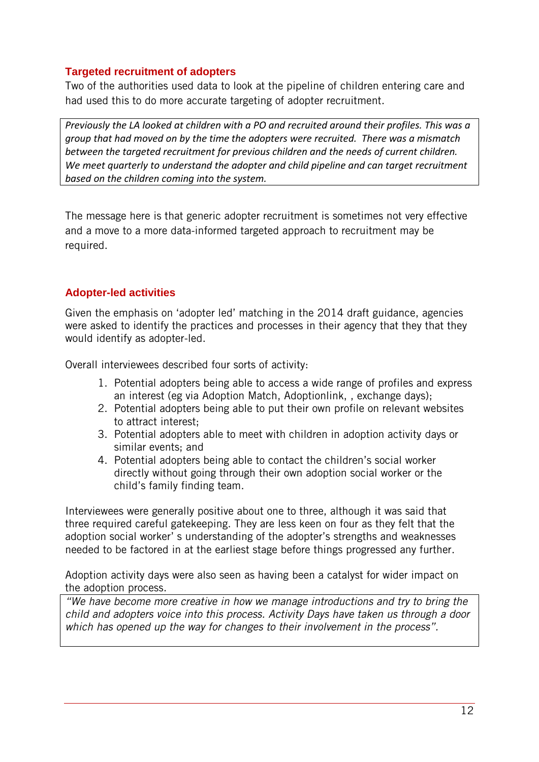## Targeted recruitment of adopters

Two of the authorities used data to look at the pipeline of children entering care and had used this to do more accurate targeting of adopter recruitment.

> *Previously the LA looked at children with a PO and recruited around their profiles. This was a group that had moved on by the time the adopters were recruited. There was a mismatch between the targeted recruitment for previous children and the needs of current children. We meet quarterly to understand the adopter and child pipeline and can target recruitment based on the children coming into the system.*

The message here is that generic adopter recruitment is sometimes not very effective and a move to a more data-informed targeted approach to recruitment may be required.

## Adopter-led activities

Given the emphasis on 'adopter led' matching in the 2014 draft guidance, agencies were asked to identify the practices and processes in their agency that they that they would identify as adopter-led.

Overall interviewees described four sorts of activity:

1. Potential adopters being able to access a wide range of profiles and express an interest (eg via Adoption Match, Adoptionlink, , exchange days);
2. Potential adopters being able to put their own profile on relevant websites to attract interest;
3. Potential adopters able to meet with children in adoption activity days or similar events; and
4. Potential adopters being able to contact the children's social worker directly without going through their own adoption social worker or the child's family finding team.

Interviewees were generally positive about one to three, although it was said that three required careful gatekeeping. They are less keen on four as they felt that the adoption social worker' s understanding of the adopter's strengths and weaknesses needed to be factored in at the earliest stage before things progressed any further.

Adoption activity days were also seen as having been a catalyst for wider impact on the adoption process.

> *"We have become more creative in how we manage introductions and try to bring the child and adopters voice into this process. Activity Days have taken us through a door which has opened up the way for changes to their involvement in the process".*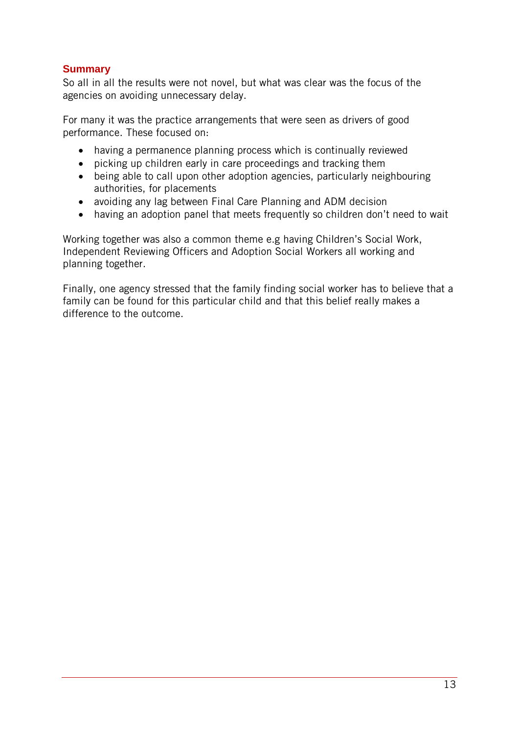## Summary

So all in all the results were not novel, but what was clear was the focus of the agencies on avoiding unnecessary delay.

For many it was the practice arrangements that were seen as drivers of good performance. These focused on:

- having a permanence planning process which is continually reviewed
- picking up children early in care proceedings and tracking them
- being able to call upon other adoption agencies, particularly neighbouring authorities, for placements
- avoiding any lag between Final Care Planning and ADM decision
- having an adoption panel that meets frequently so children don't need to wait

Working together was also a common theme e.g having Children's Social Work, Independent Reviewing Officers and Adoption Social Workers all working and planning together.

Finally, one agency stressed that the family finding social worker has to believe that a family can be found for this particular child and that this belief really makes a difference to the outcome.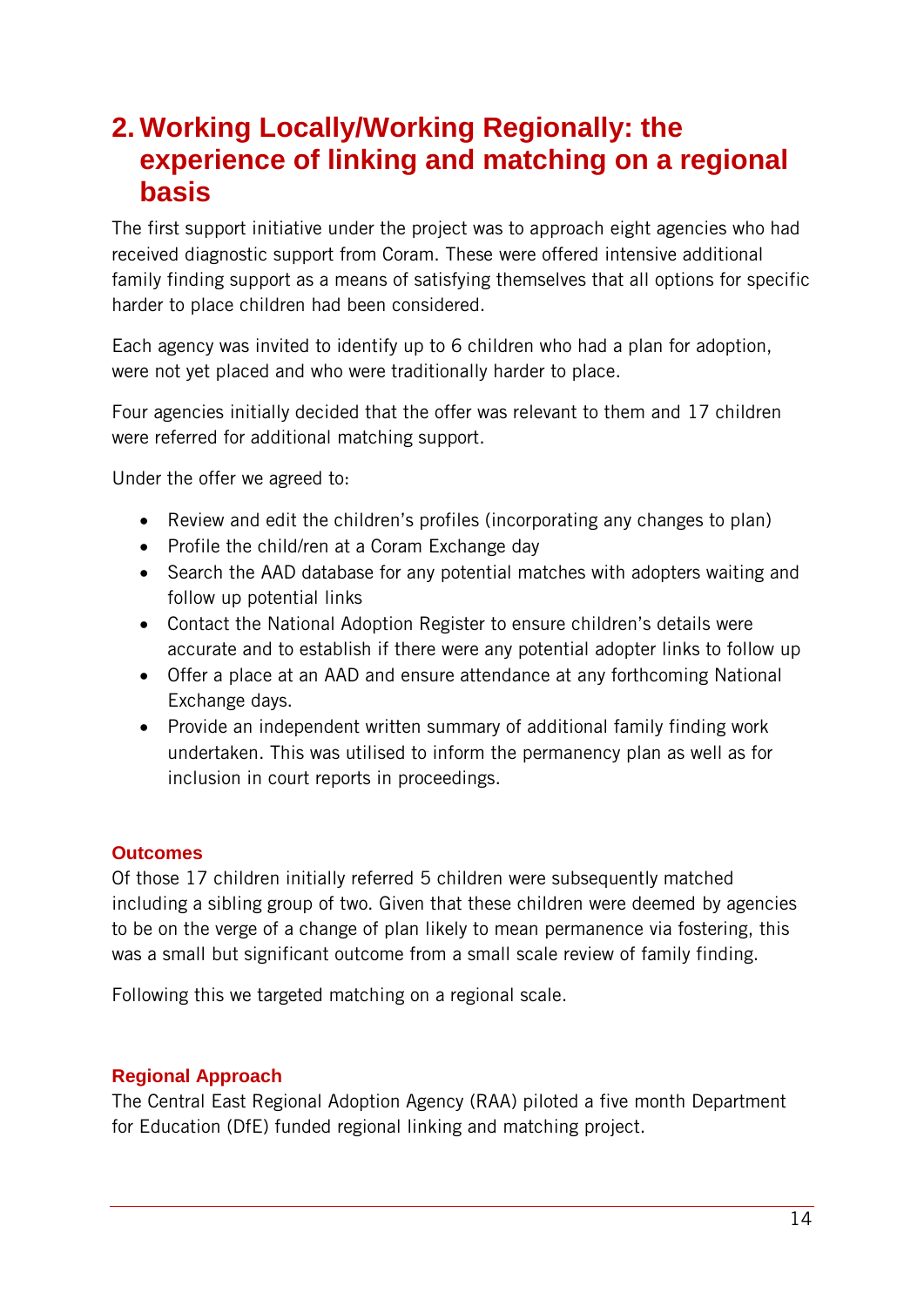# 2. Working Locally/Working Regionally: the experience of linking and matching on a regional basis

The first support initiative under the project was to approach eight agencies who had received diagnostic support from Coram. These were offered intensive additional family finding support as a means of satisfying themselves that all options for specific harder to place children had been considered.

Each agency was invited to identify up to 6 children who had a plan for adoption, were not yet placed and who were traditionally harder to place.

Four agencies initially decided that the offer was relevant to them and 17 children were referred for additional matching support.

Under the offer we agreed to:

- Review and edit the children's profiles (incorporating any changes to plan)
- Profile the child/ren at a Coram Exchange day
- Search the AAD database for any potential matches with adopters waiting and follow up potential links
- Contact the National Adoption Register to ensure children's details were accurate and to establish if there were any potential adopter links to follow up
- Offer a place at an AAD and ensure attendance at any forthcoming National Exchange days.
- Provide an independent written summary of additional family finding work undertaken. This was utilised to inform the permanency plan as well as for inclusion in court reports in proceedings.

### Outcomes

Of those 17 children initially referred 5 children were subsequently matched including a sibling group of two. Given that these children were deemed by agencies to be on the verge of a change of plan likely to mean permanence via fostering, this was a small but significant outcome from a small scale review of family finding.

Following this we targeted matching on a regional scale.

### Regional Approach

The Central East Regional Adoption Agency (RAA) piloted a five month Department for Education (DfE) funded regional linking and matching project.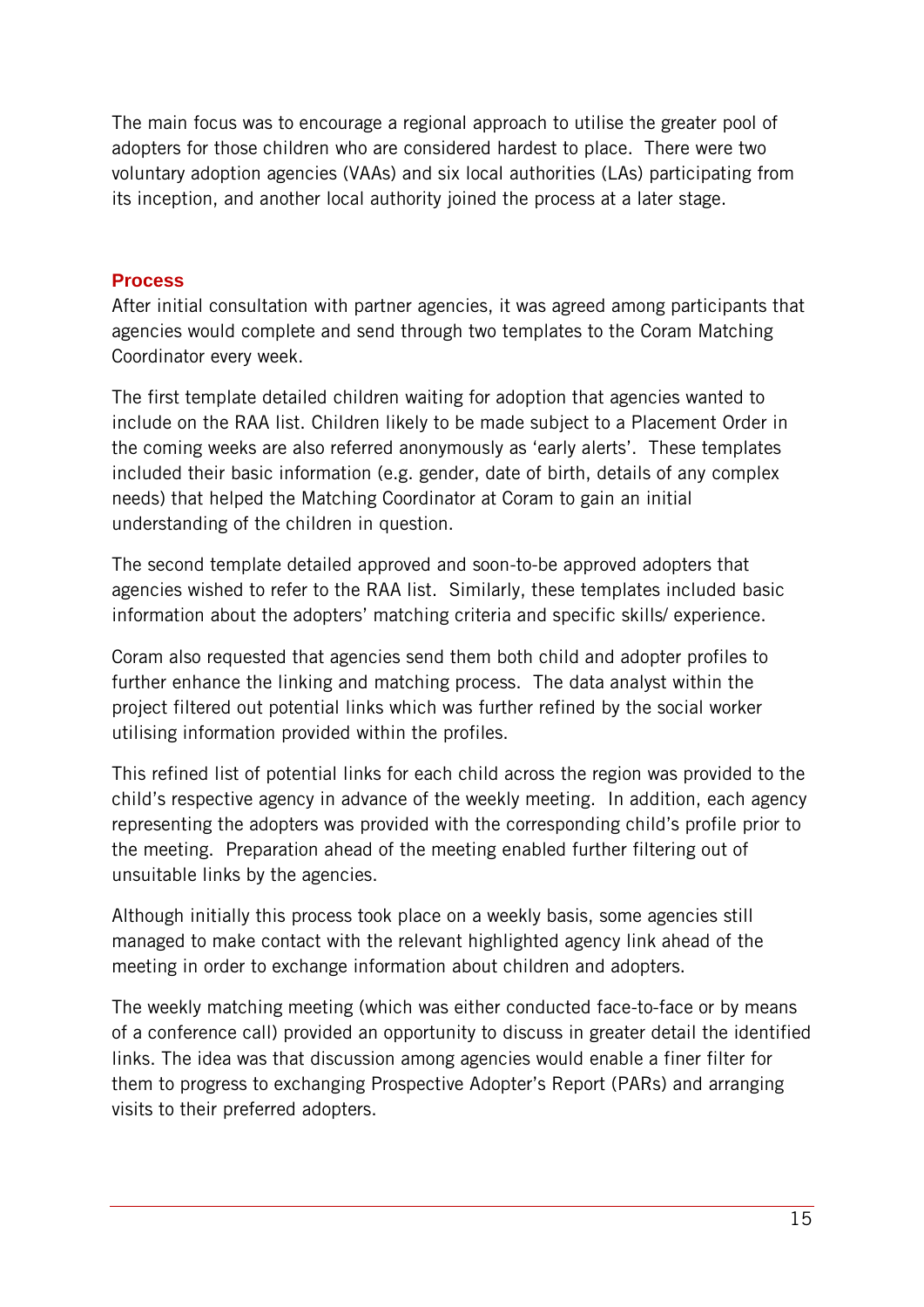The main focus was to encourage a regional approach to utilise the greater pool of adopters for those children who are considered hardest to place. There were two voluntary adoption agencies (VAAs) and six local authorities (LAs) participating from its inception, and another local authority joined the process at a later stage.

## Process

After initial consultation with partner agencies, it was agreed among participants that agencies would complete and send through two templates to the Coram Matching Coordinator every week.

The first template detailed children waiting for adoption that agencies wanted to include on the RAA list. Children likely to be made subject to a Placement Order in the coming weeks are also referred anonymously as 'early alerts'. These templates included their basic information (e.g. gender, date of birth, details of any complex needs) that helped the Matching Coordinator at Coram to gain an initial understanding of the children in question.

The second template detailed approved and soon-to-be approved adopters that agencies wished to refer to the RAA list. Similarly, these templates included basic information about the adopters' matching criteria and specific skills/ experience.

Coram also requested that agencies send them both child and adopter profiles to further enhance the linking and matching process. The data analyst within the project filtered out potential links which was further refined by the social worker utilising information provided within the profiles.

This refined list of potential links for each child across the region was provided to the child's respective agency in advance of the weekly meeting. In addition, each agency representing the adopters was provided with the corresponding child's profile prior to the meeting. Preparation ahead of the meeting enabled further filtering out of unsuitable links by the agencies.

Although initially this process took place on a weekly basis, some agencies still managed to make contact with the relevant highlighted agency link ahead of the meeting in order to exchange information about children and adopters.

The weekly matching meeting (which was either conducted face-to-face or by means of a conference call) provided an opportunity to discuss in greater detail the identified links. The idea was that discussion among agencies would enable a finer filter for them to progress to exchanging Prospective Adopter's Report (PARs) and arranging visits to their preferred adopters.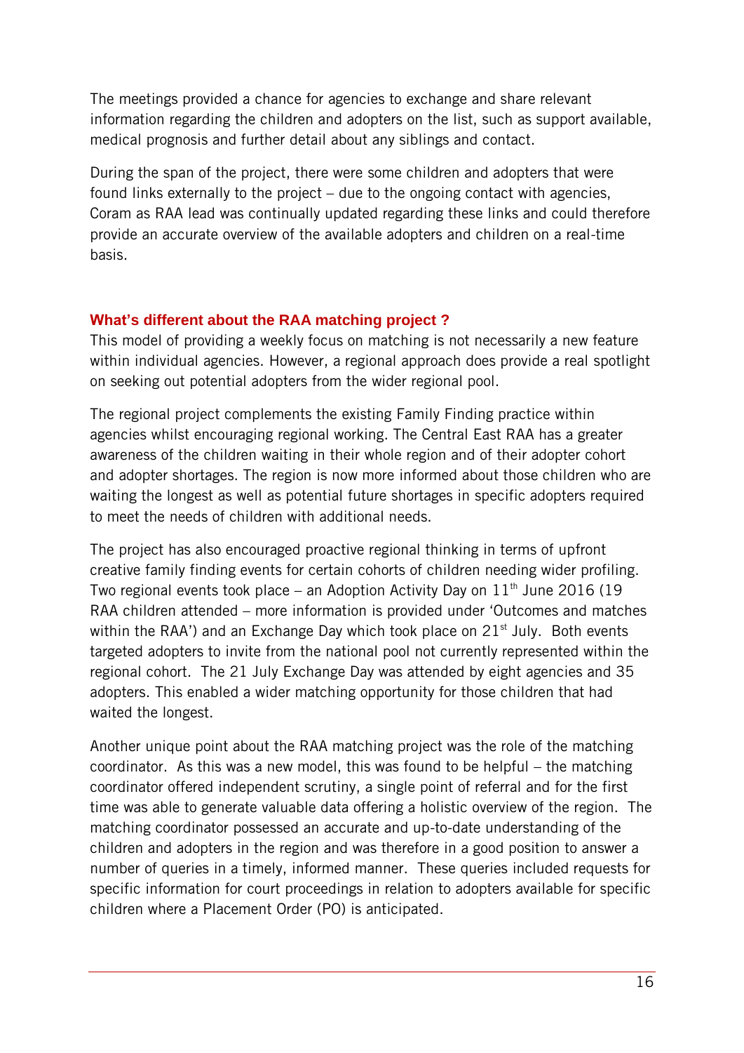The meetings provided a chance for agencies to exchange and share relevant information regarding the children and adopters on the list, such as support available, medical prognosis and further detail about any siblings and contact.

During the span of the project, there were some children and adopters that were found links externally to the project – due to the ongoing contact with agencies, Coram as RAA lead was continually updated regarding these links and could therefore provide an accurate overview of the available adopters and children on a real-time basis.

### What's different about the RAA matching project ?

This model of providing a weekly focus on matching is not necessarily a new feature within individual agencies. However, a regional approach does provide a real spotlight on seeking out potential adopters from the wider regional pool.

The regional project complements the existing Family Finding practice within agencies whilst encouraging regional working. The Central East RAA has a greater awareness of the children waiting in their whole region and of their adopter cohort and adopter shortages. The region is now more informed about those children who are waiting the longest as well as potential future shortages in specific adopters required to meet the needs of children with additional needs.

The project has also encouraged proactive regional thinking in terms of upfront creative family finding events for certain cohorts of children needing wider profiling. Two regional events took place – an Adoption Activity Day on 11th June 2016 (19 RAA children attended – more information is provided under 'Outcomes and matches within the RAA') and an Exchange Day which took place on 21st July. Both events targeted adopters to invite from the national pool not currently represented within the regional cohort. The 21 July Exchange Day was attended by eight agencies and 35 adopters. This enabled a wider matching opportunity for those children that had waited the longest.

Another unique point about the RAA matching project was the role of the matching coordinator. As this was a new model, this was found to be helpful – the matching coordinator offered independent scrutiny, a single point of referral and for the first time was able to generate valuable data offering a holistic overview of the region. The matching coordinator possessed an accurate and up-to-date understanding of the children and adopters in the region and was therefore in a good position to answer a number of queries in a timely, informed manner. These queries included requests for specific information for court proceedings in relation to adopters available for specific children where a Placement Order (PO) is anticipated.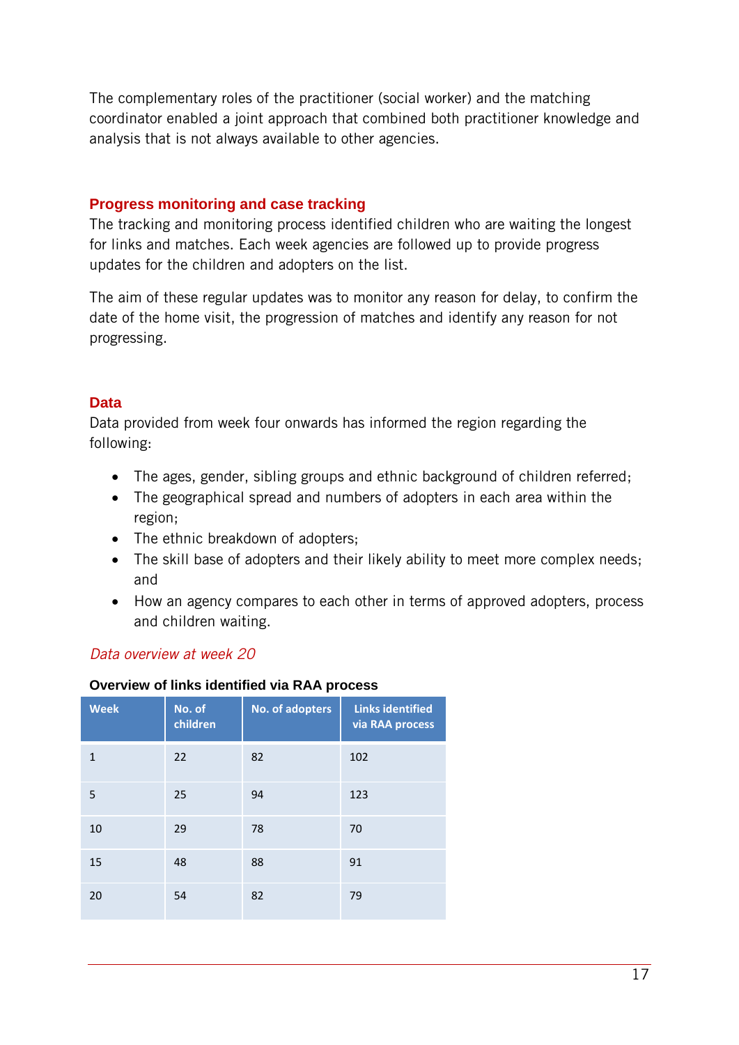The complementary roles of the practitioner (social worker) and the matching coordinator enabled a joint approach that combined both practitioner knowledge and analysis that is not always available to other agencies.

## Progress monitoring and case tracking

The tracking and monitoring process identified children who are waiting the longest for links and matches. Each week agencies are followed up to provide progress updates for the children and adopters on the list.

The aim of these regular updates was to monitor any reason for delay, to confirm the date of the home visit, the progression of matches and identify any reason for not progressing.

## Data

Data provided from week four onwards has informed the region regarding the following:

- The ages, gender, sibling groups and ethnic background of children referred;
- The geographical spread and numbers of adopters in each area within the region;
- The ethnic breakdown of adopters;
- The skill base of adopters and their likely ability to meet more complex needs; and
- How an agency compares to each other in terms of approved adopters, process and children waiting.

### *Data overview at week 20*

**Overview of links identified via RAA process**

| Week | No. of children | No. of adopters | Links identified via RAA process |
|---|---|---|---|
| 1 | 22 | 82 | 102 |
| 5 | 25 | 94 | 123 |
| 10 | 29 | 78 | 70 |
| 15 | 48 | 88 | 91 |
| 20 | 54 | 82 | 79 |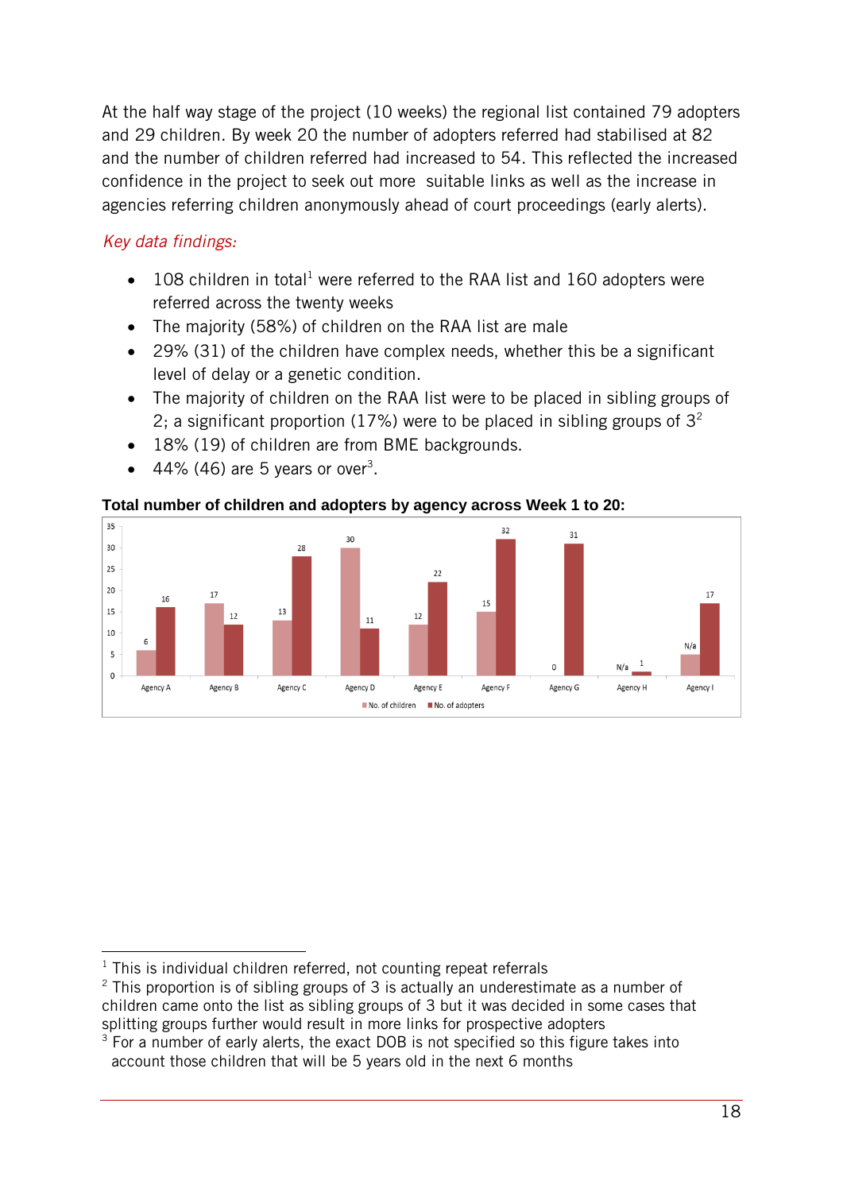At the half way stage of the project (10 weeks) the regional list contained 79 adopters and 29 children. By week 20 the number of adopters referred had stabilised at 82 and the number of children referred had increased to 54. This reflected the increased confidence in the project to seek out more suitable links as well as the increase in agencies referring children anonymously ahead of court proceedings (early alerts).

*Key data findings:*

- 108 children in total[1] were referred to the RAA list and 160 adopters were referred across the twenty weeks
- The majority (58%) of children on the RAA list are male
- 29% (31) of the children have complex needs, whether this be a significant level of delay or a genetic condition.
- The majority of children on the RAA list were to be placed in sibling groups of 2; a significant proportion (17%) were to be placed in sibling groups of 3[2]
- 18% (19) of children are from BME backgrounds.
- 44% (46) are 5 years or over[3].

**Total number of children and adopters by agency across Week 1 to 20:**

| | No. of children | No. of adopters |
|---|---|---|
| Agency A | 6 | 16 |
| Agency B | 17 | 12 |
| Agency C | 13 | 28 |
| Agency D | 30 | 11 |
| Agency E | 12 | 22 |
| Agency F | 15 | 32 |
| Agency G | 0 | 31 |
| Agency H | N/a | 1 |
| Agency I | N/a | 17 |

[1] This is individual children referred, not counting repeat referrals

[2] This proportion is of sibling groups of 3 is actually an underestimate as a number of children came onto the list as sibling groups of 3 but it was decided in some cases that splitting groups further would result in more links for prospective adopters

[3] For a number of early alerts, the exact DOB is not specified so this figure takes into account those children that will be 5 years old in the next 6 months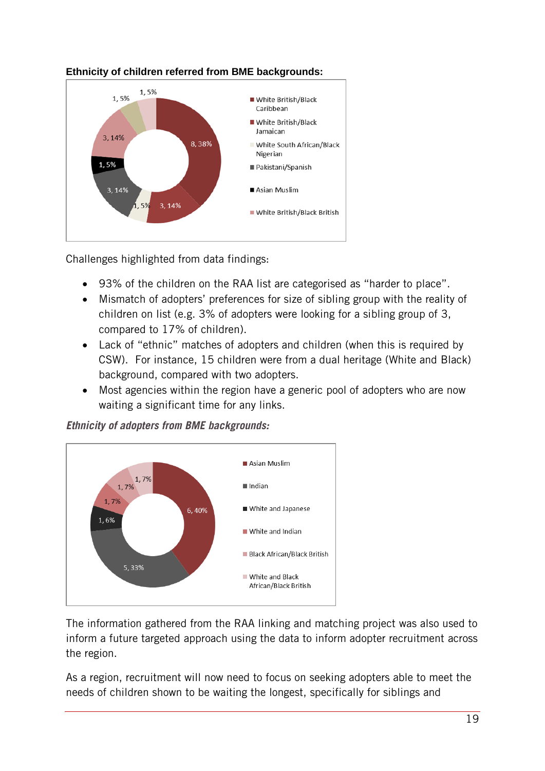**Ethnicity of children referred from BME backgrounds:**

| Ethnicity | Number, % |
| --- | --- |
| White British/Black Caribbean | 8, 38% |
| White British/Black Jamaican | 3, 14% |
| White South African/Black Nigerian | 1, 5% |
| Pakistani/Spanish | 3, 14% |
| Asian Muslim | 1, 5% |
| White British/Black British | 3, 14% |
| (unlabelled) | 1, 5% |
| (unlabelled) | 1, 5% |

Challenges highlighted from data findings:

- 93% of the children on the RAA list are categorised as "harder to place".
- Mismatch of adopters' preferences for size of sibling group with the reality of children on list (e.g. 3% of adopters were looking for a sibling group of 3, compared to 17% of children).
- Lack of "ethnic" matches of adopters and children (when this is required by CSW). For instance, 15 children were from a dual heritage (White and Black) background, compared with two adopters.
- Most agencies within the region have a generic pool of adopters who are now waiting a significant time for any links.

***Ethnicity of adopters from BME backgrounds:***

| Ethnicity | Number, % |
| --- | --- |
| Asian Muslim | 6, 40% |
| Indian | 5, 33% |
| White and Japanese | 1, 6% |
| White and Indian | 1, 7% |
| Black African/Black British | 1, 7% |
| White and Black African/Black British | 1, 7% |

The information gathered from the RAA linking and matching project was also used to inform a future targeted approach using the data to inform adopter recruitment across the region.

As a region, recruitment will now need to focus on seeking adopters able to meet the needs of children shown to be waiting the longest, specifically for siblings and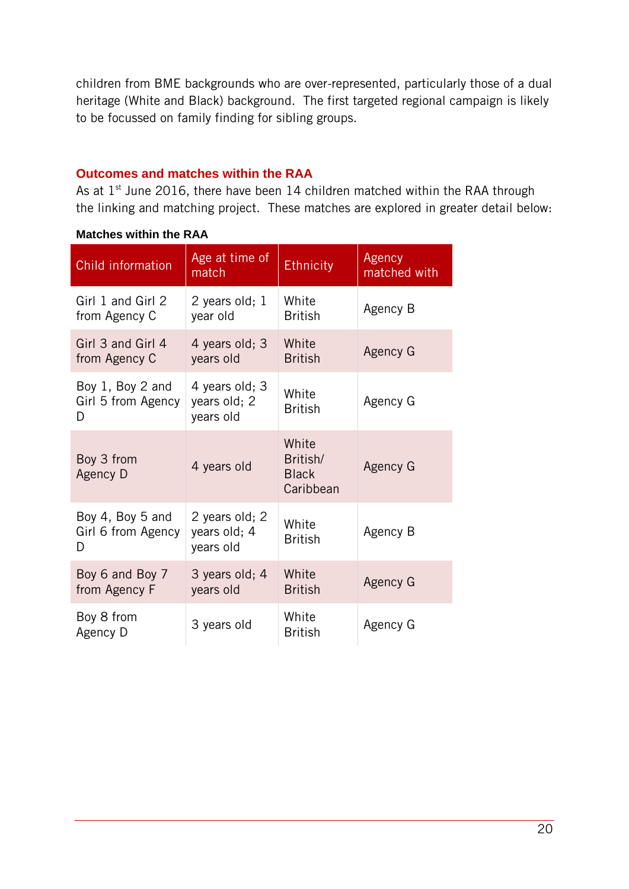children from BME backgrounds who are over-represented, particularly those of a dual heritage (White and Black) background. The first targeted regional campaign is likely to be focussed on family finding for sibling groups.

## Outcomes and matches within the RAA

As at 1st June 2016, there have been 14 children matched within the RAA through the linking and matching project. These matches are explored in greater detail below:

**Matches within the RAA**

| Child information | Age at time of match | Ethnicity | Agency matched with |
|---|---|---|---|
| Girl 1 and Girl 2 from Agency C | 2 years old; 1 year old | White British | Agency B |
| Girl 3 and Girl 4 from Agency C | 4 years old; 3 years old | White British | Agency G |
| Boy 1, Boy 2 and Girl 5 from Agency D | 4 years old; 3 years old; 2 years old | White British | Agency G |
| Boy 3 from Agency D | 4 years old | White British/ Black Caribbean | Agency G |
| Boy 4, Boy 5 and Girl 6 from Agency D | 2 years old; 2 years old; 4 years old | White British | Agency B |
| Boy 6 and Boy 7 from Agency F | 3 years old; 4 years old | White British | Agency G |
| Boy 8 from Agency D | 3 years old | White British | Agency G |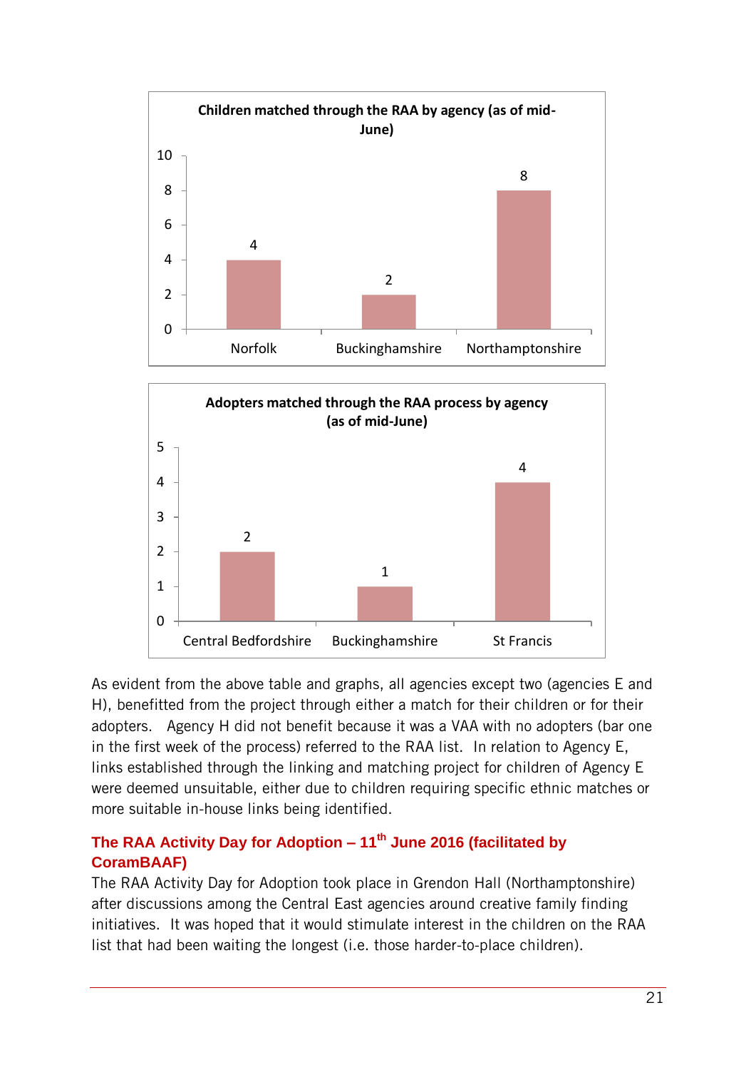**Children matched through the RAA by agency (as of mid-June)**

| Agency | Children matched |
| --- | --- |
| Norfolk | 4 |
| Buckinghamshire | 2 |
| Northamptonshire | 8 |

**Adopters matched through the RAA process by agency (as of mid-June)**

| Agency | Adopters matched |
| --- | --- |
| Central Bedfordshire | 2 |
| Buckinghamshire | 1 |
| St Francis | 4 |

As evident from the above table and graphs, all agencies except two (agencies E and H), benefitted from the project through either a match for their children or for their adopters. Agency H did not benefit because it was a VAA with no adopters (bar one in the first week of the process) referred to the RAA list. In relation to Agency E, links established through the linking and matching project for children of Agency E were deemed unsuitable, either due to children requiring specific ethnic matches or more suitable in-house links being identified.

## The RAA Activity Day for Adoption – 11th June 2016 (facilitated by CoramBAAF)

The RAA Activity Day for Adoption took place in Grendon Hall (Northamptonshire) after discussions among the Central East agencies around creative family finding initiatives. It was hoped that it would stimulate interest in the children on the RAA list that had been waiting the longest (i.e. those harder-to-place children).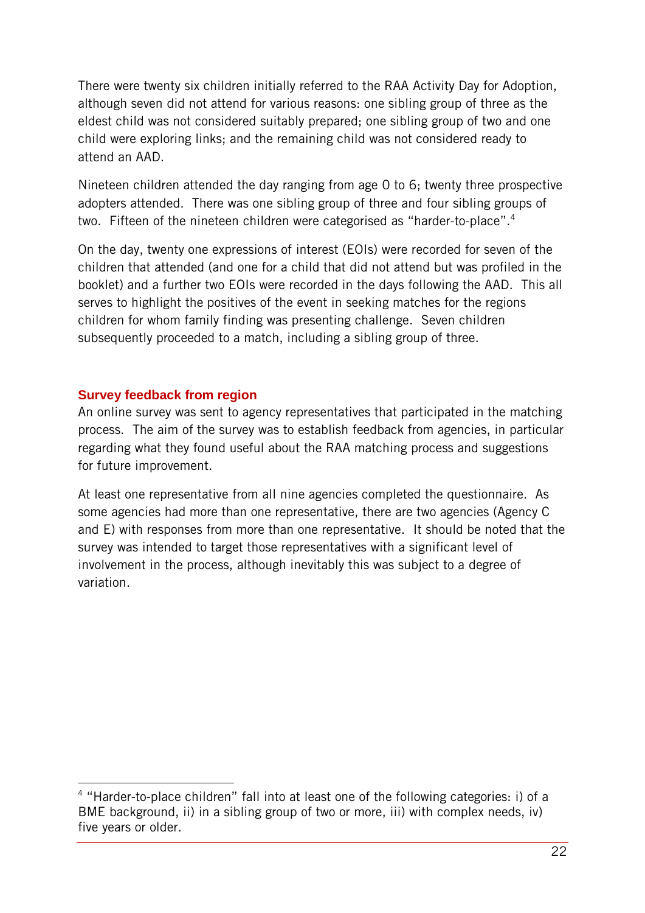There were twenty six children initially referred to the RAA Activity Day for Adoption, although seven did not attend for various reasons: one sibling group of three as the eldest child was not considered suitably prepared; one sibling group of two and one child were exploring links; and the remaining child was not considered ready to attend an AAD.

Nineteen children attended the day ranging from age 0 to 6; twenty three prospective adopters attended. There was one sibling group of three and four sibling groups of two. Fifteen of the nineteen children were categorised as "harder-to-place".[4]

On the day, twenty one expressions of interest (EOIs) were recorded for seven of the children that attended (and one for a child that did not attend but was profiled in the booklet) and a further two EOIs were recorded in the days following the AAD. This all serves to highlight the positives of the event in seeking matches for the regions children for whom family finding was presenting challenge. Seven children subsequently proceeded to a match, including a sibling group of three.

### Survey feedback from region

An online survey was sent to agency representatives that participated in the matching process. The aim of the survey was to establish feedback from agencies, in particular regarding what they found useful about the RAA matching process and suggestions for future improvement.

At least one representative from all nine agencies completed the questionnaire. As some agencies had more than one representative, there are two agencies (Agency C and E) with responses from more than one representative. It should be noted that the survey was intended to target those representatives with a significant level of involvement in the process, although inevitably this was subject to a degree of variation.

---

[4] "Harder-to-place children" fall into at least one of the following categories: i) of a BME background, ii) in a sibling group of two or more, iii) with complex needs, iv) five years or older.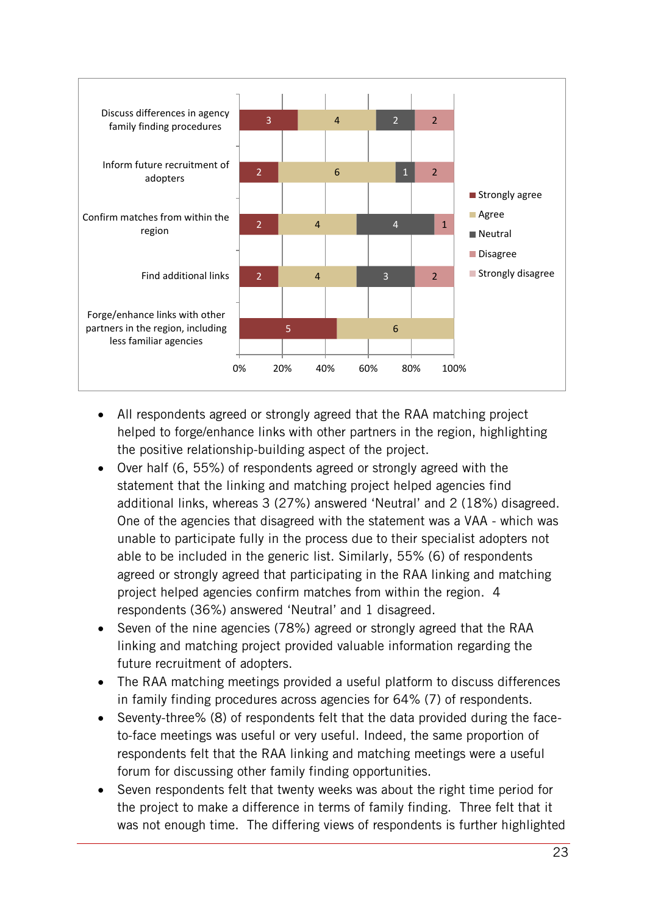| | Strongly agree | Agree | Neutral | Disagree | Strongly disagree |
|---|---|---|---|---|---|
| Discuss differences in agency family finding procedures | 3 | 4 | 2 | 2 | |
| Inform future recruitment of adopters | 2 | 6 | 1 | 2 | |
| Confirm matches from within the region | 2 | 4 | 4 | 1 | |
| Find additional links | 2 | 4 | 3 | 2 | |
| Forge/enhance links with other partners in the region, including less familiar agencies | 5 | 6 | | | |

- All respondents agreed or strongly agreed that the RAA matching project helped to forge/enhance links with other partners in the region, highlighting the positive relationship-building aspect of the project.
- Over half (6, 55%) of respondents agreed or strongly agreed with the statement that the linking and matching project helped agencies find additional links, whereas 3 (27%) answered 'Neutral' and 2 (18%) disagreed. One of the agencies that disagreed with the statement was a VAA - which was unable to participate fully in the process due to their specialist adopters not able to be included in the generic list. Similarly, 55% (6) of respondents agreed or strongly agreed that participating in the RAA linking and matching project helped agencies confirm matches from within the region. 4 respondents (36%) answered 'Neutral' and 1 disagreed.
- Seven of the nine agencies (78%) agreed or strongly agreed that the RAA linking and matching project provided valuable information regarding the future recruitment of adopters.
- The RAA matching meetings provided a useful platform to discuss differences in family finding procedures across agencies for 64% (7) of respondents.
- Seventy-three% (8) of respondents felt that the data provided during the face-to-face meetings was useful or very useful. Indeed, the same proportion of respondents felt that the RAA linking and matching meetings were a useful forum for discussing other family finding opportunities.
- Seven respondents felt that twenty weeks was about the right time period for the project to make a difference in terms of family finding. Three felt that it was not enough time. The differing views of respondents is further highlighted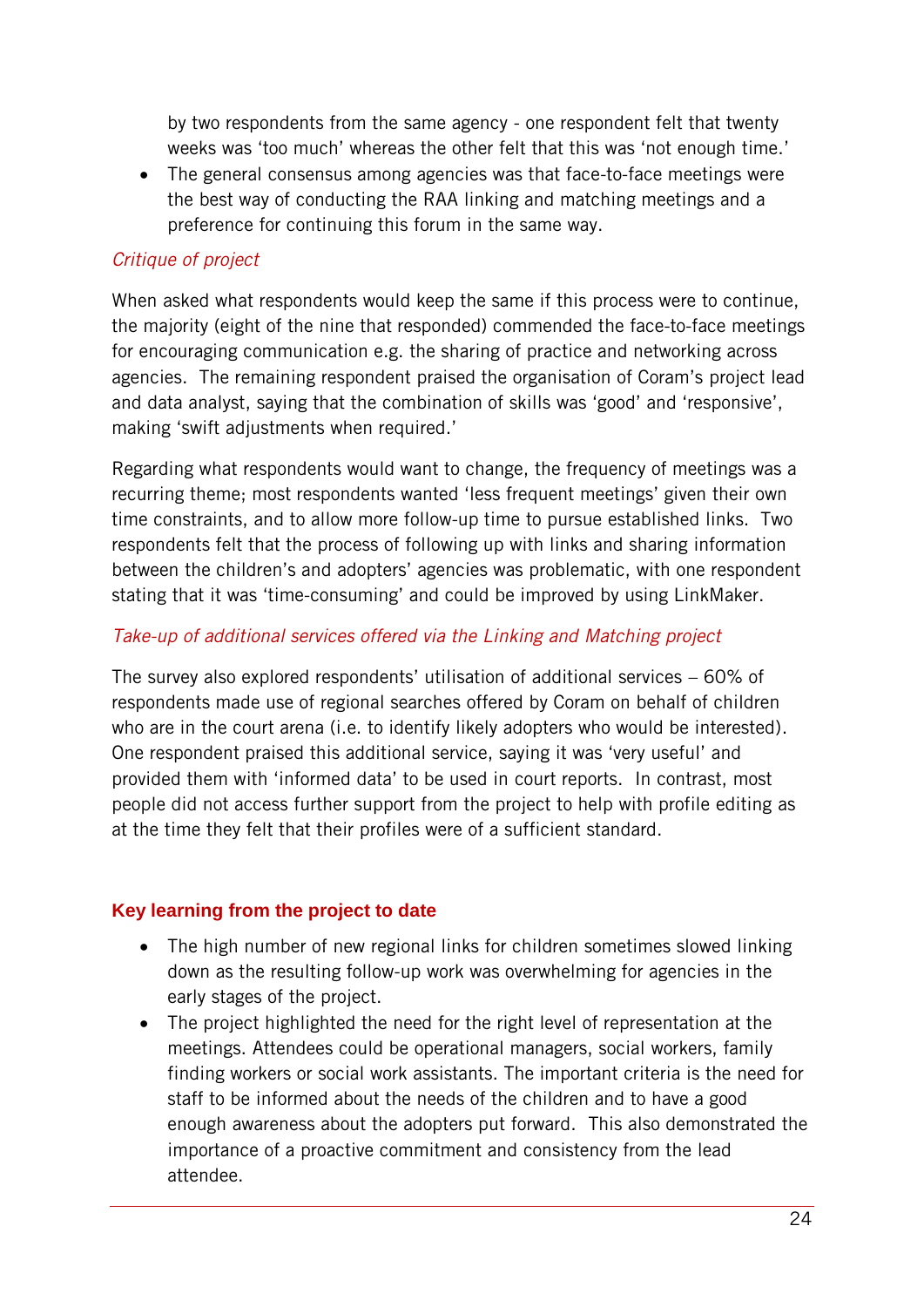by two respondents from the same agency - one respondent felt that twenty weeks was 'too much' whereas the other felt that this was 'not enough time.'

- The general consensus among agencies was that face-to-face meetings were the best way of conducting the RAA linking and matching meetings and a preference for continuing this forum in the same way.

*Critique of project*

When asked what respondents would keep the same if this process were to continue, the majority (eight of the nine that responded) commended the face-to-face meetings for encouraging communication e.g. the sharing of practice and networking across agencies. The remaining respondent praised the organisation of Coram's project lead and data analyst, saying that the combination of skills was 'good' and 'responsive', making 'swift adjustments when required.'

Regarding what respondents would want to change, the frequency of meetings was a recurring theme; most respondents wanted 'less frequent meetings' given their own time constraints, and to allow more follow-up time to pursue established links. Two respondents felt that the process of following up with links and sharing information between the children's and adopters' agencies was problematic, with one respondent stating that it was 'time-consuming' and could be improved by using LinkMaker.

*Take-up of additional services offered via the Linking and Matching project*

The survey also explored respondents' utilisation of additional services – 60% of respondents made use of regional searches offered by Coram on behalf of children who are in the court arena (i.e. to identify likely adopters who would be interested). One respondent praised this additional service, saying it was 'very useful' and provided them with 'informed data' to be used in court reports. In contrast, most people did not access further support from the project to help with profile editing as at the time they felt that their profiles were of a sufficient standard.

## Key learning from the project to date

- The high number of new regional links for children sometimes slowed linking down as the resulting follow-up work was overwhelming for agencies in the early stages of the project.
- The project highlighted the need for the right level of representation at the meetings. Attendees could be operational managers, social workers, family finding workers or social work assistants. The important criteria is the need for staff to be informed about the needs of the children and to have a good enough awareness about the adopters put forward. This also demonstrated the importance of a proactive commitment and consistency from the lead attendee.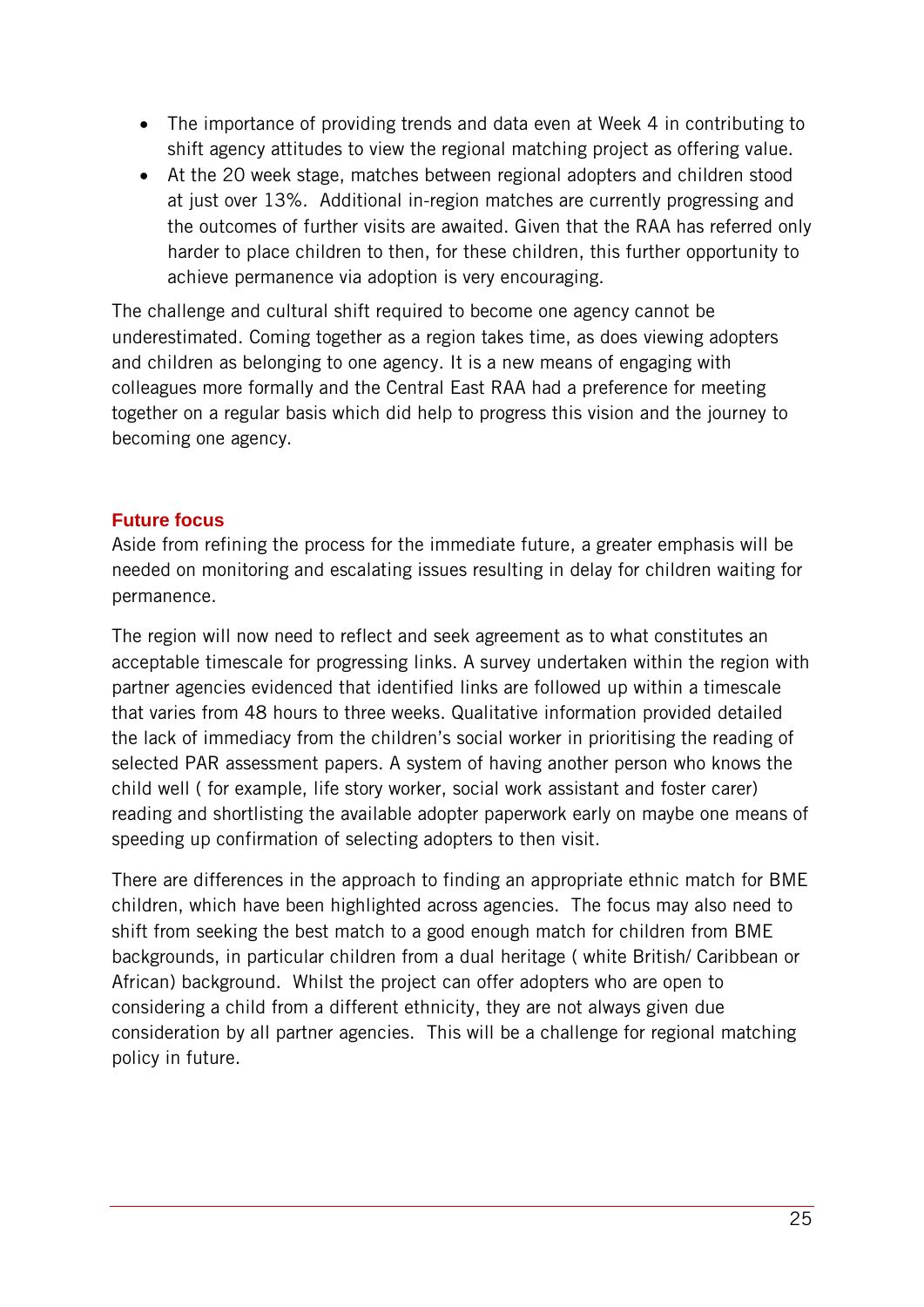- The importance of providing trends and data even at Week 4 in contributing to shift agency attitudes to view the regional matching project as offering value.
- At the 20 week stage, matches between regional adopters and children stood at just over 13%. Additional in-region matches are currently progressing and the outcomes of further visits are awaited. Given that the RAA has referred only harder to place children to then, for these children, this further opportunity to achieve permanence via adoption is very encouraging.

The challenge and cultural shift required to become one agency cannot be underestimated. Coming together as a region takes time, as does viewing adopters and children as belonging to one agency. It is a new means of engaging with colleagues more formally and the Central East RAA had a preference for meeting together on a regular basis which did help to progress this vision and the journey to becoming one agency.

## Future focus

Aside from refining the process for the immediate future, a greater emphasis will be needed on monitoring and escalating issues resulting in delay for children waiting for permanence.

The region will now need to reflect and seek agreement as to what constitutes an acceptable timescale for progressing links. A survey undertaken within the region with partner agencies evidenced that identified links are followed up within a timescale that varies from 48 hours to three weeks. Qualitative information provided detailed the lack of immediacy from the children's social worker in prioritising the reading of selected PAR assessment papers. A system of having another person who knows the child well ( for example, life story worker, social work assistant and foster carer) reading and shortlisting the available adopter paperwork early on maybe one means of speeding up confirmation of selecting adopters to then visit.

There are differences in the approach to finding an appropriate ethnic match for BME children, which have been highlighted across agencies. The focus may also need to shift from seeking the best match to a good enough match for children from BME backgrounds, in particular children from a dual heritage ( white British/ Caribbean or African) background. Whilst the project can offer adopters who are open to considering a child from a different ethnicity, they are not always given due consideration by all partner agencies. This will be a challenge for regional matching policy in future.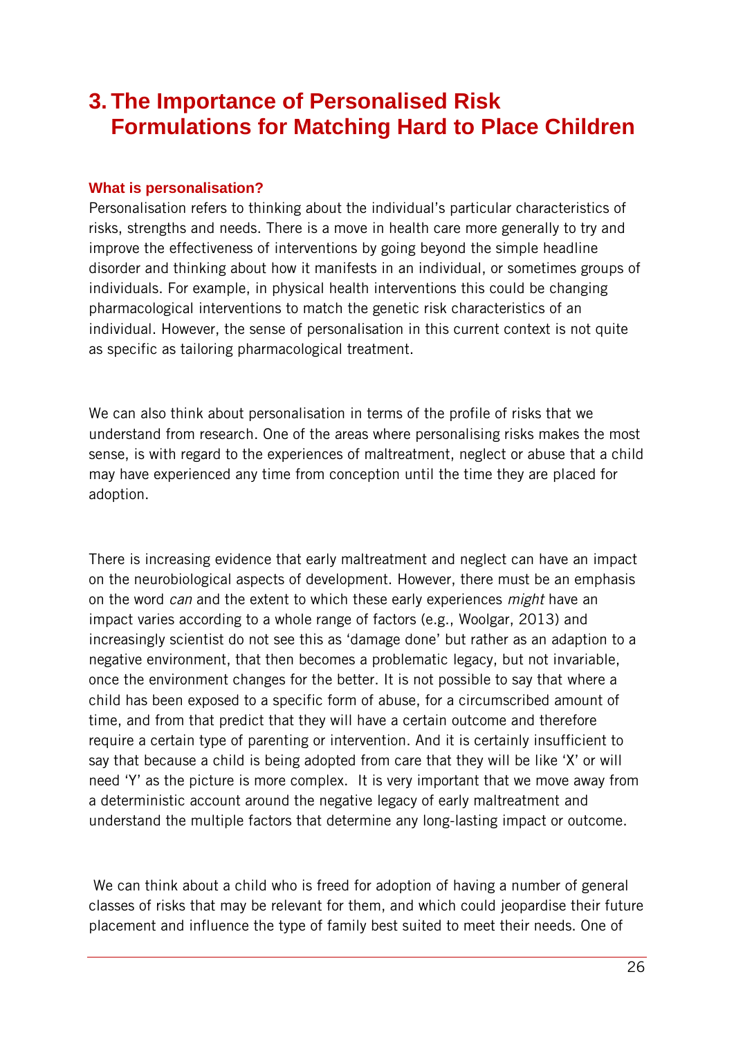# 3. The Importance of Personalised Risk Formulations for Matching Hard to Place Children

### What is personalisation?

Personalisation refers to thinking about the individual's particular characteristics of risks, strengths and needs. There is a move in health care more generally to try and improve the effectiveness of interventions by going beyond the simple headline disorder and thinking about how it manifests in an individual, or sometimes groups of individuals. For example, in physical health interventions this could be changing pharmacological interventions to match the genetic risk characteristics of an individual. However, the sense of personalisation in this current context is not quite as specific as tailoring pharmacological treatment.

We can also think about personalisation in terms of the profile of risks that we understand from research. One of the areas where personalising risks makes the most sense, is with regard to the experiences of maltreatment, neglect or abuse that a child may have experienced any time from conception until the time they are placed for adoption.

There is increasing evidence that early maltreatment and neglect can have an impact on the neurobiological aspects of development. However, there must be an emphasis on the word *can* and the extent to which these early experiences *might* have an impact varies according to a whole range of factors (e.g., Woolgar, 2013) and increasingly scientist do not see this as 'damage done' but rather as an adaption to a negative environment, that then becomes a problematic legacy, but not invariable, once the environment changes for the better. It is not possible to say that where a child has been exposed to a specific form of abuse, for a circumscribed amount of time, and from that predict that they will have a certain outcome and therefore require a certain type of parenting or intervention. And it is certainly insufficient to say that because a child is being adopted from care that they will be like 'X' or will need 'Y' as the picture is more complex. It is very important that we move away from a deterministic account around the negative legacy of early maltreatment and understand the multiple factors that determine any long-lasting impact or outcome.

We can think about a child who is freed for adoption of having a number of general classes of risks that may be relevant for them, and which could jeopardise their future placement and influence the type of family best suited to meet their needs. One of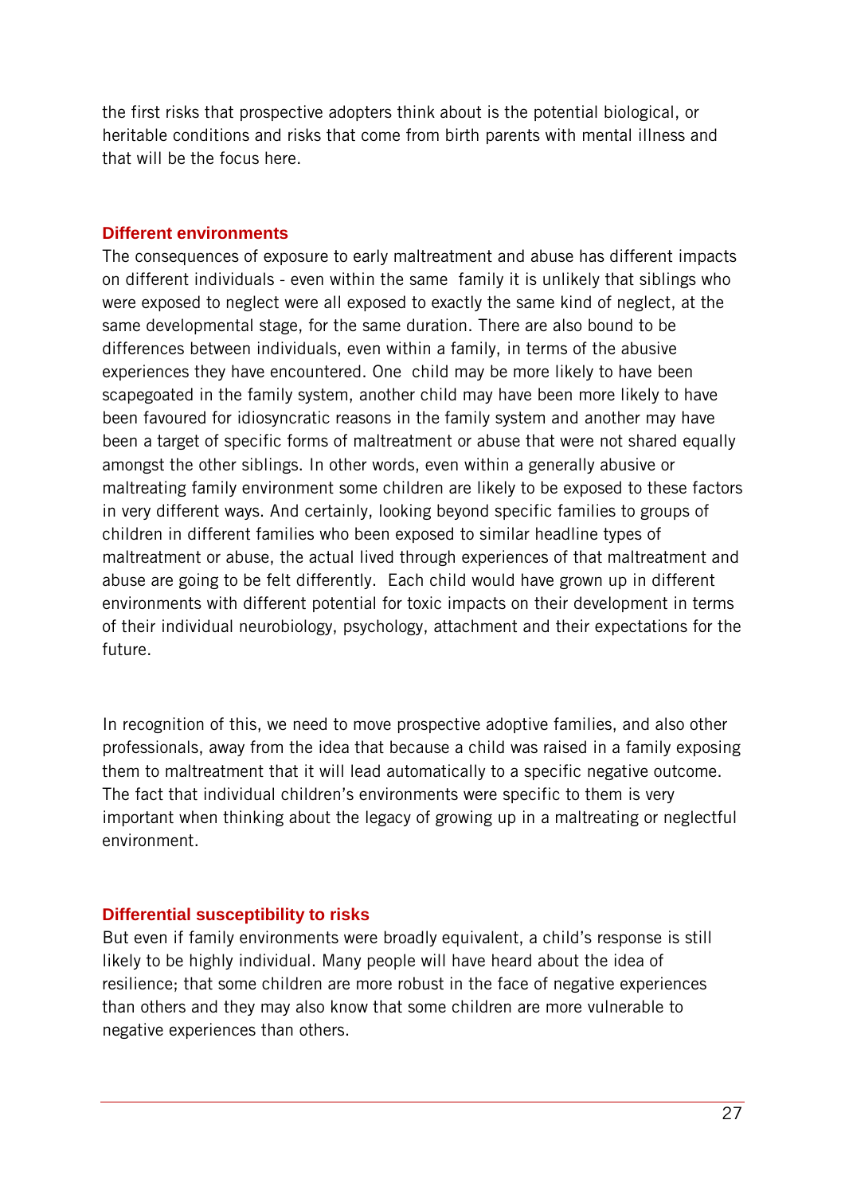the first risks that prospective adopters think about is the potential biological, or heritable conditions and risks that come from birth parents with mental illness and that will be the focus here.

## Different environments

The consequences of exposure to early maltreatment and abuse has different impacts on different individuals - even within the same family it is unlikely that siblings who were exposed to neglect were all exposed to exactly the same kind of neglect, at the same developmental stage, for the same duration. There are also bound to be differences between individuals, even within a family, in terms of the abusive experiences they have encountered. One child may be more likely to have been scapegoated in the family system, another child may have been more likely to have been favoured for idiosyncratic reasons in the family system and another may have been a target of specific forms of maltreatment or abuse that were not shared equally amongst the other siblings. In other words, even within a generally abusive or maltreating family environment some children are likely to be exposed to these factors in very different ways. And certainly, looking beyond specific families to groups of children in different families who been exposed to similar headline types of maltreatment or abuse, the actual lived through experiences of that maltreatment and abuse are going to be felt differently. Each child would have grown up in different environments with different potential for toxic impacts on their development in terms of their individual neurobiology, psychology, attachment and their expectations for the future.

In recognition of this, we need to move prospective adoptive families, and also other professionals, away from the idea that because a child was raised in a family exposing them to maltreatment that it will lead automatically to a specific negative outcome. The fact that individual children's environments were specific to them is very important when thinking about the legacy of growing up in a maltreating or neglectful environment.

## Differential susceptibility to risks

But even if family environments were broadly equivalent, a child's response is still likely to be highly individual. Many people will have heard about the idea of resilience; that some children are more robust in the face of negative experiences than others and they may also know that some children are more vulnerable to negative experiences than others.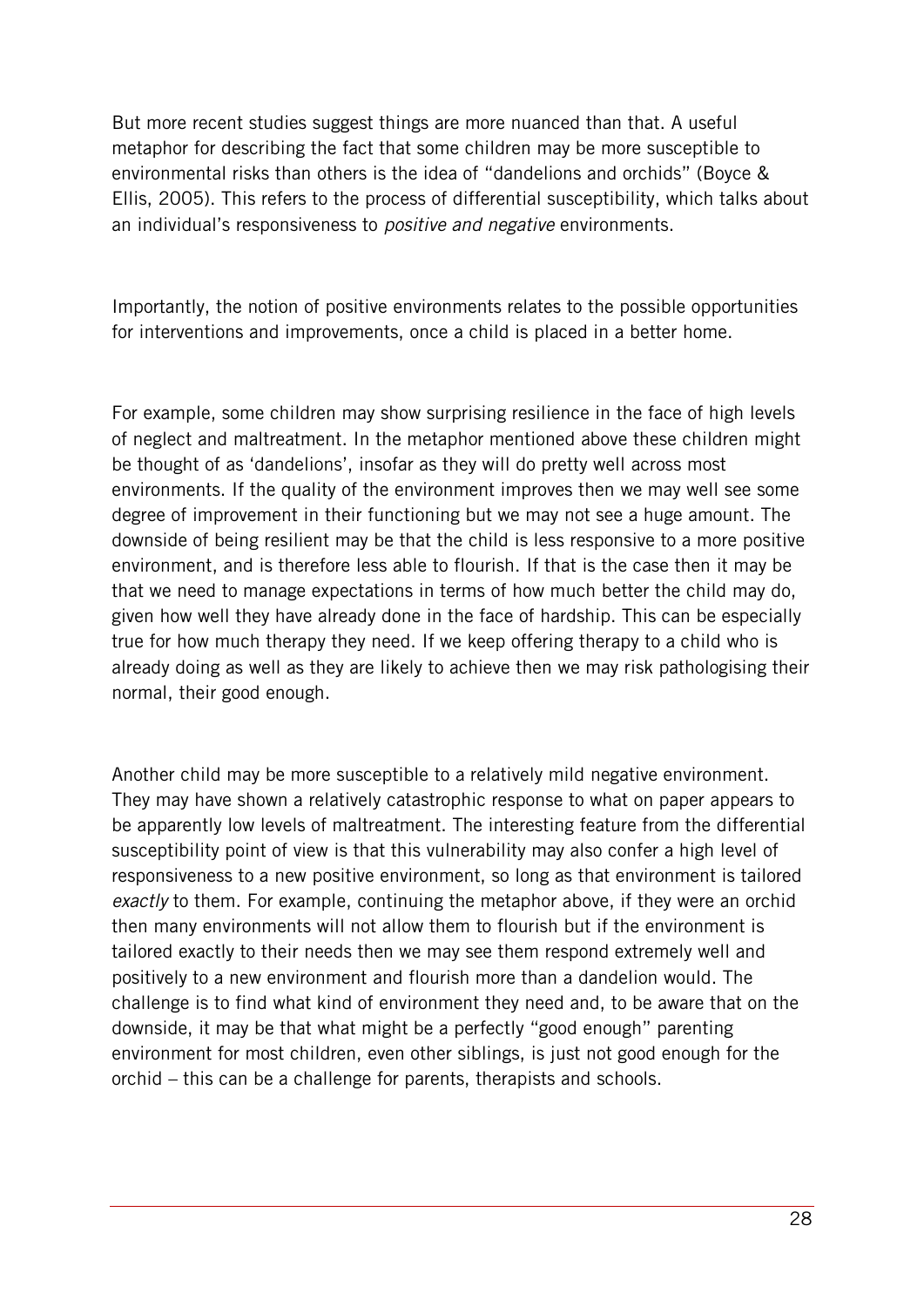But more recent studies suggest things are more nuanced than that. A useful metaphor for describing the fact that some children may be more susceptible to environmental risks than others is the idea of "dandelions and orchids" (Boyce & Ellis, 2005). This refers to the process of differential susceptibility, which talks about an individual's responsiveness to *positive and negative* environments.

Importantly, the notion of positive environments relates to the possible opportunities for interventions and improvements, once a child is placed in a better home.

For example, some children may show surprising resilience in the face of high levels of neglect and maltreatment. In the metaphor mentioned above these children might be thought of as 'dandelions', insofar as they will do pretty well across most environments. If the quality of the environment improves then we may well see some degree of improvement in their functioning but we may not see a huge amount. The downside of being resilient may be that the child is less responsive to a more positive environment, and is therefore less able to flourish. If that is the case then it may be that we need to manage expectations in terms of how much better the child may do, given how well they have already done in the face of hardship. This can be especially true for how much therapy they need. If we keep offering therapy to a child who is already doing as well as they are likely to achieve then we may risk pathologising their normal, their good enough.

Another child may be more susceptible to a relatively mild negative environment. They may have shown a relatively catastrophic response to what on paper appears to be apparently low levels of maltreatment. The interesting feature from the differential susceptibility point of view is that this vulnerability may also confer a high level of responsiveness to a new positive environment, so long as that environment is tailored *exactly* to them. For example, continuing the metaphor above, if they were an orchid then many environments will not allow them to flourish but if the environment is tailored exactly to their needs then we may see them respond extremely well and positively to a new environment and flourish more than a dandelion would. The challenge is to find what kind of environment they need and, to be aware that on the downside, it may be that what might be a perfectly "good enough" parenting environment for most children, even other siblings, is just not good enough for the orchid – this can be a challenge for parents, therapists and schools.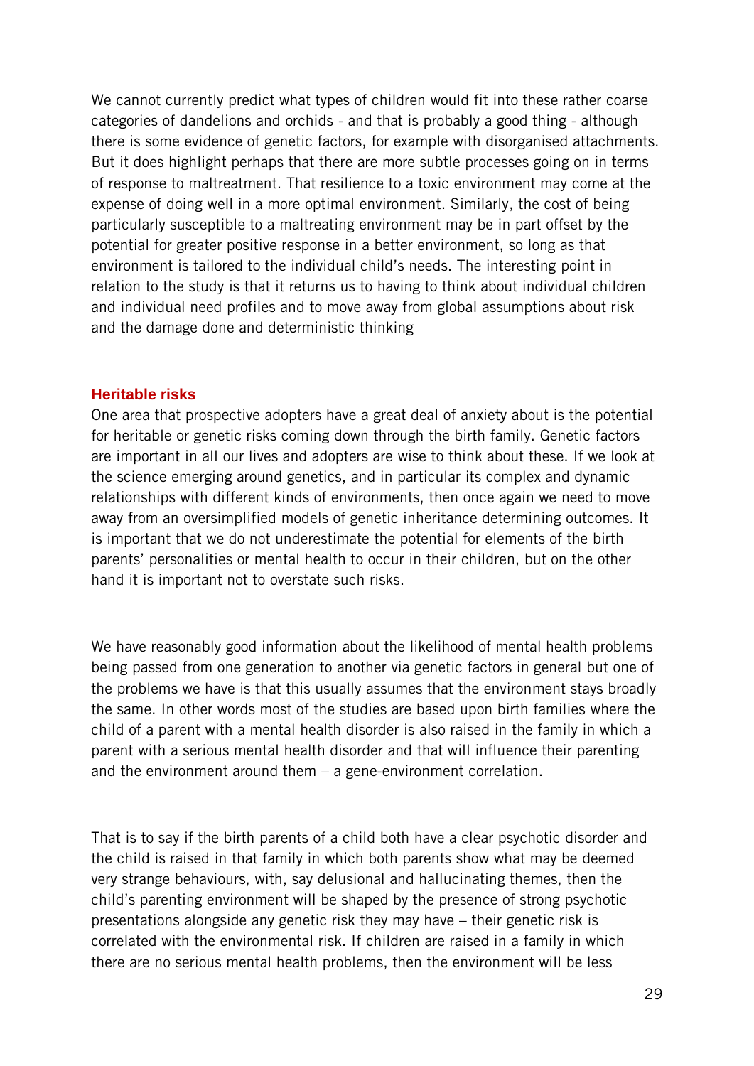We cannot currently predict what types of children would fit into these rather coarse categories of dandelions and orchids - and that is probably a good thing - although there is some evidence of genetic factors, for example with disorganised attachments. But it does highlight perhaps that there are more subtle processes going on in terms of response to maltreatment. That resilience to a toxic environment may come at the expense of doing well in a more optimal environment. Similarly, the cost of being particularly susceptible to a maltreating environment may be in part offset by the potential for greater positive response in a better environment, so long as that environment is tailored to the individual child's needs. The interesting point in relation to the study is that it returns us to having to think about individual children and individual need profiles and to move away from global assumptions about risk and the damage done and deterministic thinking

## Heritable risks

One area that prospective adopters have a great deal of anxiety about is the potential for heritable or genetic risks coming down through the birth family. Genetic factors are important in all our lives and adopters are wise to think about these. If we look at the science emerging around genetics, and in particular its complex and dynamic relationships with different kinds of environments, then once again we need to move away from an oversimplified models of genetic inheritance determining outcomes. It is important that we do not underestimate the potential for elements of the birth parents' personalities or mental health to occur in their children, but on the other hand it is important not to overstate such risks.

We have reasonably good information about the likelihood of mental health problems being passed from one generation to another via genetic factors in general but one of the problems we have is that this usually assumes that the environment stays broadly the same. In other words most of the studies are based upon birth families where the child of a parent with a mental health disorder is also raised in the family in which a parent with a serious mental health disorder and that will influence their parenting and the environment around them – a gene-environment correlation.

That is to say if the birth parents of a child both have a clear psychotic disorder and the child is raised in that family in which both parents show what may be deemed very strange behaviours, with, say delusional and hallucinating themes, then the child's parenting environment will be shaped by the presence of strong psychotic presentations alongside any genetic risk they may have – their genetic risk is correlated with the environmental risk. If children are raised in a family in which there are no serious mental health problems, then the environment will be less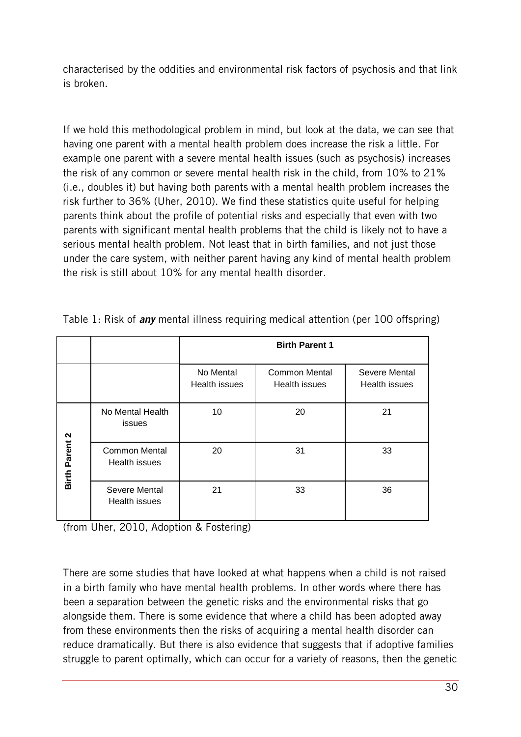characterised by the oddities and environmental risk factors of psychosis and that link is broken.

If we hold this methodological problem in mind, but look at the data, we can see that having one parent with a mental health problem does increase the risk a little. For example one parent with a severe mental health issues (such as psychosis) increases the risk of any common or severe mental health risk in the child, from 10% to 21% (i.e., doubles it) but having both parents with a mental health problem increases the risk further to 36% (Uher, 2010). We find these statistics quite useful for helping parents think about the profile of potential risks and especially that even with two parents with significant mental health problems that the child is likely not to have a serious mental health problem. Not least that in birth families, and not just those under the care system, with neither parent having any kind of mental health problem the risk is still about 10% for any mental health disorder.

Table 1: Risk of ***any*** mental illness requiring medical attention (per 100 offspring)

| | | **Birth Parent 1** | | |
|---|---|---|---|---|
| | | No Mental Health issues | Common Mental Health issues | Severe Mental Health issues |
| **Birth Parent 2** | No Mental Health issues | 10 | 20 | 21 |
| | Common Mental Health issues | 20 | 31 | 33 |
| | Severe Mental Health issues | 21 | 33 | 36 |

(from Uher, 2010, Adoption & Fostering)

There are some studies that have looked at what happens when a child is not raised in a birth family who have mental health problems. In other words where there has been a separation between the genetic risks and the environmental risks that go alongside them. There is some evidence that where a child has been adopted away from these environments then the risks of acquiring a mental health disorder can reduce dramatically. But there is also evidence that suggests that if adoptive families struggle to parent optimally, which can occur for a variety of reasons, then the genetic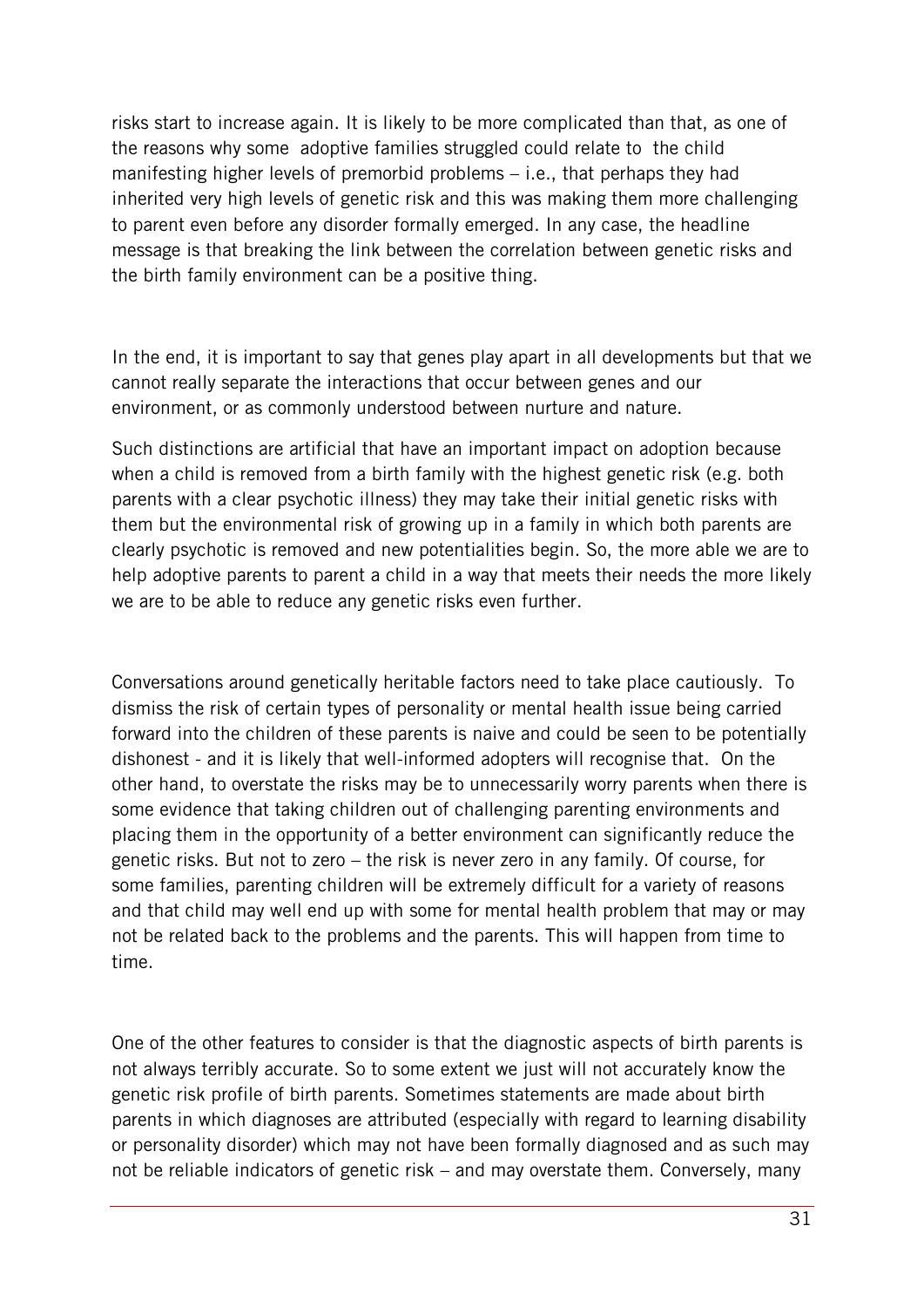risks start to increase again. It is likely to be more complicated than that, as one of the reasons why some adoptive families struggled could relate to the child manifesting higher levels of premorbid problems – i.e., that perhaps they had inherited very high levels of genetic risk and this was making them more challenging to parent even before any disorder formally emerged. In any case, the headline message is that breaking the link between the correlation between genetic risks and the birth family environment can be a positive thing.

In the end, it is important to say that genes play apart in all developments but that we cannot really separate the interactions that occur between genes and our environment, or as commonly understood between nurture and nature.

Such distinctions are artificial that have an important impact on adoption because when a child is removed from a birth family with the highest genetic risk (e.g. both parents with a clear psychotic illness) they may take their initial genetic risks with them but the environmental risk of growing up in a family in which both parents are clearly psychotic is removed and new potentialities begin. So, the more able we are to help adoptive parents to parent a child in a way that meets their needs the more likely we are to be able to reduce any genetic risks even further.

Conversations around genetically heritable factors need to take place cautiously. To dismiss the risk of certain types of personality or mental health issue being carried forward into the children of these parents is naive and could be seen to be potentially dishonest - and it is likely that well-informed adopters will recognise that. On the other hand, to overstate the risks may be to unnecessarily worry parents when there is some evidence that taking children out of challenging parenting environments and placing them in the opportunity of a better environment can significantly reduce the genetic risks. But not to zero – the risk is never zero in any family. Of course, for some families, parenting children will be extremely difficult for a variety of reasons and that child may well end up with some for mental health problem that may or may not be related back to the problems and the parents. This will happen from time to time.

One of the other features to consider is that the diagnostic aspects of birth parents is not always terribly accurate. So to some extent we just will not accurately know the genetic risk profile of birth parents. Sometimes statements are made about birth parents in which diagnoses are attributed (especially with regard to learning disability or personality disorder) which may not have been formally diagnosed and as such may not be reliable indicators of genetic risk – and may overstate them. Conversely, many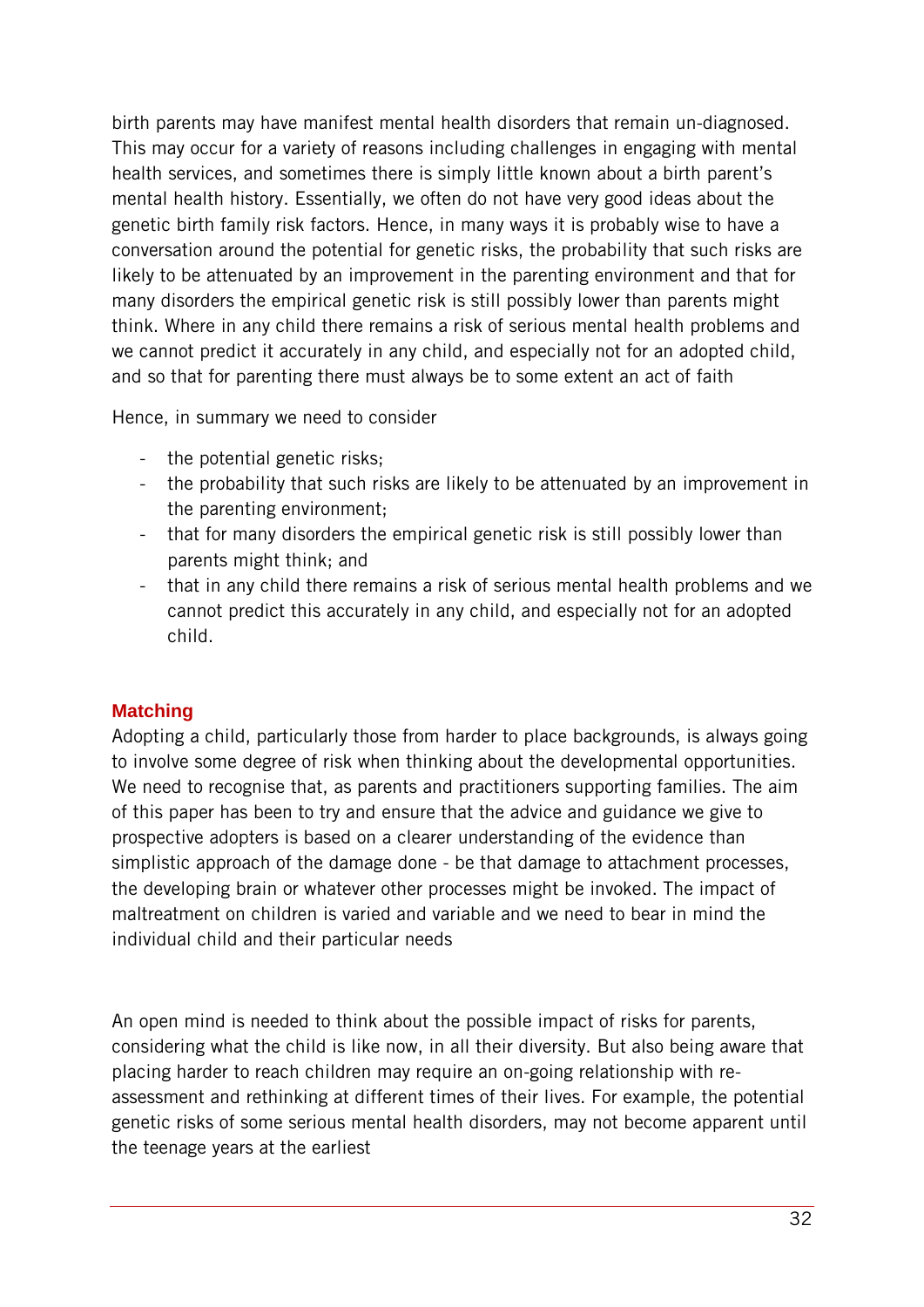birth parents may have manifest mental health disorders that remain un-diagnosed. This may occur for a variety of reasons including challenges in engaging with mental health services, and sometimes there is simply little known about a birth parent's mental health history. Essentially, we often do not have very good ideas about the genetic birth family risk factors. Hence, in many ways it is probably wise to have a conversation around the potential for genetic risks, the probability that such risks are likely to be attenuated by an improvement in the parenting environment and that for many disorders the empirical genetic risk is still possibly lower than parents might think. Where in any child there remains a risk of serious mental health problems and we cannot predict it accurately in any child, and especially not for an adopted child, and so that for parenting there must always be to some extent an act of faith

Hence, in summary we need to consider

- the potential genetic risks;
- the probability that such risks are likely to be attenuated by an improvement in the parenting environment;
- that for many disorders the empirical genetic risk is still possibly lower than parents might think; and
- that in any child there remains a risk of serious mental health problems and we cannot predict this accurately in any child, and especially not for an adopted child.

## Matching

Adopting a child, particularly those from harder to place backgrounds, is always going to involve some degree of risk when thinking about the developmental opportunities. We need to recognise that, as parents and practitioners supporting families. The aim of this paper has been to try and ensure that the advice and guidance we give to prospective adopters is based on a clearer understanding of the evidence than simplistic approach of the damage done - be that damage to attachment processes, the developing brain or whatever other processes might be invoked. The impact of maltreatment on children is varied and variable and we need to bear in mind the individual child and their particular needs

An open mind is needed to think about the possible impact of risks for parents, considering what the child is like now, in all their diversity. But also being aware that placing harder to reach children may require an on-going relationship with re-assessment and rethinking at different times of their lives. For example, the potential genetic risks of some serious mental health disorders, may not become apparent until the teenage years at the earliest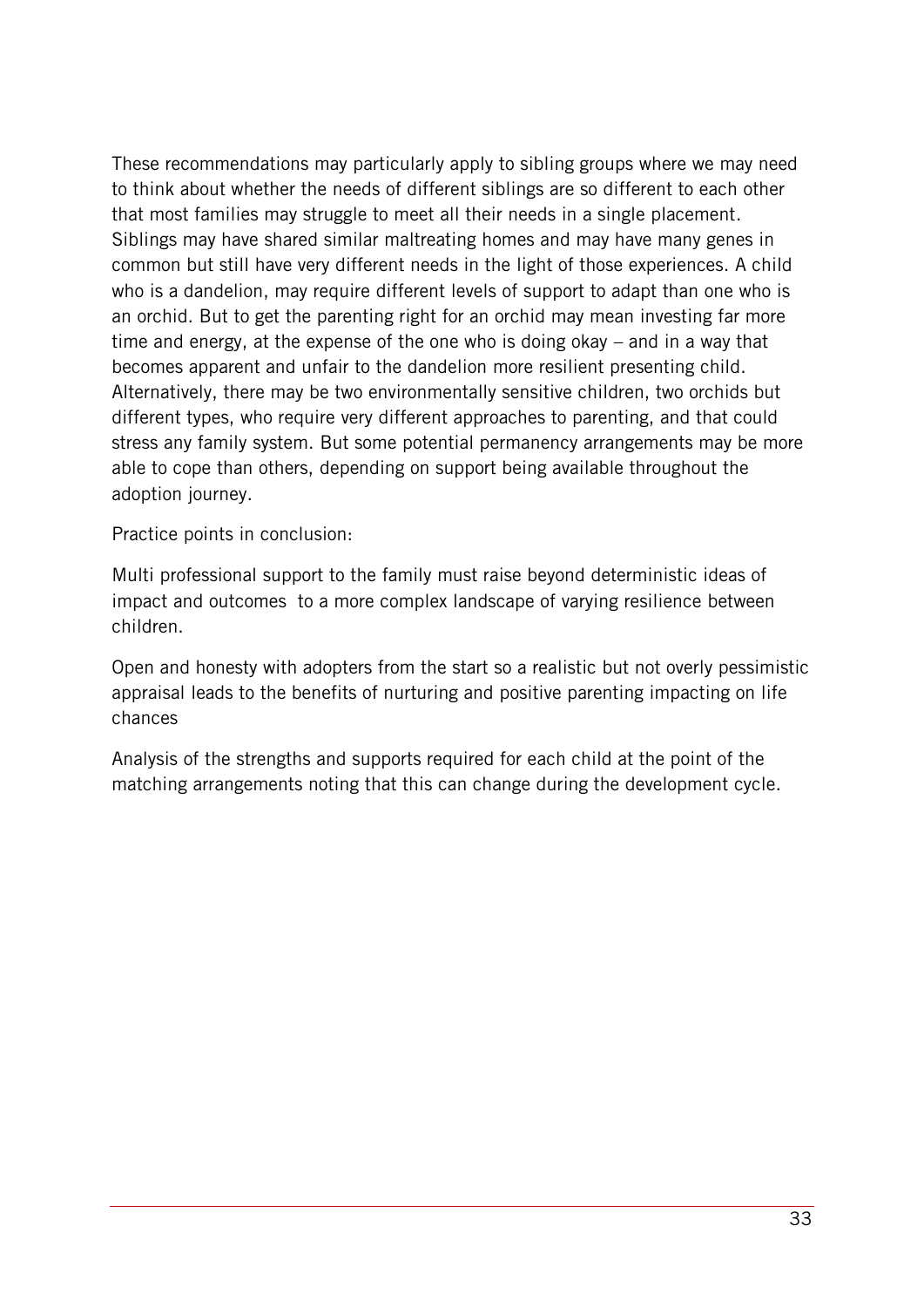These recommendations may particularly apply to sibling groups where we may need to think about whether the needs of different siblings are so different to each other that most families may struggle to meet all their needs in a single placement. Siblings may have shared similar maltreating homes and may have many genes in common but still have very different needs in the light of those experiences. A child who is a dandelion, may require different levels of support to adapt than one who is an orchid. But to get the parenting right for an orchid may mean investing far more time and energy, at the expense of the one who is doing okay – and in a way that becomes apparent and unfair to the dandelion more resilient presenting child. Alternatively, there may be two environmentally sensitive children, two orchids but different types, who require very different approaches to parenting, and that could stress any family system. But some potential permanency arrangements may be more able to cope than others, depending on support being available throughout the adoption journey.

Practice points in conclusion:

Multi professional support to the family must raise beyond deterministic ideas of impact and outcomes to a more complex landscape of varying resilience between children.

Open and honesty with adopters from the start so a realistic but not overly pessimistic appraisal leads to the benefits of nurturing and positive parenting impacting on life chances

Analysis of the strengths and supports required for each child at the point of the matching arrangements noting that this can change during the development cycle.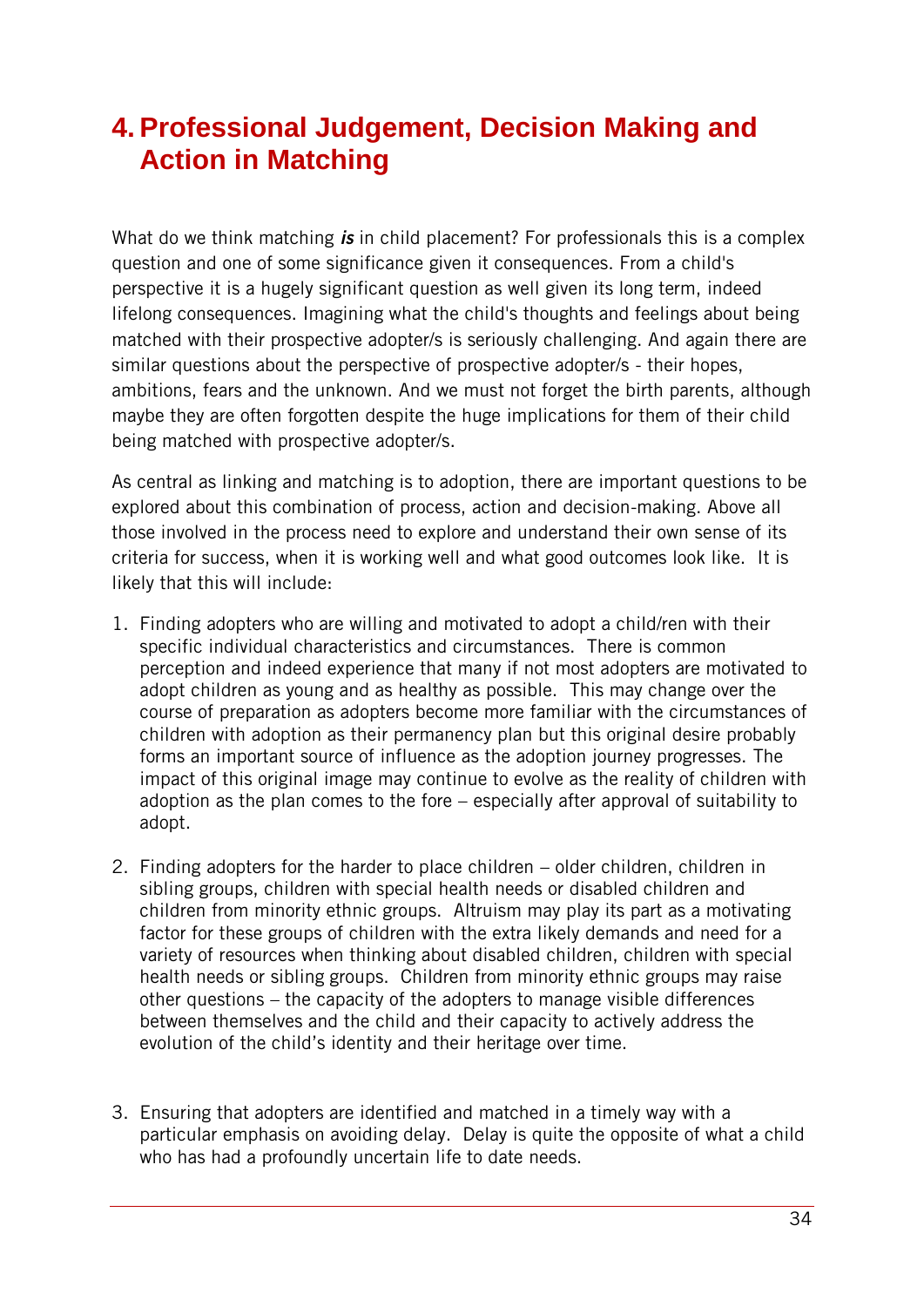# 4. Professional Judgement, Decision Making and Action in Matching

What do we think matching ***is*** in child placement? For professionals this is a complex question and one of some significance given it consequences. From a child's perspective it is a hugely significant question as well given its long term, indeed lifelong consequences. Imagining what the child's thoughts and feelings about being matched with their prospective adopter/s is seriously challenging. And again there are similar questions about the perspective of prospective adopter/s - their hopes, ambitions, fears and the unknown. And we must not forget the birth parents, although maybe they are often forgotten despite the huge implications for them of their child being matched with prospective adopter/s.

As central as linking and matching is to adoption, there are important questions to be explored about this combination of process, action and decision-making. Above all those involved in the process need to explore and understand their own sense of its criteria for success, when it is working well and what good outcomes look like. It is likely that this will include:

1. Finding adopters who are willing and motivated to adopt a child/ren with their specific individual characteristics and circumstances. There is common perception and indeed experience that many if not most adopters are motivated to adopt children as young and as healthy as possible. This may change over the course of preparation as adopters become more familiar with the circumstances of children with adoption as their permanency plan but this original desire probably forms an important source of influence as the adoption journey progresses. The impact of this original image may continue to evolve as the reality of children with adoption as the plan comes to the fore – especially after approval of suitability to adopt.

2. Finding adopters for the harder to place children – older children, children in sibling groups, children with special health needs or disabled children and children from minority ethnic groups. Altruism may play its part as a motivating factor for these groups of children with the extra likely demands and need for a variety of resources when thinking about disabled children, children with special health needs or sibling groups. Children from minority ethnic groups may raise other questions – the capacity of the adopters to manage visible differences between themselves and the child and their capacity to actively address the evolution of the child's identity and their heritage over time.

3. Ensuring that adopters are identified and matched in a timely way with a particular emphasis on avoiding delay. Delay is quite the opposite of what a child who has had a profoundly uncertain life to date needs.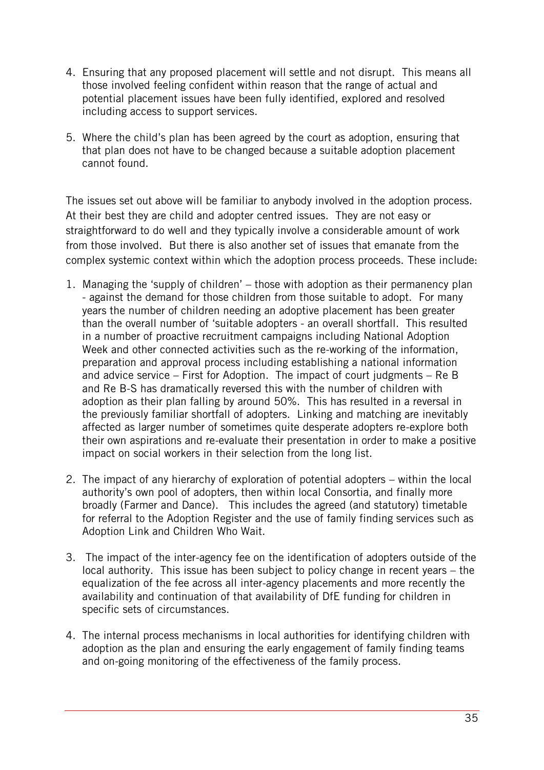4. Ensuring that any proposed placement will settle and not disrupt. This means all those involved feeling confident within reason that the range of actual and potential placement issues have been fully identified, explored and resolved including access to support services.

5. Where the child's plan has been agreed by the court as adoption, ensuring that that plan does not have to be changed because a suitable adoption placement cannot found.

The issues set out above will be familiar to anybody involved in the adoption process. At their best they are child and adopter centred issues. They are not easy or straightforward to do well and they typically involve a considerable amount of work from those involved. But there is also another set of issues that emanate from the complex systemic context within which the adoption process proceeds. These include:

1. Managing the 'supply of children' – those with adoption as their permanency plan - against the demand for those children from those suitable to adopt. For many years the number of children needing an adoptive placement has been greater than the overall number of 'suitable adopters - an overall shortfall. This resulted in a number of proactive recruitment campaigns including National Adoption Week and other connected activities such as the re-working of the information, preparation and approval process including establishing a national information and advice service – First for Adoption. The impact of court judgments – Re B and Re B-S has dramatically reversed this with the number of children with adoption as their plan falling by around 50%. This has resulted in a reversal in the previously familiar shortfall of adopters. Linking and matching are inevitably affected as larger number of sometimes quite desperate adopters re-explore both their own aspirations and re-evaluate their presentation in order to make a positive impact on social workers in their selection from the long list.

2. The impact of any hierarchy of exploration of potential adopters – within the local authority's own pool of adopters, then within local Consortia, and finally more broadly (Farmer and Dance). This includes the agreed (and statutory) timetable for referral to the Adoption Register and the use of family finding services such as Adoption Link and Children Who Wait.

3. The impact of the inter-agency fee on the identification of adopters outside of the local authority. This issue has been subject to policy change in recent years – the equalization of the fee across all inter-agency placements and more recently the availability and continuation of that availability of DfE funding for children in specific sets of circumstances.

4. The internal process mechanisms in local authorities for identifying children with adoption as the plan and ensuring the early engagement of family finding teams and on-going monitoring of the effectiveness of the family process.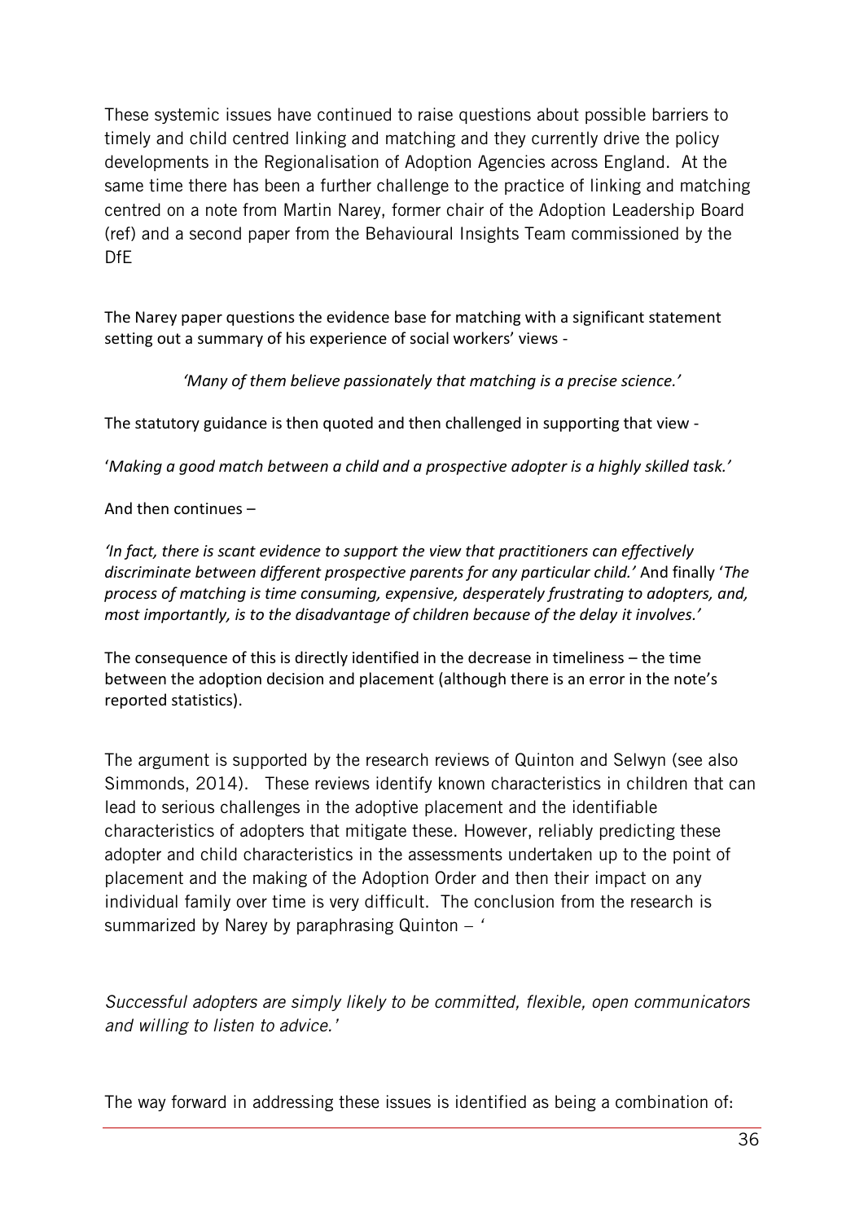These systemic issues have continued to raise questions about possible barriers to timely and child centred linking and matching and they currently drive the policy developments in the Regionalisation of Adoption Agencies across England. At the same time there has been a further challenge to the practice of linking and matching centred on a note from Martin Narey, former chair of the Adoption Leadership Board (ref) and a second paper from the Behavioural Insights Team commissioned by the DfE

The Narey paper questions the evidence base for matching with a significant statement setting out a summary of his experience of social workers' views -

*'Many of them believe passionately that matching is a precise science.'*

The statutory guidance is then quoted and then challenged in supporting that view -

'*Making a good match between a child and a prospective adopter is a highly skilled task.'*

And then continues –

*'In fact, there is scant evidence to support the view that practitioners can effectively discriminate between different prospective parents for any particular child.'* And finally '*The process of matching is time consuming, expensive, desperately frustrating to adopters, and, most importantly, is to the disadvantage of children because of the delay it involves.'*

The consequence of this is directly identified in the decrease in timeliness – the time between the adoption decision and placement (although there is an error in the note's reported statistics).

The argument is supported by the research reviews of Quinton and Selwyn (see also Simmonds, 2014). These reviews identify known characteristics in children that can lead to serious challenges in the adoptive placement and the identifiable characteristics of adopters that mitigate these. However, reliably predicting these adopter and child characteristics in the assessments undertaken up to the point of placement and the making of the Adoption Order and then their impact on any individual family over time is very difficult. The conclusion from the research is summarized by Narey by paraphrasing Quinton – '

*Successful adopters are simply likely to be committed, flexible, open communicators and willing to listen to advice.'*

The way forward in addressing these issues is identified as being a combination of: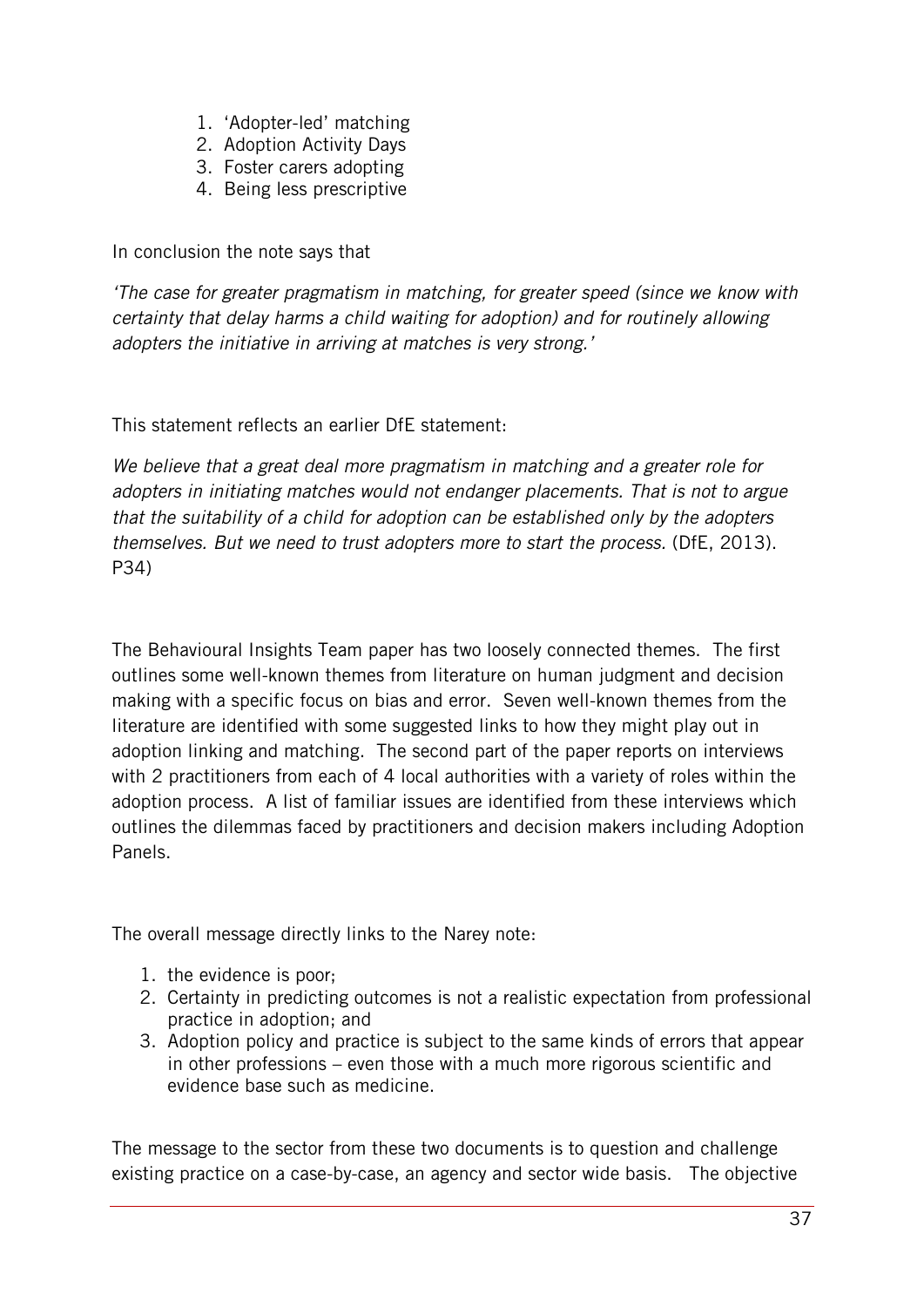1. 'Adopter-led' matching
2. Adoption Activity Days
3. Foster carers adopting
4. Being less prescriptive

In conclusion the note says that

*'The case for greater pragmatism in matching, for greater speed (since we know with certainty that delay harms a child waiting for adoption) and for routinely allowing adopters the initiative in arriving at matches is very strong.'*

This statement reflects an earlier DfE statement:

*We believe that a great deal more pragmatism in matching and a greater role for adopters in initiating matches would not endanger placements. That is not to argue that the suitability of a child for adoption can be established only by the adopters themselves. But we need to trust adopters more to start the process.* (DfE, 2013). P34)

The Behavioural Insights Team paper has two loosely connected themes. The first outlines some well-known themes from literature on human judgment and decision making with a specific focus on bias and error. Seven well-known themes from the literature are identified with some suggested links to how they might play out in adoption linking and matching. The second part of the paper reports on interviews with 2 practitioners from each of 4 local authorities with a variety of roles within the adoption process. A list of familiar issues are identified from these interviews which outlines the dilemmas faced by practitioners and decision makers including Adoption Panels.

The overall message directly links to the Narey note:

1. the evidence is poor;
2. Certainty in predicting outcomes is not a realistic expectation from professional practice in adoption; and
3. Adoption policy and practice is subject to the same kinds of errors that appear in other professions – even those with a much more rigorous scientific and evidence base such as medicine.

The message to the sector from these two documents is to question and challenge existing practice on a case-by-case, an agency and sector wide basis. The objective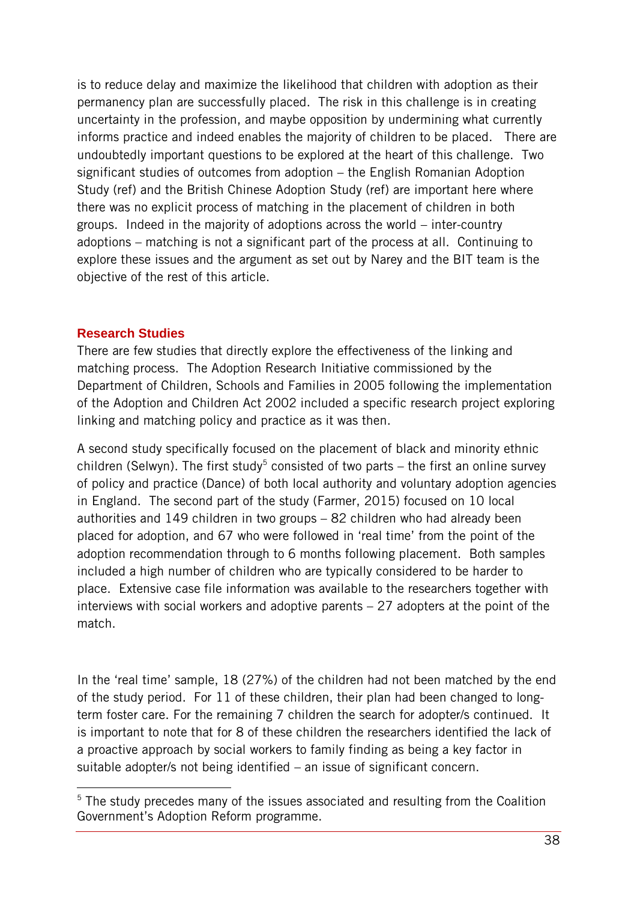is to reduce delay and maximize the likelihood that children with adoption as their permanency plan are successfully placed. The risk in this challenge is in creating uncertainty in the profession, and maybe opposition by undermining what currently informs practice and indeed enables the majority of children to be placed. There are undoubtedly important questions to be explored at the heart of this challenge. Two significant studies of outcomes from adoption – the English Romanian Adoption Study (ref) and the British Chinese Adoption Study (ref) are important here where there was no explicit process of matching in the placement of children in both groups. Indeed in the majority of adoptions across the world – inter-country adoptions – matching is not a significant part of the process at all. Continuing to explore these issues and the argument as set out by Narey and the BIT team is the objective of the rest of this article.

## Research Studies

There are few studies that directly explore the effectiveness of the linking and matching process. The Adoption Research Initiative commissioned by the Department of Children, Schools and Families in 2005 following the implementation of the Adoption and Children Act 2002 included a specific research project exploring linking and matching policy and practice as it was then.

A second study specifically focused on the placement of black and minority ethnic children (Selwyn). The first study[5] consisted of two parts – the first an online survey of policy and practice (Dance) of both local authority and voluntary adoption agencies in England. The second part of the study (Farmer, 2015) focused on 10 local authorities and 149 children in two groups – 82 children who had already been placed for adoption, and 67 who were followed in 'real time' from the point of the adoption recommendation through to 6 months following placement. Both samples included a high number of children who are typically considered to be harder to place. Extensive case file information was available to the researchers together with interviews with social workers and adoptive parents – 27 adopters at the point of the match.

In the 'real time' sample, 18 (27%) of the children had not been matched by the end of the study period. For 11 of these children, their plan had been changed to long-term foster care. For the remaining 7 children the search for adopter/s continued. It is important to note that for 8 of these children the researchers identified the lack of a proactive approach by social workers to family finding as being a key factor in suitable adopter/s not being identified – an issue of significant concern.

[5] The study precedes many of the issues associated and resulting from the Coalition Government's Adoption Reform programme.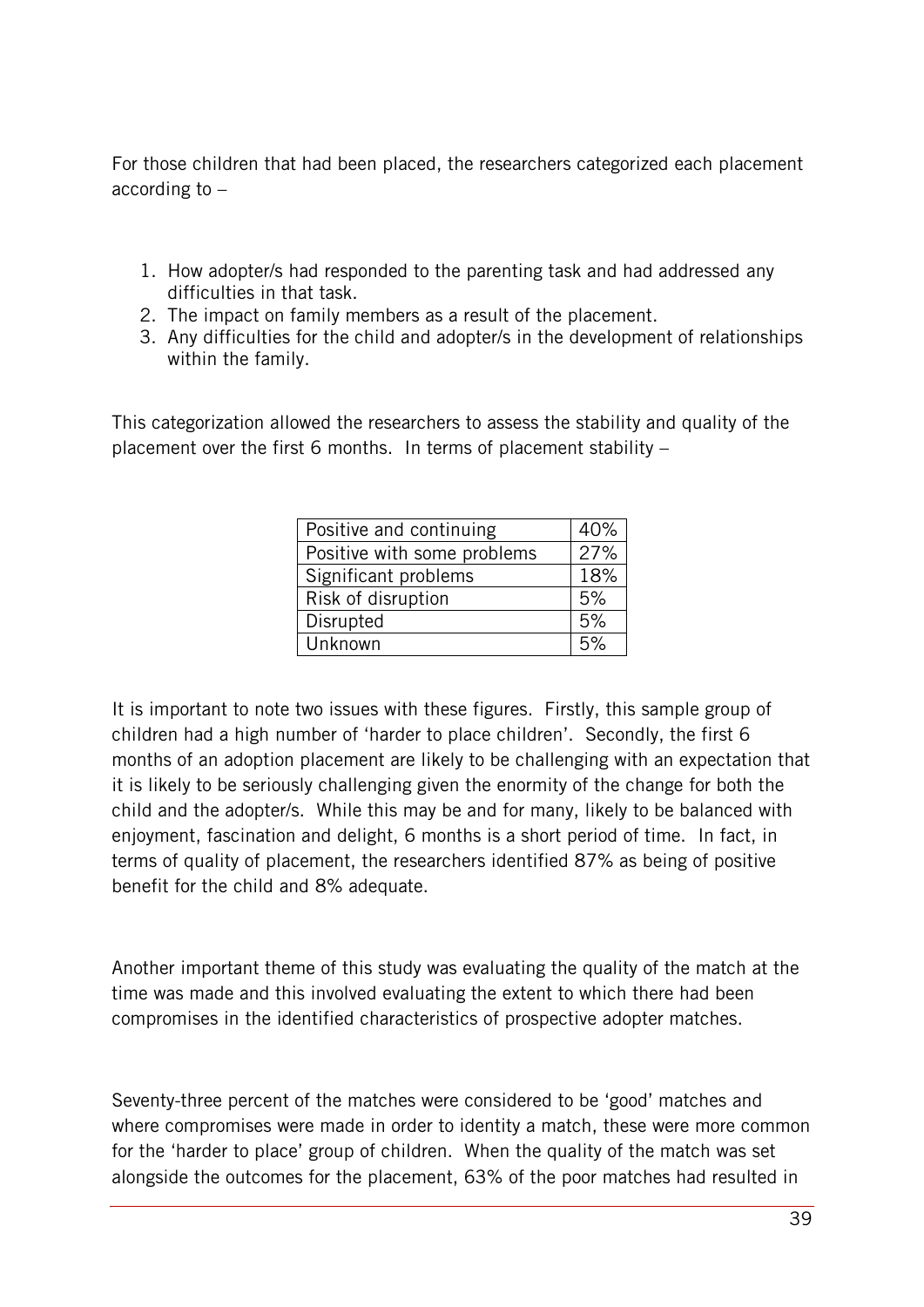For those children that had been placed, the researchers categorized each placement according to –

1. How adopter/s had responded to the parenting task and had addressed any difficulties in that task.
2. The impact on family members as a result of the placement.
3. Any difficulties for the child and adopter/s in the development of relationships within the family.

This categorization allowed the researchers to assess the stability and quality of the placement over the first 6 months. In terms of placement stability –

| | |
|---|---|
| Positive and continuing | 40% |
| Positive with some problems | 27% |
| Significant problems | 18% |
| Risk of disruption | 5% |
| Disrupted | 5% |
| Unknown | 5% |

It is important to note two issues with these figures. Firstly, this sample group of children had a high number of 'harder to place children'. Secondly, the first 6 months of an adoption placement are likely to be challenging with an expectation that it is likely to be seriously challenging given the enormity of the change for both the child and the adopter/s. While this may be and for many, likely to be balanced with enjoyment, fascination and delight, 6 months is a short period of time. In fact, in terms of quality of placement, the researchers identified 87% as being of positive benefit for the child and 8% adequate.

Another important theme of this study was evaluating the quality of the match at the time was made and this involved evaluating the extent to which there had been compromises in the identified characteristics of prospective adopter matches.

Seventy-three percent of the matches were considered to be 'good' matches and where compromises were made in order to identity a match, these were more common for the 'harder to place' group of children. When the quality of the match was set alongside the outcomes for the placement, 63% of the poor matches had resulted in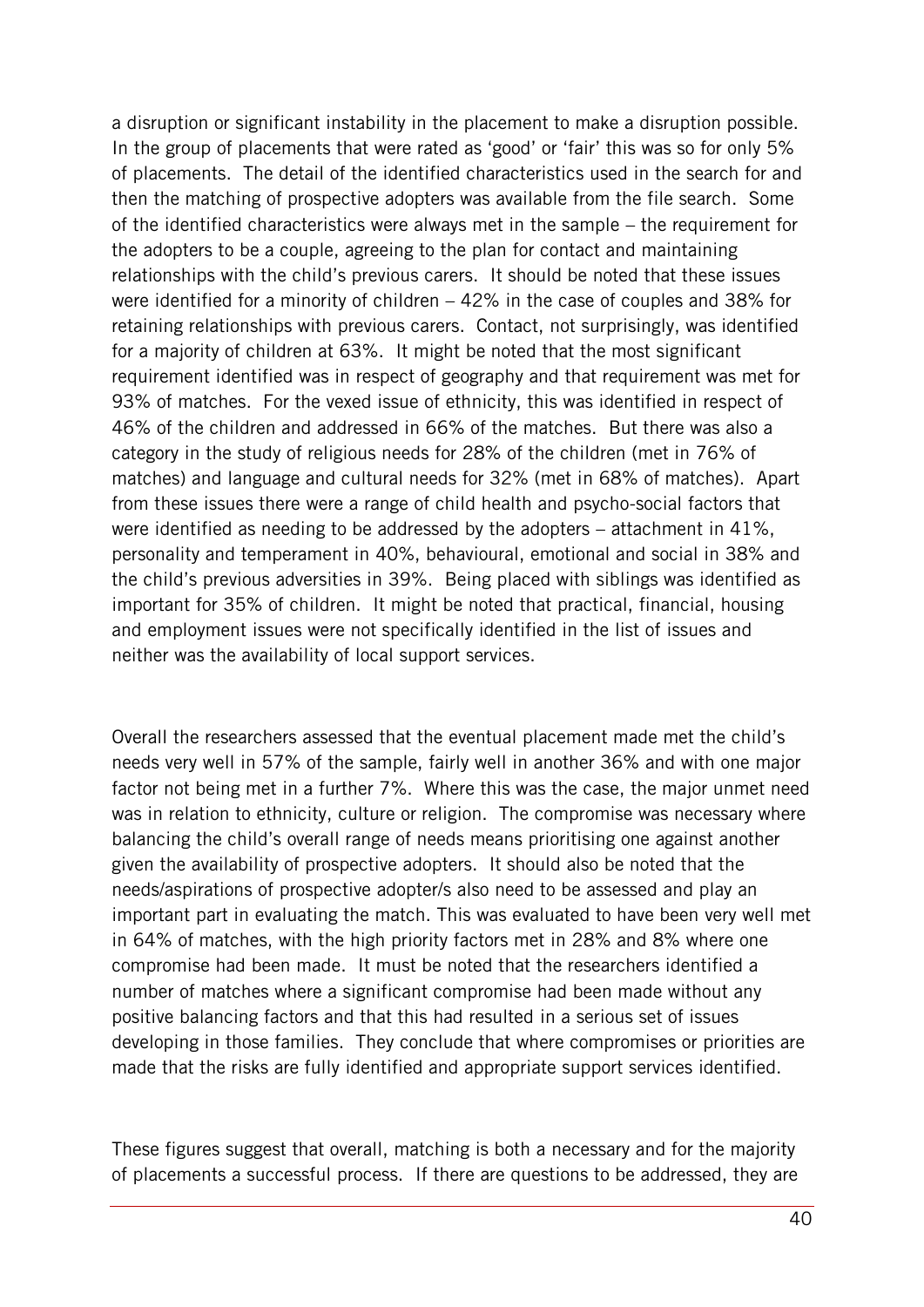a disruption or significant instability in the placement to make a disruption possible. In the group of placements that were rated as 'good' or 'fair' this was so for only 5% of placements. The detail of the identified characteristics used in the search for and then the matching of prospective adopters was available from the file search. Some of the identified characteristics were always met in the sample – the requirement for the adopters to be a couple, agreeing to the plan for contact and maintaining relationships with the child's previous carers. It should be noted that these issues were identified for a minority of children – 42% in the case of couples and 38% for retaining relationships with previous carers. Contact, not surprisingly, was identified for a majority of children at 63%. It might be noted that the most significant requirement identified was in respect of geography and that requirement was met for 93% of matches. For the vexed issue of ethnicity, this was identified in respect of 46% of the children and addressed in 66% of the matches. But there was also a category in the study of religious needs for 28% of the children (met in 76% of matches) and language and cultural needs for 32% (met in 68% of matches). Apart from these issues there were a range of child health and psycho-social factors that were identified as needing to be addressed by the adopters – attachment in 41%, personality and temperament in 40%, behavioural, emotional and social in 38% and the child's previous adversities in 39%. Being placed with siblings was identified as important for 35% of children. It might be noted that practical, financial, housing and employment issues were not specifically identified in the list of issues and neither was the availability of local support services.

Overall the researchers assessed that the eventual placement made met the child's needs very well in 57% of the sample, fairly well in another 36% and with one major factor not being met in a further 7%. Where this was the case, the major unmet need was in relation to ethnicity, culture or religion. The compromise was necessary where balancing the child's overall range of needs means prioritising one against another given the availability of prospective adopters. It should also be noted that the needs/aspirations of prospective adopter/s also need to be assessed and play an important part in evaluating the match. This was evaluated to have been very well met in 64% of matches, with the high priority factors met in 28% and 8% where one compromise had been made. It must be noted that the researchers identified a number of matches where a significant compromise had been made without any positive balancing factors and that this had resulted in a serious set of issues developing in those families. They conclude that where compromises or priorities are made that the risks are fully identified and appropriate support services identified.

These figures suggest that overall, matching is both a necessary and for the majority of placements a successful process. If there are questions to be addressed, they are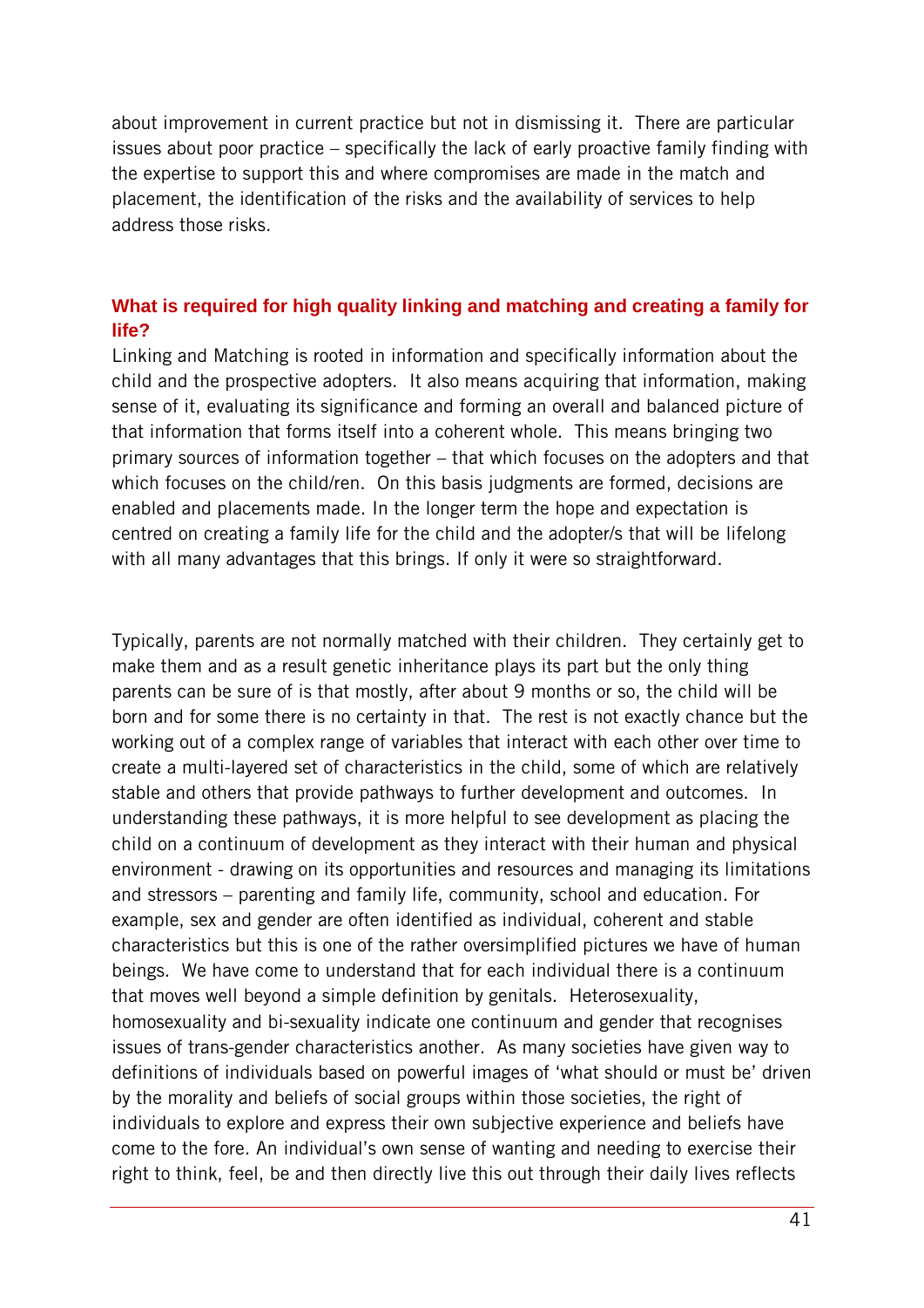about improvement in current practice but not in dismissing it. There are particular issues about poor practice – specifically the lack of early proactive family finding with the expertise to support this and where compromises are made in the match and placement, the identification of the risks and the availability of services to help address those risks.

### What is required for high quality linking and matching and creating a family for life?

Linking and Matching is rooted in information and specifically information about the child and the prospective adopters. It also means acquiring that information, making sense of it, evaluating its significance and forming an overall and balanced picture of that information that forms itself into a coherent whole. This means bringing two primary sources of information together – that which focuses on the adopters and that which focuses on the child/ren. On this basis judgments are formed, decisions are enabled and placements made. In the longer term the hope and expectation is centred on creating a family life for the child and the adopter/s that will be lifelong with all many advantages that this brings. If only it were so straightforward.

Typically, parents are not normally matched with their children. They certainly get to make them and as a result genetic inheritance plays its part but the only thing parents can be sure of is that mostly, after about 9 months or so, the child will be born and for some there is no certainty in that. The rest is not exactly chance but the working out of a complex range of variables that interact with each other over time to create a multi-layered set of characteristics in the child, some of which are relatively stable and others that provide pathways to further development and outcomes. In understanding these pathways, it is more helpful to see development as placing the child on a continuum of development as they interact with their human and physical environment - drawing on its opportunities and resources and managing its limitations and stressors – parenting and family life, community, school and education. For example, sex and gender are often identified as individual, coherent and stable characteristics but this is one of the rather oversimplified pictures we have of human beings. We have come to understand that for each individual there is a continuum that moves well beyond a simple definition by genitals. Heterosexuality, homosexuality and bi-sexuality indicate one continuum and gender that recognises issues of trans-gender characteristics another. As many societies have given way to definitions of individuals based on powerful images of 'what should or must be' driven by the morality and beliefs of social groups within those societies, the right of individuals to explore and express their own subjective experience and beliefs have come to the fore. An individual's own sense of wanting and needing to exercise their right to think, feel, be and then directly live this out through their daily lives reflects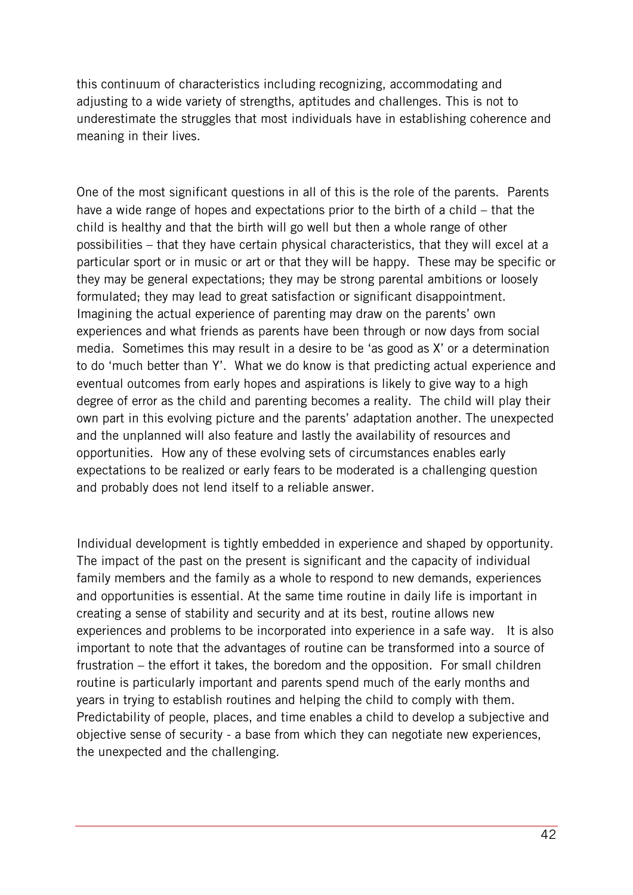this continuum of characteristics including recognizing, accommodating and adjusting to a wide variety of strengths, aptitudes and challenges. This is not to underestimate the struggles that most individuals have in establishing coherence and meaning in their lives.

One of the most significant questions in all of this is the role of the parents. Parents have a wide range of hopes and expectations prior to the birth of a child – that the child is healthy and that the birth will go well but then a whole range of other possibilities – that they have certain physical characteristics, that they will excel at a particular sport or in music or art or that they will be happy. These may be specific or they may be general expectations; they may be strong parental ambitions or loosely formulated; they may lead to great satisfaction or significant disappointment. Imagining the actual experience of parenting may draw on the parents' own experiences and what friends as parents have been through or now days from social media. Sometimes this may result in a desire to be 'as good as X' or a determination to do 'much better than Y'. What we do know is that predicting actual experience and eventual outcomes from early hopes and aspirations is likely to give way to a high degree of error as the child and parenting becomes a reality. The child will play their own part in this evolving picture and the parents' adaptation another. The unexpected and the unplanned will also feature and lastly the availability of resources and opportunities. How any of these evolving sets of circumstances enables early expectations to be realized or early fears to be moderated is a challenging question and probably does not lend itself to a reliable answer.

Individual development is tightly embedded in experience and shaped by opportunity. The impact of the past on the present is significant and the capacity of individual family members and the family as a whole to respond to new demands, experiences and opportunities is essential. At the same time routine in daily life is important in creating a sense of stability and security and at its best, routine allows new experiences and problems to be incorporated into experience in a safe way. It is also important to note that the advantages of routine can be transformed into a source of frustration – the effort it takes, the boredom and the opposition. For small children routine is particularly important and parents spend much of the early months and years in trying to establish routines and helping the child to comply with them. Predictability of people, places, and time enables a child to develop a subjective and objective sense of security - a base from which they can negotiate new experiences, the unexpected and the challenging.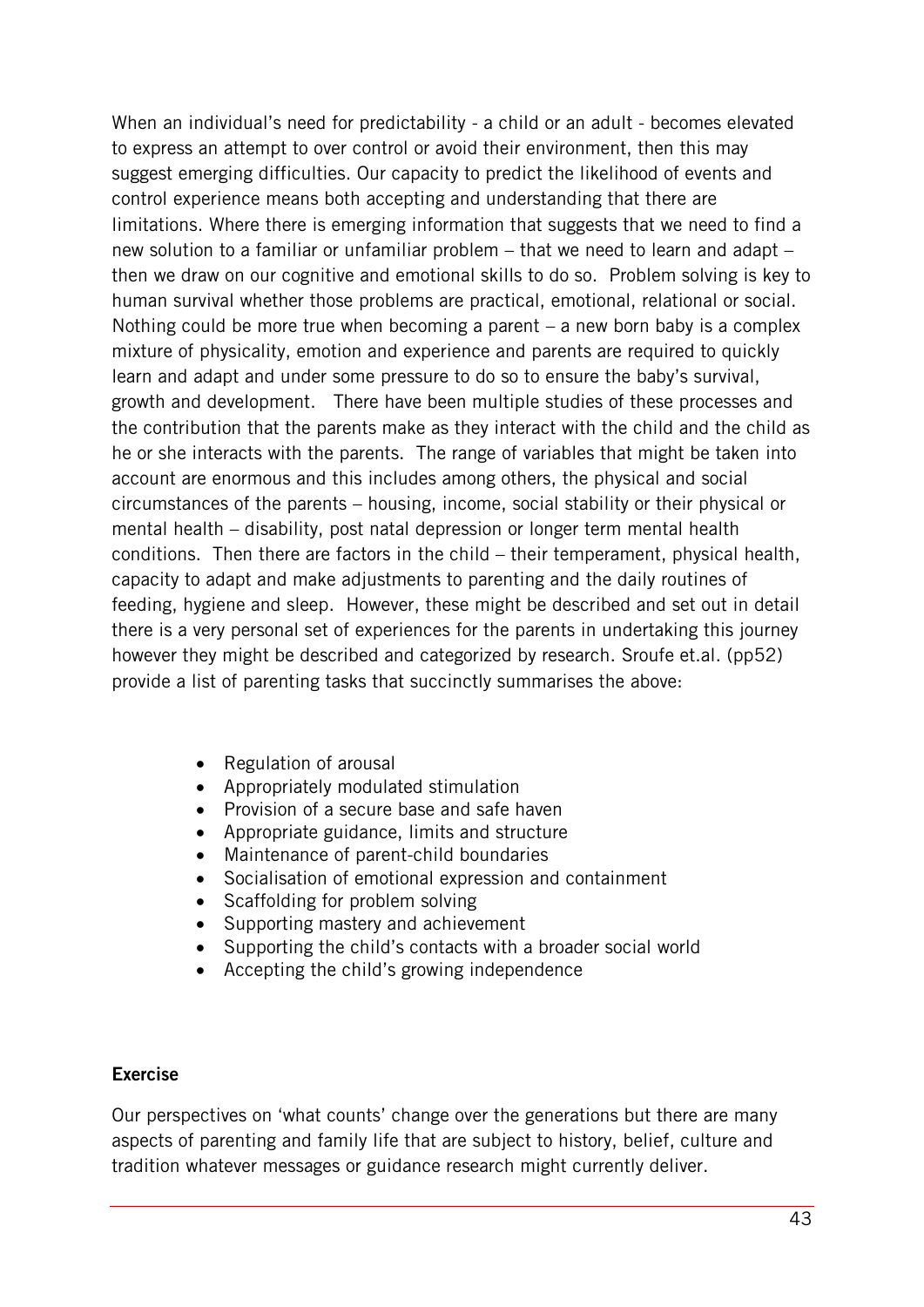When an individual's need for predictability - a child or an adult - becomes elevated to express an attempt to over control or avoid their environment, then this may suggest emerging difficulties. Our capacity to predict the likelihood of events and control experience means both accepting and understanding that there are limitations. Where there is emerging information that suggests that we need to find a new solution to a familiar or unfamiliar problem – that we need to learn and adapt – then we draw on our cognitive and emotional skills to do so. Problem solving is key to human survival whether those problems are practical, emotional, relational or social. Nothing could be more true when becoming a parent – a new born baby is a complex mixture of physicality, emotion and experience and parents are required to quickly learn and adapt and under some pressure to do so to ensure the baby's survival, growth and development. There have been multiple studies of these processes and the contribution that the parents make as they interact with the child and the child as he or she interacts with the parents. The range of variables that might be taken into account are enormous and this includes among others, the physical and social circumstances of the parents – housing, income, social stability or their physical or mental health – disability, post natal depression or longer term mental health conditions. Then there are factors in the child – their temperament, physical health, capacity to adapt and make adjustments to parenting and the daily routines of feeding, hygiene and sleep. However, these might be described and set out in detail there is a very personal set of experiences for the parents in undertaking this journey however they might be described and categorized by research. Sroufe et.al. (pp52) provide a list of parenting tasks that succinctly summarises the above:

- Regulation of arousal
- Appropriately modulated stimulation
- Provision of a secure base and safe haven
- Appropriate guidance, limits and structure
- Maintenance of parent-child boundaries
- Socialisation of emotional expression and containment
- Scaffolding for problem solving
- Supporting mastery and achievement
- Supporting the child's contacts with a broader social world
- Accepting the child's growing independence

**Exercise**

Our perspectives on 'what counts' change over the generations but there are many aspects of parenting and family life that are subject to history, belief, culture and tradition whatever messages or guidance research might currently deliver.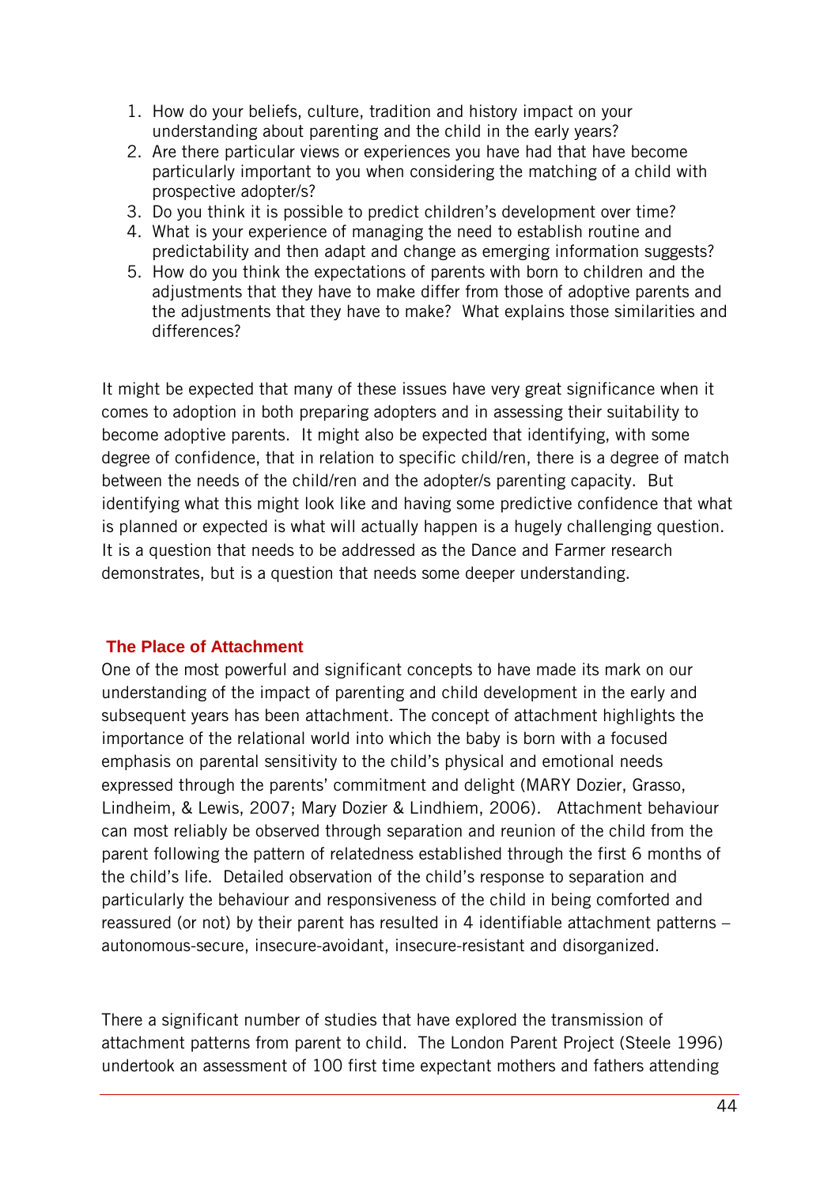1. How do your beliefs, culture, tradition and history impact on your understanding about parenting and the child in the early years?
2. Are there particular views or experiences you have had that have become particularly important to you when considering the matching of a child with prospective adopter/s?
3. Do you think it is possible to predict children's development over time?
4. What is your experience of managing the need to establish routine and predictability and then adapt and change as emerging information suggests?
5. How do you think the expectations of parents with born to children and the adjustments that they have to make differ from those of adoptive parents and the adjustments that they have to make? What explains those similarities and differences?

It might be expected that many of these issues have very great significance when it comes to adoption in both preparing adopters and in assessing their suitability to become adoptive parents. It might also be expected that identifying, with some degree of confidence, that in relation to specific child/ren, there is a degree of match between the needs of the child/ren and the adopter/s parenting capacity. But identifying what this might look like and having some predictive confidence that what is planned or expected is what will actually happen is a hugely challenging question. It is a question that needs to be addressed as the Dance and Farmer research demonstrates, but is a question that needs some deeper understanding.

## The Place of Attachment

One of the most powerful and significant concepts to have made its mark on our understanding of the impact of parenting and child development in the early and subsequent years has been attachment. The concept of attachment highlights the importance of the relational world into which the baby is born with a focused emphasis on parental sensitivity to the child's physical and emotional needs expressed through the parents' commitment and delight (MARY Dozier, Grasso, Lindheim, & Lewis, 2007; Mary Dozier & Lindhiem, 2006). Attachment behaviour can most reliably be observed through separation and reunion of the child from the parent following the pattern of relatedness established through the first 6 months of the child's life. Detailed observation of the child's response to separation and particularly the behaviour and responsiveness of the child in being comforted and reassured (or not) by their parent has resulted in 4 identifiable attachment patterns – autonomous-secure, insecure-avoidant, insecure-resistant and disorganized.

There a significant number of studies that have explored the transmission of attachment patterns from parent to child. The London Parent Project (Steele 1996) undertook an assessment of 100 first time expectant mothers and fathers attending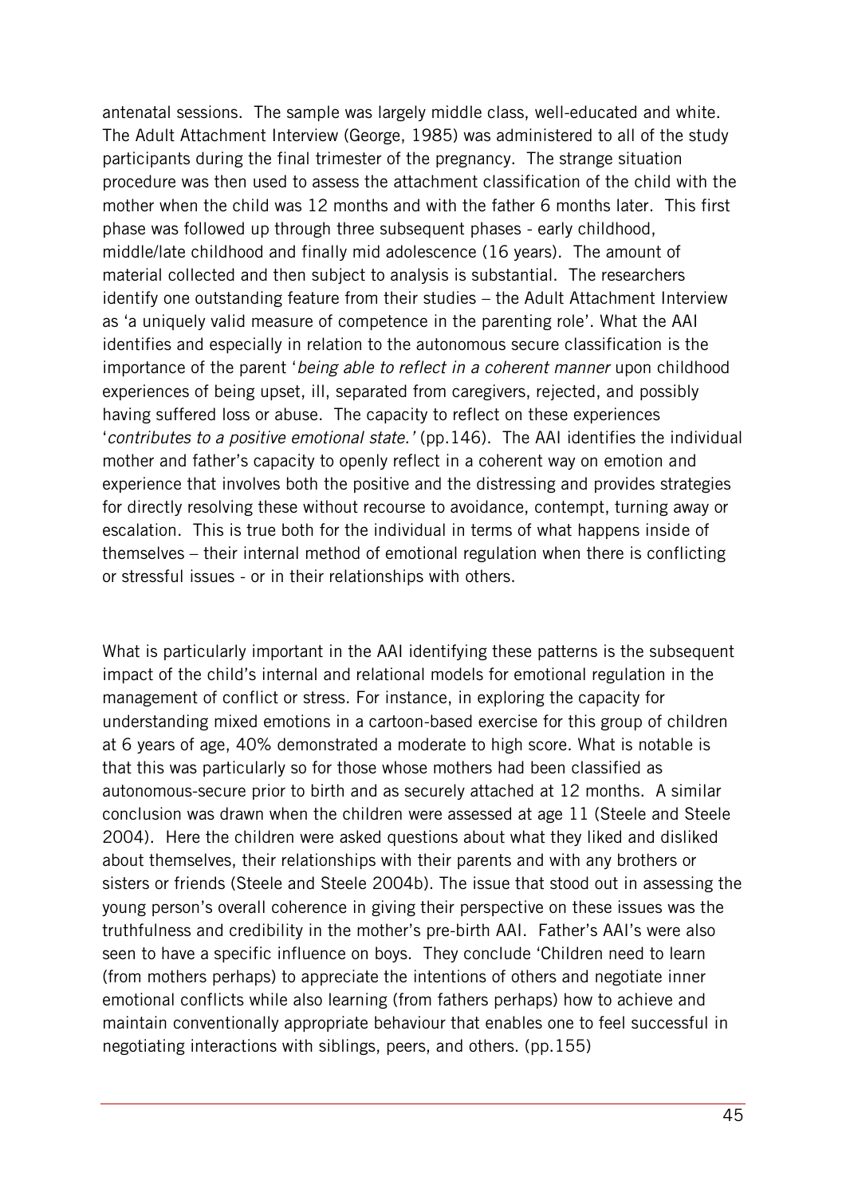antenatal sessions. The sample was largely middle class, well-educated and white. The Adult Attachment Interview (George, 1985) was administered to all of the study participants during the final trimester of the pregnancy. The strange situation procedure was then used to assess the attachment classification of the child with the mother when the child was 12 months and with the father 6 months later. This first phase was followed up through three subsequent phases - early childhood, middle/late childhood and finally mid adolescence (16 years). The amount of material collected and then subject to analysis is substantial. The researchers identify one outstanding feature from their studies – the Adult Attachment Interview as 'a uniquely valid measure of competence in the parenting role'. What the AAI identifies and especially in relation to the autonomous secure classification is the importance of the parent '*being able to reflect in a coherent manner* upon childhood experiences of being upset, ill, separated from caregivers, rejected, and possibly having suffered loss or abuse. The capacity to reflect on these experiences '*contributes to a positive emotional state.'* (pp.146). The AAI identifies the individual mother and father's capacity to openly reflect in a coherent way on emotion and experience that involves both the positive and the distressing and provides strategies for directly resolving these without recourse to avoidance, contempt, turning away or escalation. This is true both for the individual in terms of what happens inside of themselves – their internal method of emotional regulation when there is conflicting or stressful issues - or in their relationships with others.

What is particularly important in the AAI identifying these patterns is the subsequent impact of the child's internal and relational models for emotional regulation in the management of conflict or stress. For instance, in exploring the capacity for understanding mixed emotions in a cartoon-based exercise for this group of children at 6 years of age, 40% demonstrated a moderate to high score. What is notable is that this was particularly so for those whose mothers had been classified as autonomous-secure prior to birth and as securely attached at 12 months. A similar conclusion was drawn when the children were assessed at age 11 (Steele and Steele 2004). Here the children were asked questions about what they liked and disliked about themselves, their relationships with their parents and with any brothers or sisters or friends (Steele and Steele 2004b). The issue that stood out in assessing the young person's overall coherence in giving their perspective on these issues was the truthfulness and credibility in the mother's pre-birth AAI. Father's AAI's were also seen to have a specific influence on boys. They conclude 'Children need to learn (from mothers perhaps) to appreciate the intentions of others and negotiate inner emotional conflicts while also learning (from fathers perhaps) how to achieve and maintain conventionally appropriate behaviour that enables one to feel successful in negotiating interactions with siblings, peers, and others. (pp.155)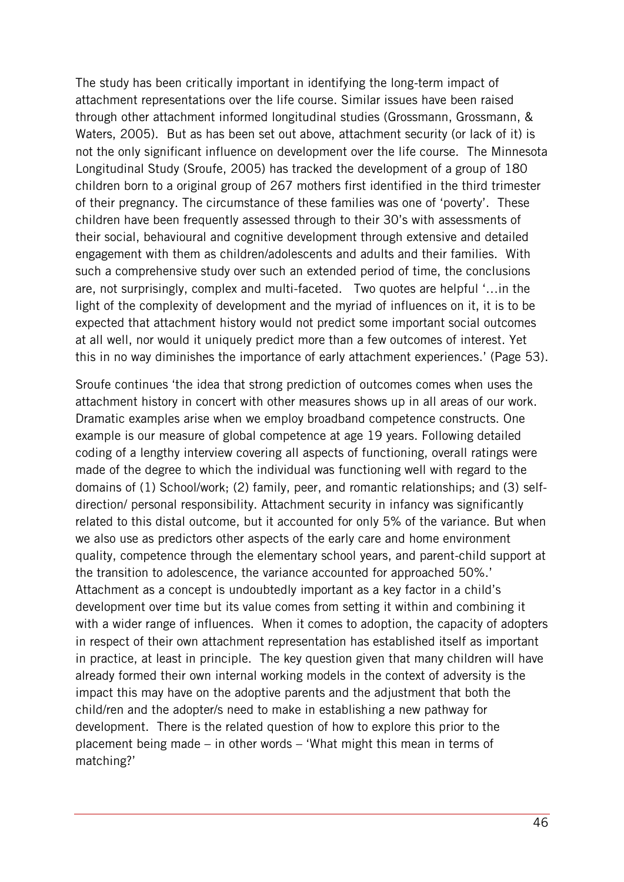The study has been critically important in identifying the long-term impact of attachment representations over the life course. Similar issues have been raised through other attachment informed longitudinal studies (Grossmann, Grossmann, & Waters, 2005). But as has been set out above, attachment security (or lack of it) is not the only significant influence on development over the life course. The Minnesota Longitudinal Study (Sroufe, 2005) has tracked the development of a group of 180 children born to a original group of 267 mothers first identified in the third trimester of their pregnancy. The circumstance of these families was one of 'poverty'. These children have been frequently assessed through to their 30's with assessments of their social, behavioural and cognitive development through extensive and detailed engagement with them as children/adolescents and adults and their families. With such a comprehensive study over such an extended period of time, the conclusions are, not surprisingly, complex and multi-faceted. Two quotes are helpful '…in the light of the complexity of development and the myriad of influences on it, it is to be expected that attachment history would not predict some important social outcomes at all well, nor would it uniquely predict more than a few outcomes of interest. Yet this in no way diminishes the importance of early attachment experiences.' (Page 53).

Sroufe continues 'the idea that strong prediction of outcomes comes when uses the attachment history in concert with other measures shows up in all areas of our work. Dramatic examples arise when we employ broadband competence constructs. One example is our measure of global competence at age 19 years. Following detailed coding of a lengthy interview covering all aspects of functioning, overall ratings were made of the degree to which the individual was functioning well with regard to the domains of (1) School/work; (2) family, peer, and romantic relationships; and (3) self-direction/ personal responsibility. Attachment security in infancy was significantly related to this distal outcome, but it accounted for only 5% of the variance. But when we also use as predictors other aspects of the early care and home environment quality, competence through the elementary school years, and parent-child support at the transition to adolescence, the variance accounted for approached 50%.' Attachment as a concept is undoubtedly important as a key factor in a child's development over time but its value comes from setting it within and combining it with a wider range of influences. When it comes to adoption, the capacity of adopters in respect of their own attachment representation has established itself as important in practice, at least in principle. The key question given that many children will have already formed their own internal working models in the context of adversity is the impact this may have on the adoptive parents and the adjustment that both the child/ren and the adopter/s need to make in establishing a new pathway for development. There is the related question of how to explore this prior to the placement being made – in other words – 'What might this mean in terms of matching?'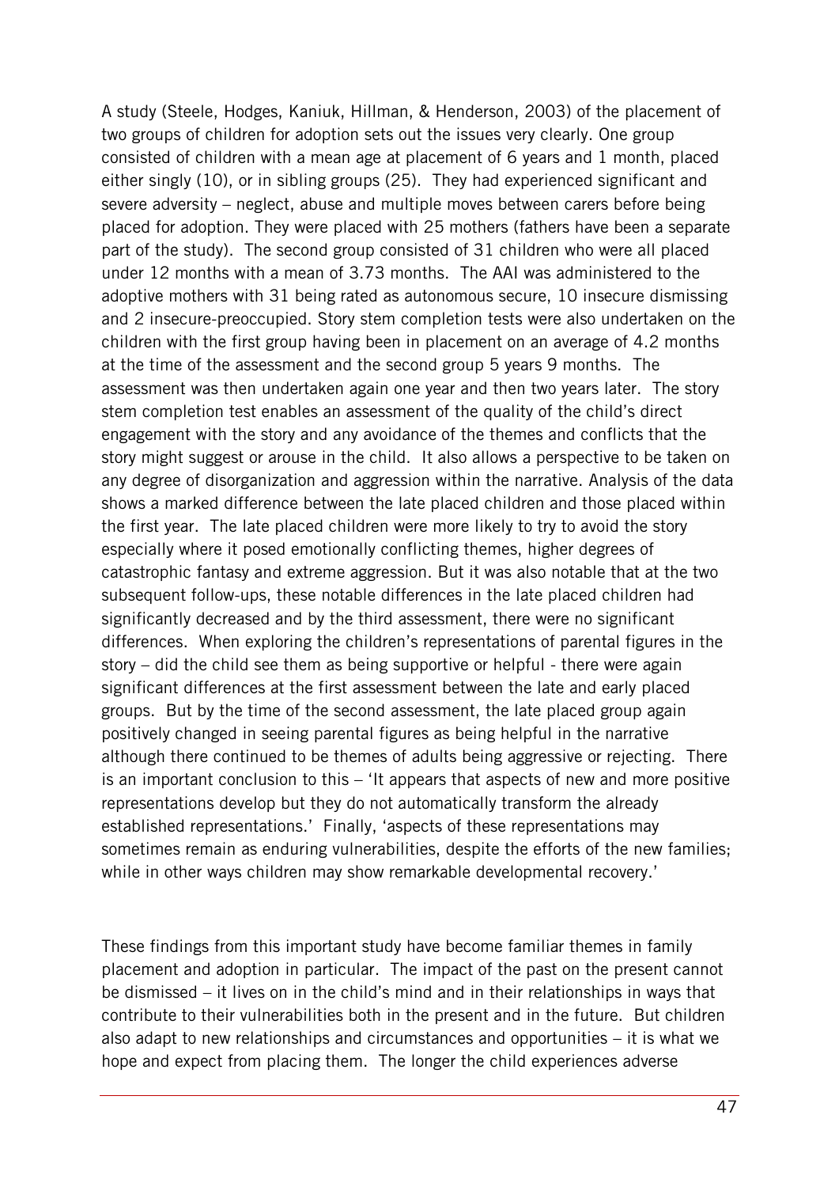A study (Steele, Hodges, Kaniuk, Hillman, & Henderson, 2003) of the placement of two groups of children for adoption sets out the issues very clearly. One group consisted of children with a mean age at placement of 6 years and 1 month, placed either singly (10), or in sibling groups (25). They had experienced significant and severe adversity – neglect, abuse and multiple moves between carers before being placed for adoption. They were placed with 25 mothers (fathers have been a separate part of the study). The second group consisted of 31 children who were all placed under 12 months with a mean of 3.73 months. The AAI was administered to the adoptive mothers with 31 being rated as autonomous secure, 10 insecure dismissing and 2 insecure-preoccupied. Story stem completion tests were also undertaken on the children with the first group having been in placement on an average of 4.2 months at the time of the assessment and the second group 5 years 9 months. The assessment was then undertaken again one year and then two years later. The story stem completion test enables an assessment of the quality of the child's direct engagement with the story and any avoidance of the themes and conflicts that the story might suggest or arouse in the child. It also allows a perspective to be taken on any degree of disorganization and aggression within the narrative. Analysis of the data shows a marked difference between the late placed children and those placed within the first year. The late placed children were more likely to try to avoid the story especially where it posed emotionally conflicting themes, higher degrees of catastrophic fantasy and extreme aggression. But it was also notable that at the two subsequent follow-ups, these notable differences in the late placed children had significantly decreased and by the third assessment, there were no significant differences. When exploring the children's representations of parental figures in the story – did the child see them as being supportive or helpful - there were again significant differences at the first assessment between the late and early placed groups. But by the time of the second assessment, the late placed group again positively changed in seeing parental figures as being helpful in the narrative although there continued to be themes of adults being aggressive or rejecting. There is an important conclusion to this – 'It appears that aspects of new and more positive representations develop but they do not automatically transform the already established representations.' Finally, 'aspects of these representations may sometimes remain as enduring vulnerabilities, despite the efforts of the new families; while in other ways children may show remarkable developmental recovery.'

These findings from this important study have become familiar themes in family placement and adoption in particular. The impact of the past on the present cannot be dismissed – it lives on in the child's mind and in their relationships in ways that contribute to their vulnerabilities both in the present and in the future. But children also adapt to new relationships and circumstances and opportunities – it is what we hope and expect from placing them. The longer the child experiences adverse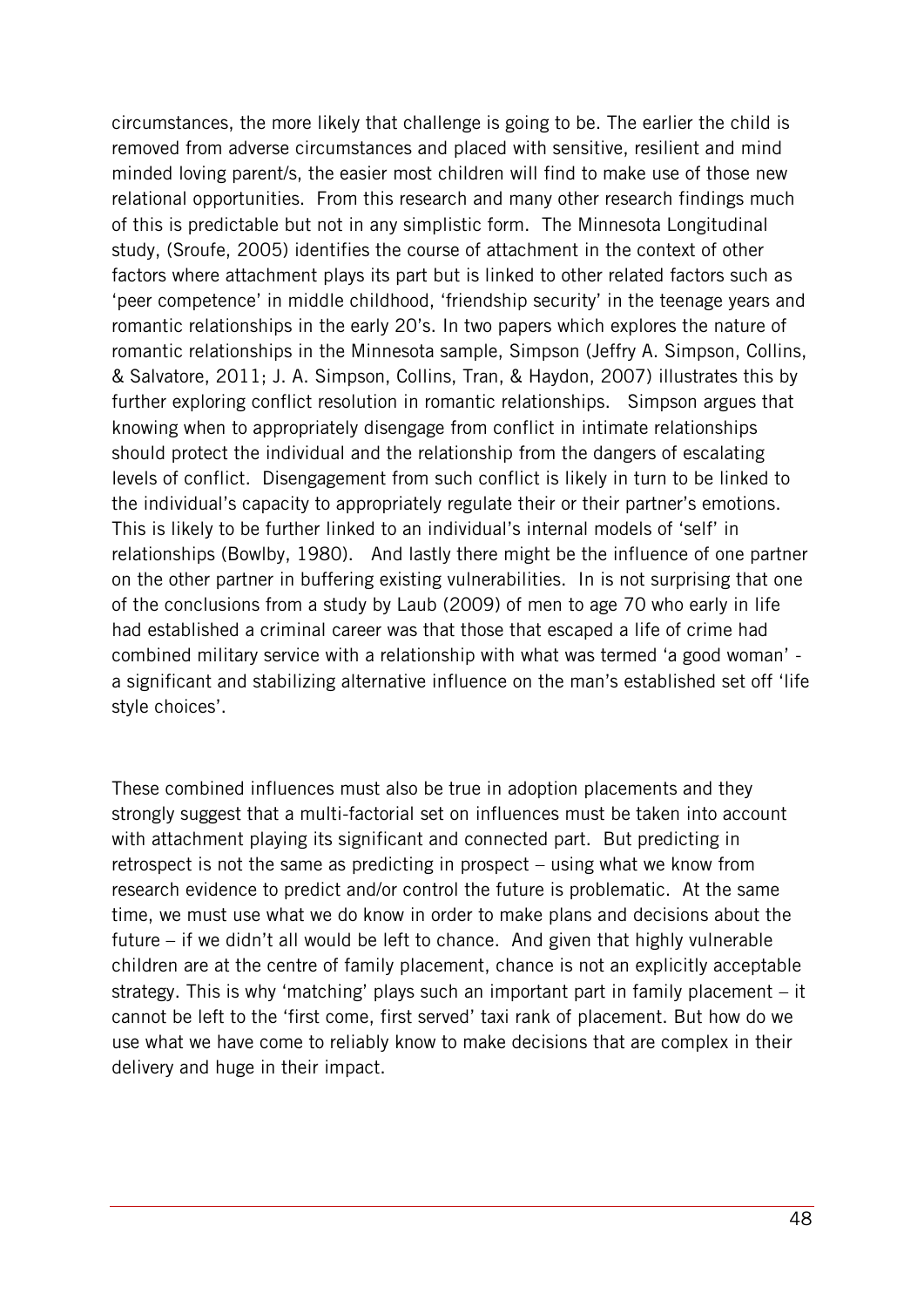circumstances, the more likely that challenge is going to be. The earlier the child is removed from adverse circumstances and placed with sensitive, resilient and mind minded loving parent/s, the easier most children will find to make use of those new relational opportunities. From this research and many other research findings much of this is predictable but not in any simplistic form. The Minnesota Longitudinal study, (Sroufe, 2005) identifies the course of attachment in the context of other factors where attachment plays its part but is linked to other related factors such as 'peer competence' in middle childhood, 'friendship security' in the teenage years and romantic relationships in the early 20's. In two papers which explores the nature of romantic relationships in the Minnesota sample, Simpson (Jeffry A. Simpson, Collins, & Salvatore, 2011; J. A. Simpson, Collins, Tran, & Haydon, 2007) illustrates this by further exploring conflict resolution in romantic relationships. Simpson argues that knowing when to appropriately disengage from conflict in intimate relationships should protect the individual and the relationship from the dangers of escalating levels of conflict. Disengagement from such conflict is likely in turn to be linked to the individual's capacity to appropriately regulate their or their partner's emotions. This is likely to be further linked to an individual's internal models of 'self' in relationships (Bowlby, 1980). And lastly there might be the influence of one partner on the other partner in buffering existing vulnerabilities. In is not surprising that one of the conclusions from a study by Laub (2009) of men to age 70 who early in life had established a criminal career was that those that escaped a life of crime had combined military service with a relationship with what was termed 'a good woman' - a significant and stabilizing alternative influence on the man's established set off 'life style choices'.

These combined influences must also be true in adoption placements and they strongly suggest that a multi-factorial set on influences must be taken into account with attachment playing its significant and connected part. But predicting in retrospect is not the same as predicting in prospect – using what we know from research evidence to predict and/or control the future is problematic. At the same time, we must use what we do know in order to make plans and decisions about the future – if we didn't all would be left to chance. And given that highly vulnerable children are at the centre of family placement, chance is not an explicitly acceptable strategy. This is why 'matching' plays such an important part in family placement – it cannot be left to the 'first come, first served' taxi rank of placement. But how do we use what we have come to reliably know to make decisions that are complex in their delivery and huge in their impact.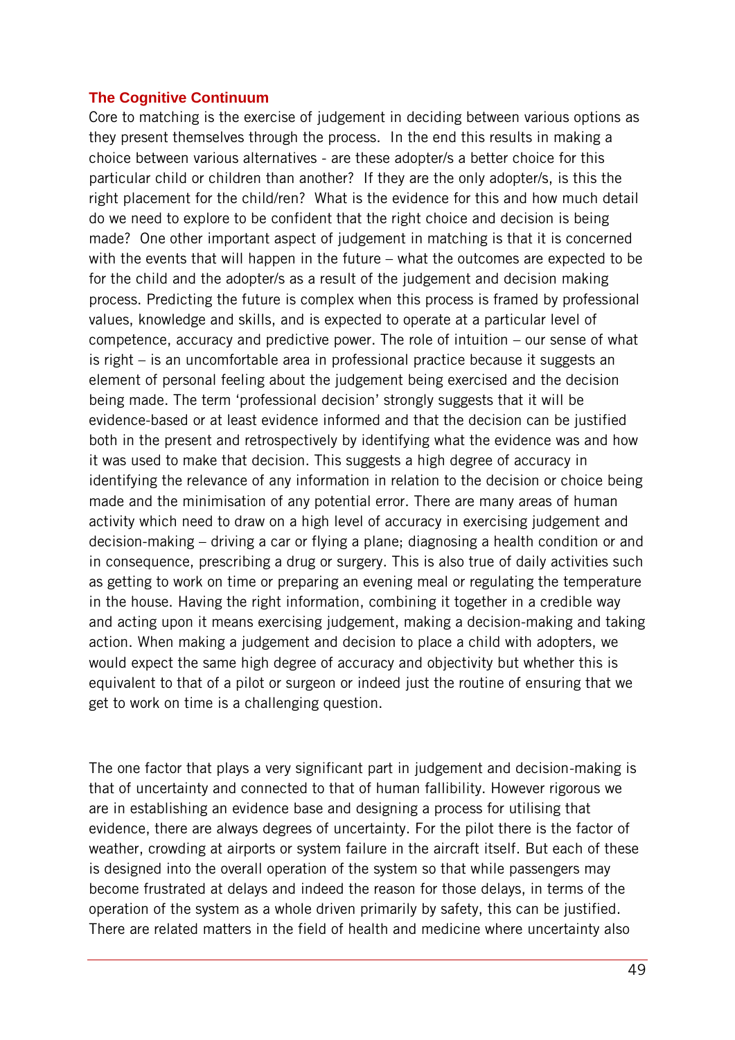## The Cognitive Continuum

Core to matching is the exercise of judgement in deciding between various options as they present themselves through the process. In the end this results in making a choice between various alternatives - are these adopter/s a better choice for this particular child or children than another? If they are the only adopter/s, is this the right placement for the child/ren? What is the evidence for this and how much detail do we need to explore to be confident that the right choice and decision is being made? One other important aspect of judgement in matching is that it is concerned with the events that will happen in the future – what the outcomes are expected to be for the child and the adopter/s as a result of the judgement and decision making process. Predicting the future is complex when this process is framed by professional values, knowledge and skills, and is expected to operate at a particular level of competence, accuracy and predictive power. The role of intuition – our sense of what is right – is an uncomfortable area in professional practice because it suggests an element of personal feeling about the judgement being exercised and the decision being made. The term 'professional decision' strongly suggests that it will be evidence-based or at least evidence informed and that the decision can be justified both in the present and retrospectively by identifying what the evidence was and how it was used to make that decision. This suggests a high degree of accuracy in identifying the relevance of any information in relation to the decision or choice being made and the minimisation of any potential error. There are many areas of human activity which need to draw on a high level of accuracy in exercising judgement and decision-making – driving a car or flying a plane; diagnosing a health condition or and in consequence, prescribing a drug or surgery. This is also true of daily activities such as getting to work on time or preparing an evening meal or regulating the temperature in the house. Having the right information, combining it together in a credible way and acting upon it means exercising judgement, making a decision-making and taking action. When making a judgement and decision to place a child with adopters, we would expect the same high degree of accuracy and objectivity but whether this is equivalent to that of a pilot or surgeon or indeed just the routine of ensuring that we get to work on time is a challenging question.

The one factor that plays a very significant part in judgement and decision-making is that of uncertainty and connected to that of human fallibility. However rigorous we are in establishing an evidence base and designing a process for utilising that evidence, there are always degrees of uncertainty. For the pilot there is the factor of weather, crowding at airports or system failure in the aircraft itself. But each of these is designed into the overall operation of the system so that while passengers may become frustrated at delays and indeed the reason for those delays, in terms of the operation of the system as a whole driven primarily by safety, this can be justified. There are related matters in the field of health and medicine where uncertainty also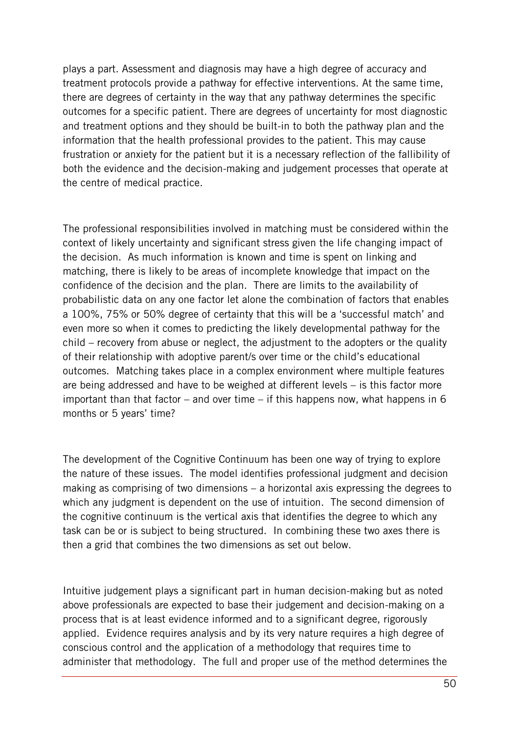plays a part. Assessment and diagnosis may have a high degree of accuracy and treatment protocols provide a pathway for effective interventions. At the same time, there are degrees of certainty in the way that any pathway determines the specific outcomes for a specific patient. There are degrees of uncertainty for most diagnostic and treatment options and they should be built-in to both the pathway plan and the information that the health professional provides to the patient. This may cause frustration or anxiety for the patient but it is a necessary reflection of the fallibility of both the evidence and the decision-making and judgement processes that operate at the centre of medical practice.

The professional responsibilities involved in matching must be considered within the context of likely uncertainty and significant stress given the life changing impact of the decision. As much information is known and time is spent on linking and matching, there is likely to be areas of incomplete knowledge that impact on the confidence of the decision and the plan. There are limits to the availability of probabilistic data on any one factor let alone the combination of factors that enables a 100%, 75% or 50% degree of certainty that this will be a 'successful match' and even more so when it comes to predicting the likely developmental pathway for the child – recovery from abuse or neglect, the adjustment to the adopters or the quality of their relationship with adoptive parent/s over time or the child's educational outcomes. Matching takes place in a complex environment where multiple features are being addressed and have to be weighed at different levels – is this factor more important than that factor – and over time – if this happens now, what happens in 6 months or 5 years' time?

The development of the Cognitive Continuum has been one way of trying to explore the nature of these issues. The model identifies professional judgment and decision making as comprising of two dimensions – a horizontal axis expressing the degrees to which any judgment is dependent on the use of intuition. The second dimension of the cognitive continuum is the vertical axis that identifies the degree to which any task can be or is subject to being structured. In combining these two axes there is then a grid that combines the two dimensions as set out below.

Intuitive judgement plays a significant part in human decision-making but as noted above professionals are expected to base their judgement and decision-making on a process that is at least evidence informed and to a significant degree, rigorously applied. Evidence requires analysis and by its very nature requires a high degree of conscious control and the application of a methodology that requires time to administer that methodology. The full and proper use of the method determines the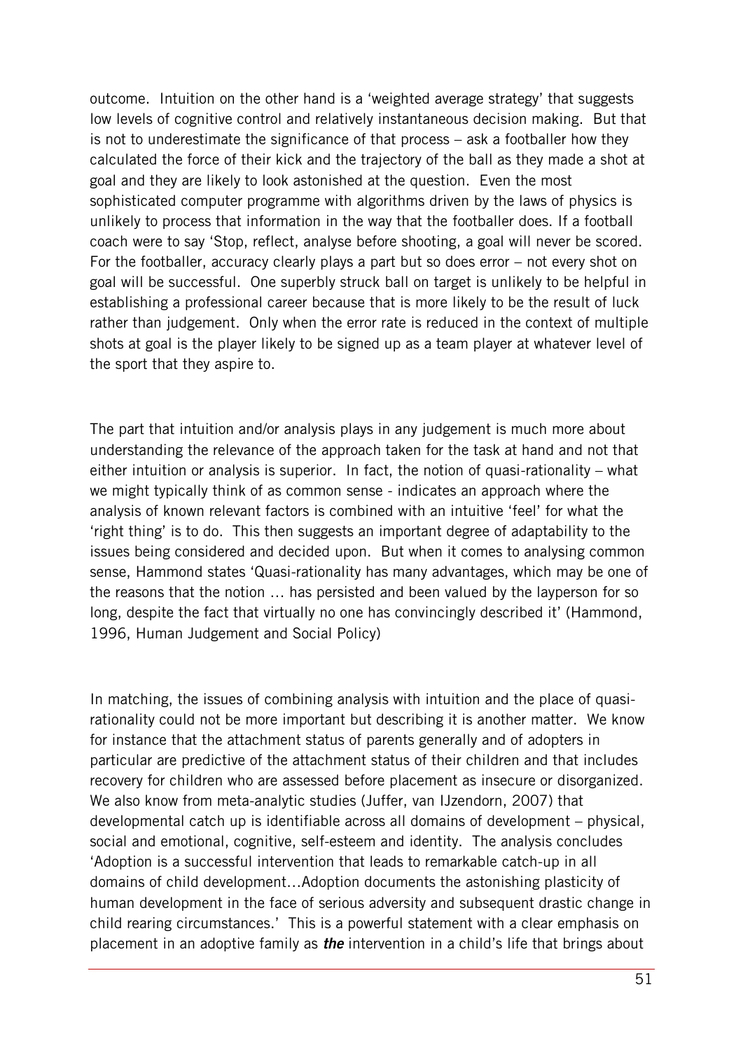outcome. Intuition on the other hand is a 'weighted average strategy' that suggests low levels of cognitive control and relatively instantaneous decision making. But that is not to underestimate the significance of that process – ask a footballer how they calculated the force of their kick and the trajectory of the ball as they made a shot at goal and they are likely to look astonished at the question. Even the most sophisticated computer programme with algorithms driven by the laws of physics is unlikely to process that information in the way that the footballer does. If a football coach were to say 'Stop, reflect, analyse before shooting, a goal will never be scored. For the footballer, accuracy clearly plays a part but so does error – not every shot on goal will be successful. One superbly struck ball on target is unlikely to be helpful in establishing a professional career because that is more likely to be the result of luck rather than judgement. Only when the error rate is reduced in the context of multiple shots at goal is the player likely to be signed up as a team player at whatever level of the sport that they aspire to.

The part that intuition and/or analysis plays in any judgement is much more about understanding the relevance of the approach taken for the task at hand and not that either intuition or analysis is superior. In fact, the notion of quasi-rationality – what we might typically think of as common sense - indicates an approach where the analysis of known relevant factors is combined with an intuitive 'feel' for what the 'right thing' is to do. This then suggests an important degree of adaptability to the issues being considered and decided upon. But when it comes to analysing common sense, Hammond states 'Quasi-rationality has many advantages, which may be one of the reasons that the notion … has persisted and been valued by the layperson for so long, despite the fact that virtually no one has convincingly described it' (Hammond, 1996, Human Judgement and Social Policy)

In matching, the issues of combining analysis with intuition and the place of quasi-rationality could not be more important but describing it is another matter. We know for instance that the attachment status of parents generally and of adopters in particular are predictive of the attachment status of their children and that includes recovery for children who are assessed before placement as insecure or disorganized. We also know from meta-analytic studies (Juffer, van IJzendorn, 2007) that developmental catch up is identifiable across all domains of development – physical, social and emotional, cognitive, self-esteem and identity. The analysis concludes 'Adoption is a successful intervention that leads to remarkable catch-up in all domains of child development…Adoption documents the astonishing plasticity of human development in the face of serious adversity and subsequent drastic change in child rearing circumstances.' This is a powerful statement with a clear emphasis on placement in an adoptive family as ***the*** intervention in a child's life that brings about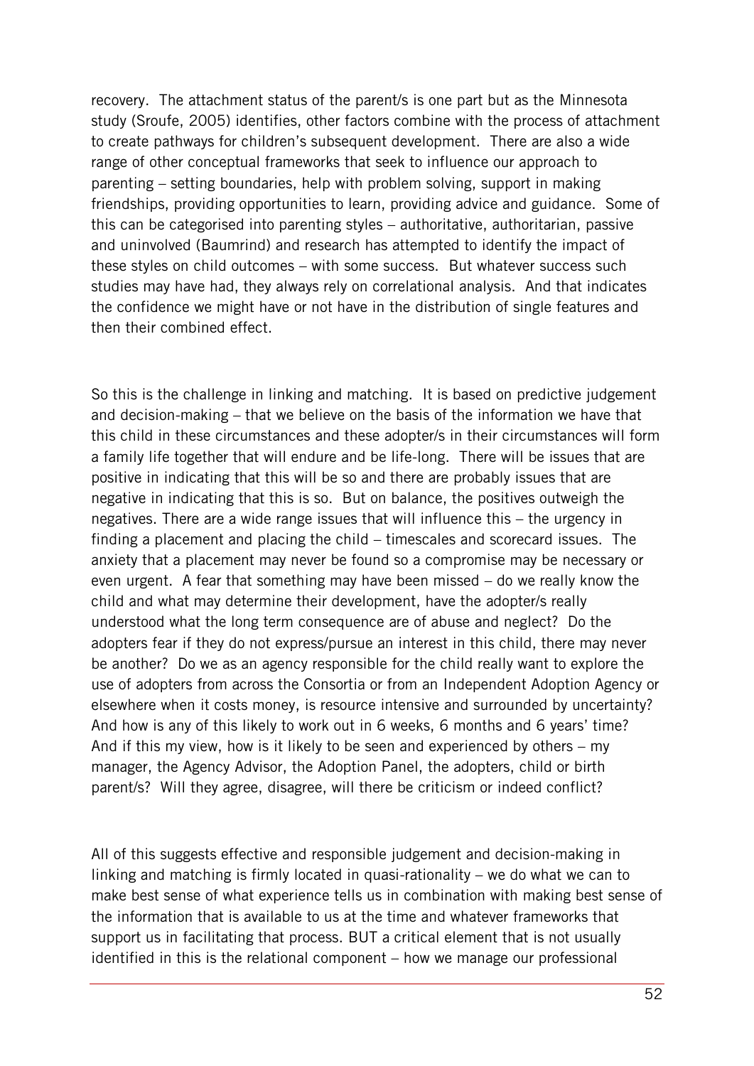recovery. The attachment status of the parent/s is one part but as the Minnesota study (Sroufe, 2005) identifies, other factors combine with the process of attachment to create pathways for children's subsequent development. There are also a wide range of other conceptual frameworks that seek to influence our approach to parenting – setting boundaries, help with problem solving, support in making friendships, providing opportunities to learn, providing advice and guidance. Some of this can be categorised into parenting styles – authoritative, authoritarian, passive and uninvolved (Baumrind) and research has attempted to identify the impact of these styles on child outcomes – with some success. But whatever success such studies may have had, they always rely on correlational analysis. And that indicates the confidence we might have or not have in the distribution of single features and then their combined effect.

So this is the challenge in linking and matching. It is based on predictive judgement and decision-making – that we believe on the basis of the information we have that this child in these circumstances and these adopter/s in their circumstances will form a family life together that will endure and be life-long. There will be issues that are positive in indicating that this will be so and there are probably issues that are negative in indicating that this is so. But on balance, the positives outweigh the negatives. There are a wide range issues that will influence this – the urgency in finding a placement and placing the child – timescales and scorecard issues. The anxiety that a placement may never be found so a compromise may be necessary or even urgent. A fear that something may have been missed – do we really know the child and what may determine their development, have the adopter/s really understood what the long term consequence are of abuse and neglect? Do the adopters fear if they do not express/pursue an interest in this child, there may never be another? Do we as an agency responsible for the child really want to explore the use of adopters from across the Consortia or from an Independent Adoption Agency or elsewhere when it costs money, is resource intensive and surrounded by uncertainty? And how is any of this likely to work out in 6 weeks, 6 months and 6 years' time? And if this my view, how is it likely to be seen and experienced by others – my manager, the Agency Advisor, the Adoption Panel, the adopters, child or birth parent/s? Will they agree, disagree, will there be criticism or indeed conflict?

All of this suggests effective and responsible judgement and decision-making in linking and matching is firmly located in quasi-rationality – we do what we can to make best sense of what experience tells us in combination with making best sense of the information that is available to us at the time and whatever frameworks that support us in facilitating that process. BUT a critical element that is not usually identified in this is the relational component – how we manage our professional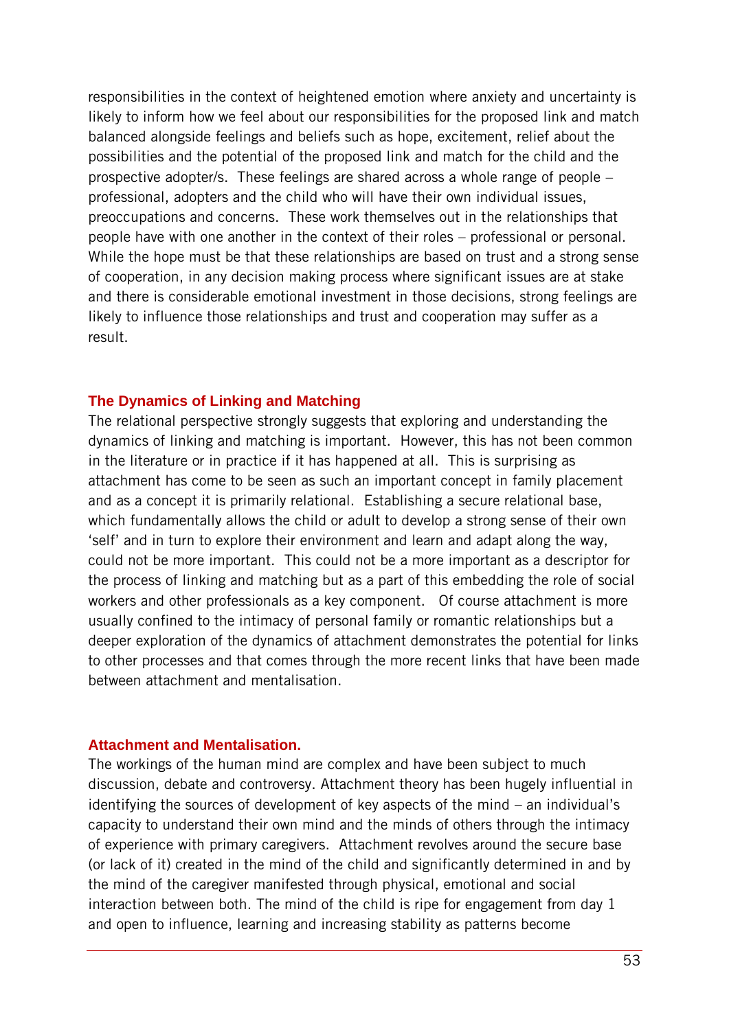responsibilities in the context of heightened emotion where anxiety and uncertainty is likely to inform how we feel about our responsibilities for the proposed link and match balanced alongside feelings and beliefs such as hope, excitement, relief about the possibilities and the potential of the proposed link and match for the child and the prospective adopter/s. These feelings are shared across a whole range of people – professional, adopters and the child who will have their own individual issues, preoccupations and concerns. These work themselves out in the relationships that people have with one another in the context of their roles – professional or personal. While the hope must be that these relationships are based on trust and a strong sense of cooperation, in any decision making process where significant issues are at stake and there is considerable emotional investment in those decisions, strong feelings are likely to influence those relationships and trust and cooperation may suffer as a result.

## The Dynamics of Linking and Matching

The relational perspective strongly suggests that exploring and understanding the dynamics of linking and matching is important. However, this has not been common in the literature or in practice if it has happened at all. This is surprising as attachment has come to be seen as such an important concept in family placement and as a concept it is primarily relational. Establishing a secure relational base, which fundamentally allows the child or adult to develop a strong sense of their own 'self' and in turn to explore their environment and learn and adapt along the way, could not be more important. This could not be a more important as a descriptor for the process of linking and matching but as a part of this embedding the role of social workers and other professionals as a key component. Of course attachment is more usually confined to the intimacy of personal family or romantic relationships but a deeper exploration of the dynamics of attachment demonstrates the potential for links to other processes and that comes through the more recent links that have been made between attachment and mentalisation.

## Attachment and Mentalisation.

The workings of the human mind are complex and have been subject to much discussion, debate and controversy. Attachment theory has been hugely influential in identifying the sources of development of key aspects of the mind – an individual's capacity to understand their own mind and the minds of others through the intimacy of experience with primary caregivers. Attachment revolves around the secure base (or lack of it) created in the mind of the child and significantly determined in and by the mind of the caregiver manifested through physical, emotional and social interaction between both. The mind of the child is ripe for engagement from day 1 and open to influence, learning and increasing stability as patterns become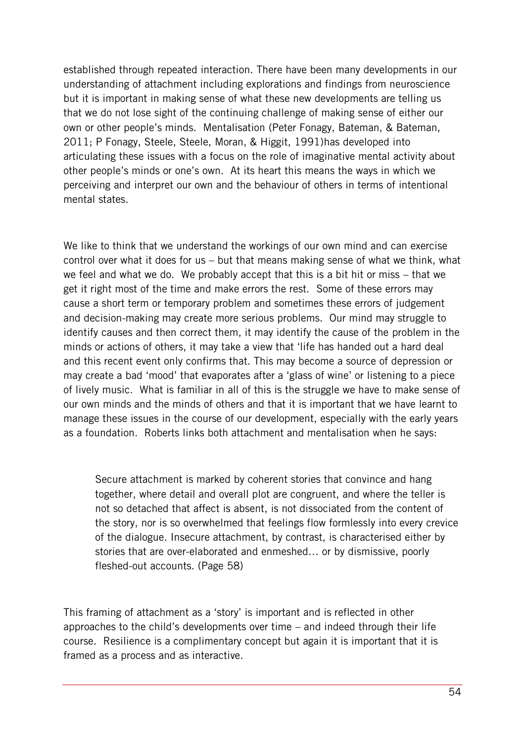established through repeated interaction. There have been many developments in our understanding of attachment including explorations and findings from neuroscience but it is important in making sense of what these new developments are telling us that we do not lose sight of the continuing challenge of making sense of either our own or other people's minds. Mentalisation (Peter Fonagy, Bateman, & Bateman, 2011; P Fonagy, Steele, Steele, Moran, & Higgit, 1991)has developed into articulating these issues with a focus on the role of imaginative mental activity about other people's minds or one's own. At its heart this means the ways in which we perceiving and interpret our own and the behaviour of others in terms of intentional mental states.

We like to think that we understand the workings of our own mind and can exercise control over what it does for us – but that means making sense of what we think, what we feel and what we do. We probably accept that this is a bit hit or miss – that we get it right most of the time and make errors the rest. Some of these errors may cause a short term or temporary problem and sometimes these errors of judgement and decision-making may create more serious problems. Our mind may struggle to identify causes and then correct them, it may identify the cause of the problem in the minds or actions of others, it may take a view that 'life has handed out a hard deal and this recent event only confirms that. This may become a source of depression or may create a bad 'mood' that evaporates after a 'glass of wine' or listening to a piece of lively music. What is familiar in all of this is the struggle we have to make sense of our own minds and the minds of others and that it is important that we have learnt to manage these issues in the course of our development, especially with the early years as a foundation. Roberts links both attachment and mentalisation when he says:

> Secure attachment is marked by coherent stories that convince and hang together, where detail and overall plot are congruent, and where the teller is not so detached that affect is absent, is not dissociated from the content of the story, nor is so overwhelmed that feelings flow formlessly into every crevice of the dialogue. Insecure attachment, by contrast, is characterised either by stories that are over-elaborated and enmeshed… or by dismissive, poorly fleshed-out accounts. (Page 58)

This framing of attachment as a 'story' is important and is reflected in other approaches to the child's developments over time – and indeed through their life course. Resilience is a complimentary concept but again it is important that it is framed as a process and as interactive.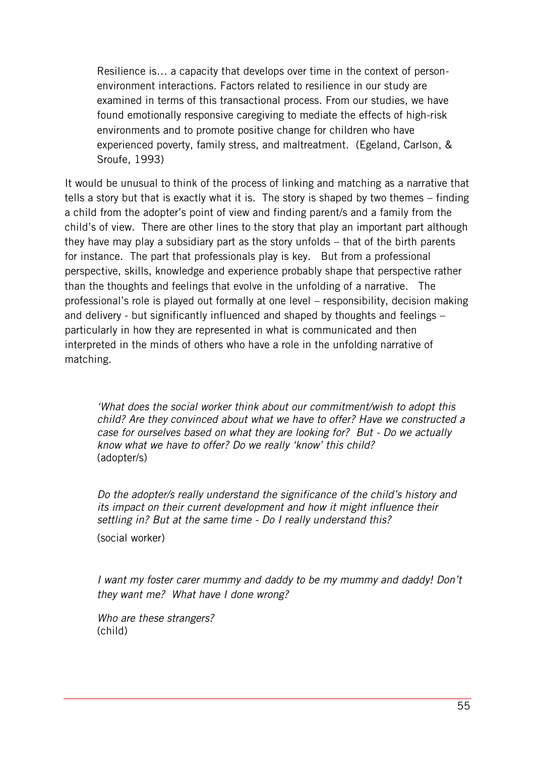> Resilience is… a capacity that develops over time in the context of person-environment interactions. Factors related to resilience in our study are examined in terms of this transactional process. From our studies, we have found emotionally responsive caregiving to mediate the effects of high-risk environments and to promote positive change for children who have experienced poverty, family stress, and maltreatment. (Egeland, Carlson, & Sroufe, 1993)

It would be unusual to think of the process of linking and matching as a narrative that tells a story but that is exactly what it is. The story is shaped by two themes – finding a child from the adopter's point of view and finding parent/s and a family from the child's of view. There are other lines to the story that play an important part although they have may play a subsidiary part as the story unfolds – that of the birth parents for instance. The part that professionals play is key. But from a professional perspective, skills, knowledge and experience probably shape that perspective rather than the thoughts and feelings that evolve in the unfolding of a narrative. The professional's role is played out formally at one level – responsibility, decision making and delivery - but significantly influenced and shaped by thoughts and feelings – particularly in how they are represented in what is communicated and then interpreted in the minds of others who have a role in the unfolding narrative of matching.

> *'What does the social worker think about our commitment/wish to adopt this child? Are they convinced about what we have to offer? Have we constructed a case for ourselves based on what they are looking for? But - Do we actually know what we have to offer? Do we really 'know' this child?*
> (adopter/s)

> *Do the adopter/s really understand the significance of the child's history and its impact on their current development and how it might influence their settling in? But at the same time - Do I really understand this?*
>
> (social worker)

> *I want my foster carer mummy and daddy to be my mummy and daddy! Don't they want me? What have I done wrong?*
>
> *Who are these strangers?*
> (child)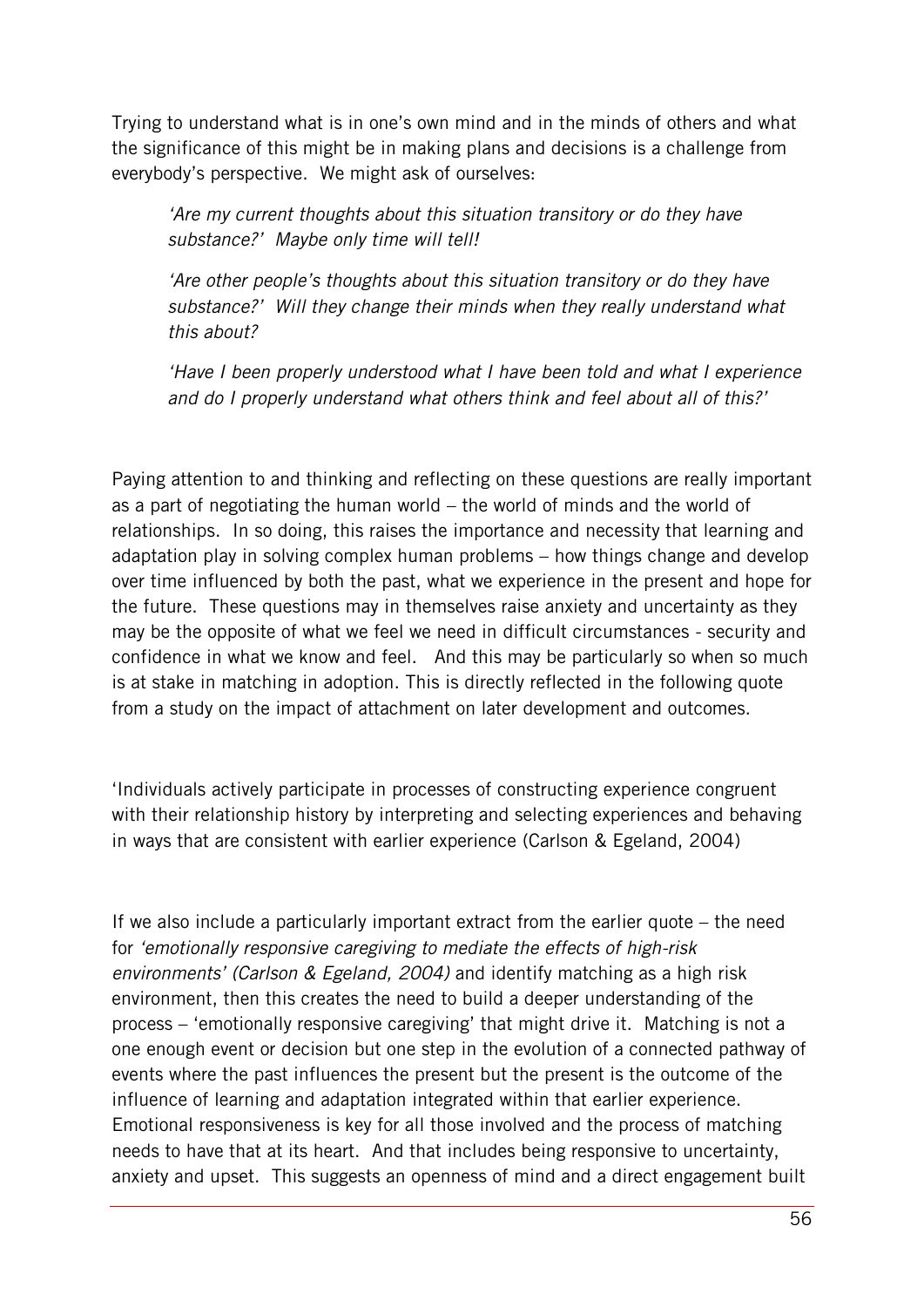Trying to understand what is in one's own mind and in the minds of others and what the significance of this might be in making plans and decisions is a challenge from everybody's perspective. We might ask of ourselves:

> *'Are my current thoughts about this situation transitory or do they have substance?' Maybe only time will tell!*
>
> *'Are other people's thoughts about this situation transitory or do they have substance?' Will they change their minds when they really understand what this about?*
>
> *'Have I been properly understood what I have been told and what I experience and do I properly understand what others think and feel about all of this?'*

Paying attention to and thinking and reflecting on these questions are really important as a part of negotiating the human world – the world of minds and the world of relationships. In so doing, this raises the importance and necessity that learning and adaptation play in solving complex human problems – how things change and develop over time influenced by both the past, what we experience in the present and hope for the future. These questions may in themselves raise anxiety and uncertainty as they may be the opposite of what we feel we need in difficult circumstances - security and confidence in what we know and feel. And this may be particularly so when so much is at stake in matching in adoption. This is directly reflected in the following quote from a study on the impact of attachment on later development and outcomes.

'Individuals actively participate in processes of constructing experience congruent with their relationship history by interpreting and selecting experiences and behaving in ways that are consistent with earlier experience (Carlson & Egeland, 2004)

If we also include a particularly important extract from the earlier quote – the need for *'emotionally responsive caregiving to mediate the effects of high-risk environments' (Carlson & Egeland, 2004)* and identify matching as a high risk environment, then this creates the need to build a deeper understanding of the process – 'emotionally responsive caregiving' that might drive it. Matching is not a one enough event or decision but one step in the evolution of a connected pathway of events where the past influences the present but the present is the outcome of the influence of learning and adaptation integrated within that earlier experience. Emotional responsiveness is key for all those involved and the process of matching needs to have that at its heart. And that includes being responsive to uncertainty, anxiety and upset. This suggests an openness of mind and a direct engagement built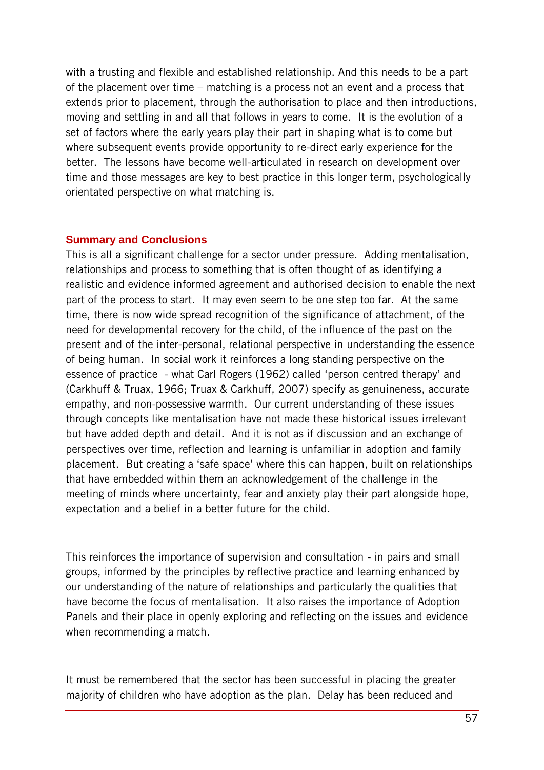with a trusting and flexible and established relationship. And this needs to be a part of the placement over time – matching is a process not an event and a process that extends prior to placement, through the authorisation to place and then introductions, moving and settling in and all that follows in years to come. It is the evolution of a set of factors where the early years play their part in shaping what is to come but where subsequent events provide opportunity to re-direct early experience for the better. The lessons have become well-articulated in research on development over time and those messages are key to best practice in this longer term, psychologically orientated perspective on what matching is.

## Summary and Conclusions

This is all a significant challenge for a sector under pressure. Adding mentalisation, relationships and process to something that is often thought of as identifying a realistic and evidence informed agreement and authorised decision to enable the next part of the process to start. It may even seem to be one step too far. At the same time, there is now wide spread recognition of the significance of attachment, of the need for developmental recovery for the child, of the influence of the past on the present and of the inter-personal, relational perspective in understanding the essence of being human. In social work it reinforces a long standing perspective on the essence of practice - what Carl Rogers (1962) called 'person centred therapy' and (Carkhuff & Truax, 1966; Truax & Carkhuff, 2007) specify as genuineness, accurate empathy, and non-possessive warmth. Our current understanding of these issues through concepts like mentalisation have not made these historical issues irrelevant but have added depth and detail. And it is not as if discussion and an exchange of perspectives over time, reflection and learning is unfamiliar in adoption and family placement. But creating a 'safe space' where this can happen, built on relationships that have embedded within them an acknowledgement of the challenge in the meeting of minds where uncertainty, fear and anxiety play their part alongside hope, expectation and a belief in a better future for the child.

This reinforces the importance of supervision and consultation - in pairs and small groups, informed by the principles by reflective practice and learning enhanced by our understanding of the nature of relationships and particularly the qualities that have become the focus of mentalisation. It also raises the importance of Adoption Panels and their place in openly exploring and reflecting on the issues and evidence when recommending a match.

It must be remembered that the sector has been successful in placing the greater majority of children who have adoption as the plan. Delay has been reduced and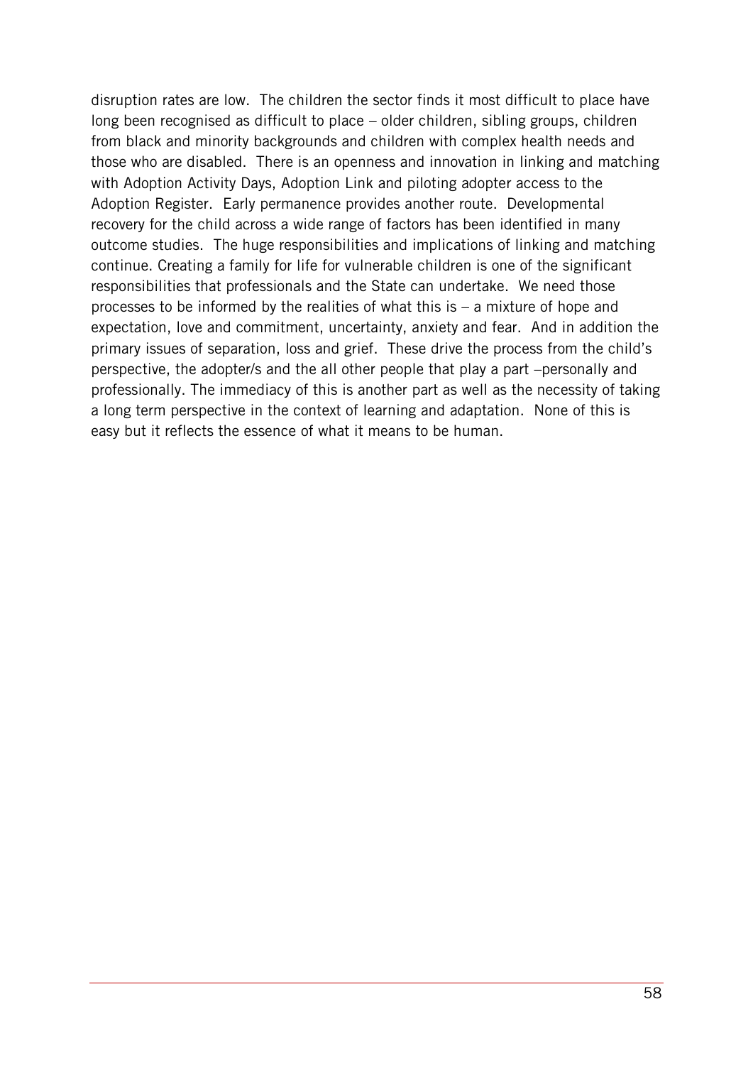disruption rates are low. The children the sector finds it most difficult to place have long been recognised as difficult to place – older children, sibling groups, children from black and minority backgrounds and children with complex health needs and those who are disabled. There is an openness and innovation in linking and matching with Adoption Activity Days, Adoption Link and piloting adopter access to the Adoption Register. Early permanence provides another route. Developmental recovery for the child across a wide range of factors has been identified in many outcome studies. The huge responsibilities and implications of linking and matching continue. Creating a family for life for vulnerable children is one of the significant responsibilities that professionals and the State can undertake. We need those processes to be informed by the realities of what this is – a mixture of hope and expectation, love and commitment, uncertainty, anxiety and fear. And in addition the primary issues of separation, loss and grief. These drive the process from the child's perspective, the adopter/s and the all other people that play a part –personally and professionally. The immediacy of this is another part as well as the necessity of taking a long term perspective in the context of learning and adaptation. None of this is easy but it reflects the essence of what it means to be human.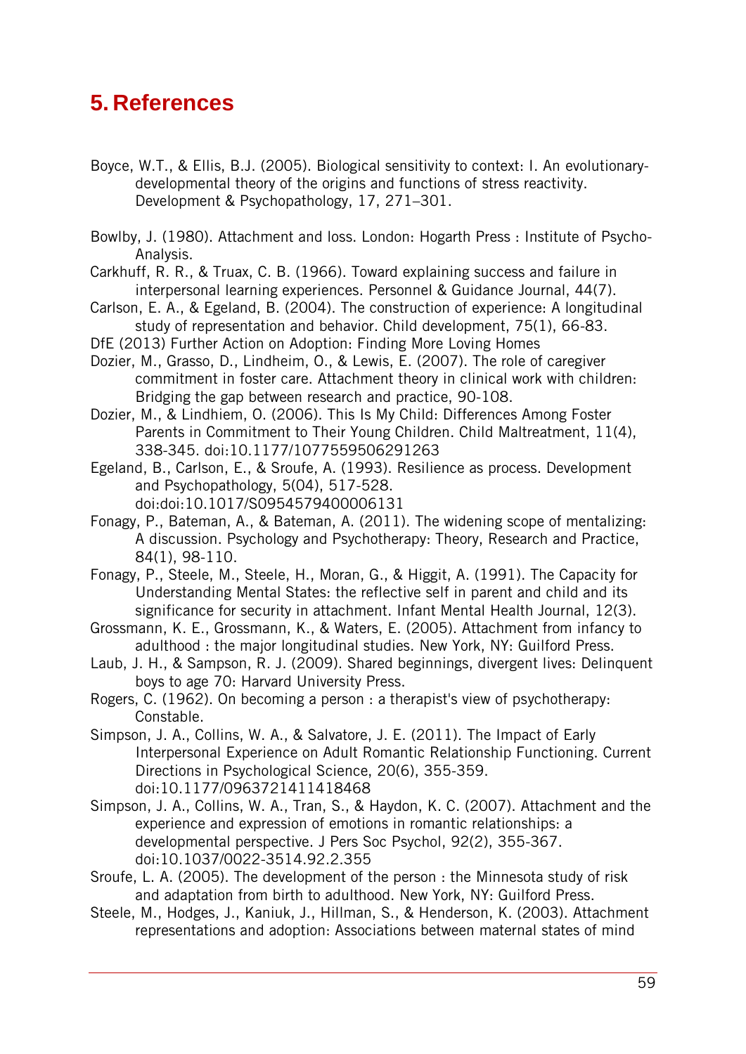# 5. References

Boyce, W.T., & Ellis, B.J. (2005). Biological sensitivity to context: I. An evolutionary-developmental theory of the origins and functions of stress reactivity. Development & Psychopathology, 17, 271–301.

Bowlby, J. (1980). Attachment and loss. London: Hogarth Press : Institute of Psycho-Analysis.

Carkhuff, R. R., & Truax, C. B. (1966). Toward explaining success and failure in interpersonal learning experiences. Personnel & Guidance Journal, 44(7).

Carlson, E. A., & Egeland, B. (2004). The construction of experience: A longitudinal study of representation and behavior. Child development, 75(1), 66-83.

DfE (2013) Further Action on Adoption: Finding More Loving Homes

Dozier, M., Grasso, D., Lindheim, O., & Lewis, E. (2007). The role of caregiver commitment in foster care. Attachment theory in clinical work with children: Bridging the gap between research and practice, 90-108.

Dozier, M., & Lindhiem, O. (2006). This Is My Child: Differences Among Foster Parents in Commitment to Their Young Children. Child Maltreatment, 11(4), 338-345. doi:10.1177/1077559506291263

Egeland, B., Carlson, E., & Sroufe, A. (1993). Resilience as process. Development and Psychopathology, 5(04), 517-528. doi:doi:10.1017/S0954579400006131

Fonagy, P., Bateman, A., & Bateman, A. (2011). The widening scope of mentalizing: A discussion. Psychology and Psychotherapy: Theory, Research and Practice, 84(1), 98-110.

Fonagy, P., Steele, M., Steele, H., Moran, G., & Higgit, A. (1991). The Capacity for Understanding Mental States: the reflective self in parent and child and its significance for security in attachment. Infant Mental Health Journal, 12(3).

Grossmann, K. E., Grossmann, K., & Waters, E. (2005). Attachment from infancy to adulthood : the major longitudinal studies. New York, NY: Guilford Press.

Laub, J. H., & Sampson, R. J. (2009). Shared beginnings, divergent lives: Delinquent boys to age 70: Harvard University Press.

Rogers, C. (1962). On becoming a person : a therapist's view of psychotherapy: Constable.

Simpson, J. A., Collins, W. A., & Salvatore, J. E. (2011). The Impact of Early Interpersonal Experience on Adult Romantic Relationship Functioning. Current Directions in Psychological Science, 20(6), 355-359. doi:10.1177/0963721411418468

Simpson, J. A., Collins, W. A., Tran, S., & Haydon, K. C. (2007). Attachment and the experience and expression of emotions in romantic relationships: a developmental perspective. J Pers Soc Psychol, 92(2), 355-367. doi:10.1037/0022-3514.92.2.355

Sroufe, L. A. (2005). The development of the person : the Minnesota study of risk and adaptation from birth to adulthood. New York, NY: Guilford Press.

Steele, M., Hodges, J., Kaniuk, J., Hillman, S., & Henderson, K. (2003). Attachment representations and adoption: Associations between maternal states of mind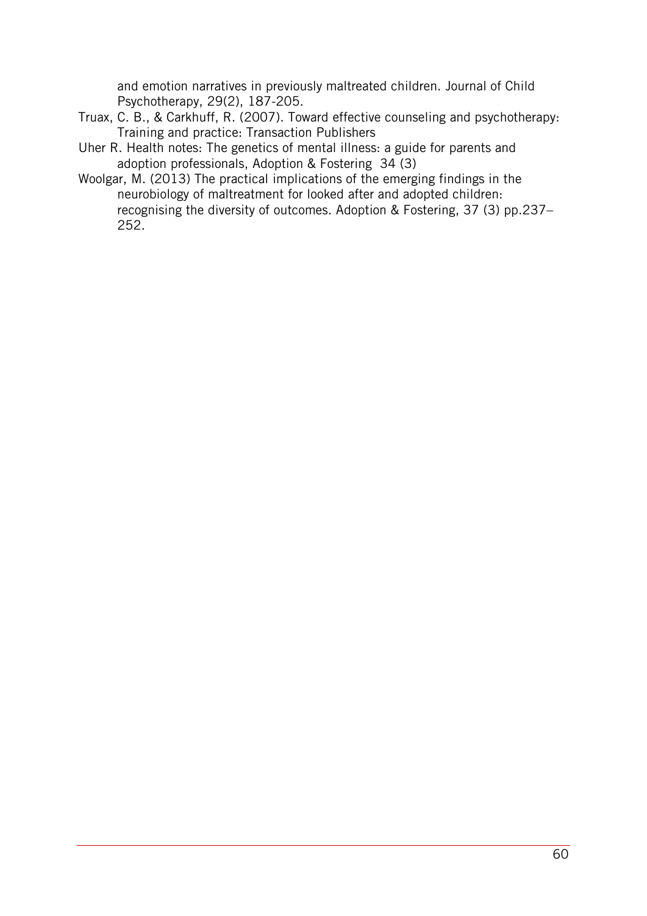and emotion narratives in previously maltreated children. Journal of Child Psychotherapy, 29(2), 187-205.

Truax, C. B., & Carkhuff, R. (2007). Toward effective counseling and psychotherapy: Training and practice: Transaction Publishers

Uher R. Health notes: The genetics of mental illness: a guide for parents and adoption professionals, Adoption & Fostering 34 (3)

Woolgar, M. (2013) The practical implications of the emerging findings in the neurobiology of maltreatment for looked after and adopted children: recognising the diversity of outcomes. Adoption & Fostering, 37 (3) pp.237–252.